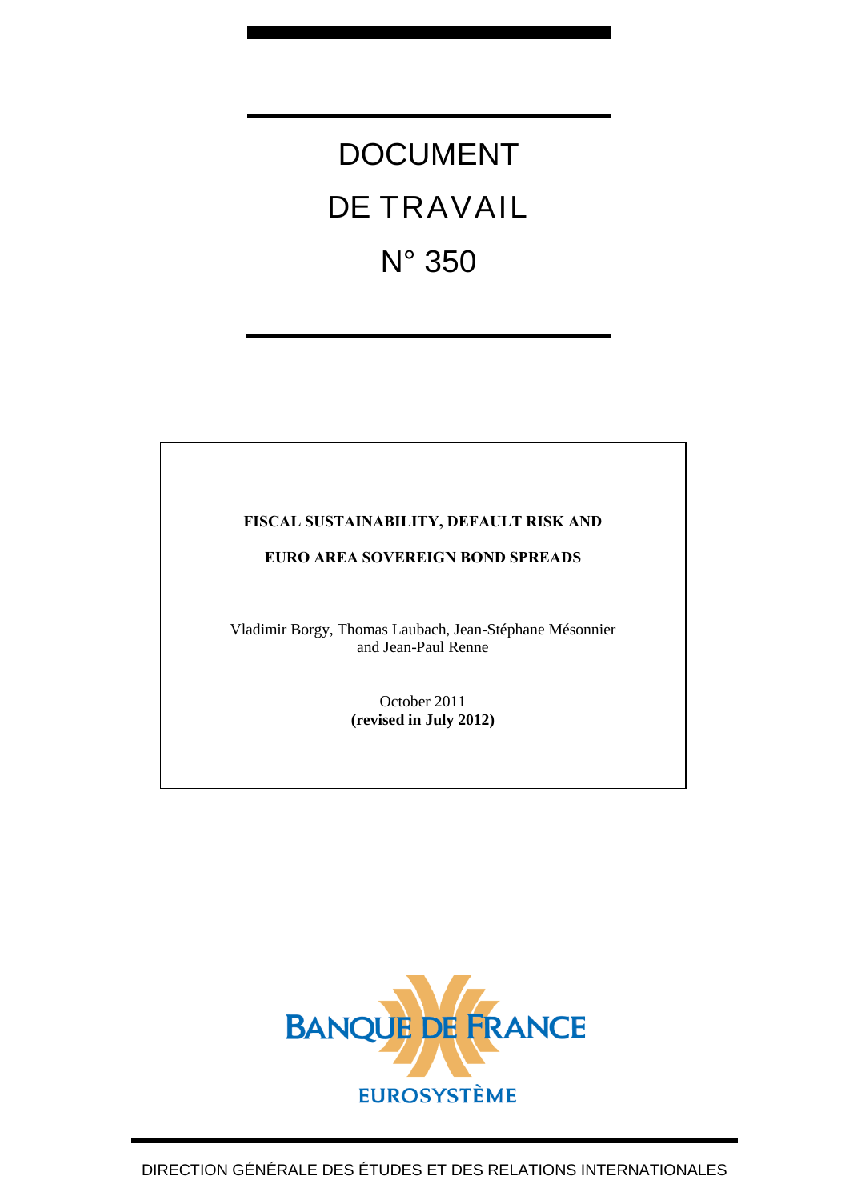# DOCUMENT DE TRAVAIL N° 350

**FISCAL SUSTAINABILITY, DEFAULT RISK AND EURO AREA SOVEREIGN BOND SPREADS**

Vladimir Borgy, Thomas Laubach, Jean-Stéphane Mésonnier and Jean-Paul Renne

October 2011
**(revised in July 2012)**

BANQUE DE FRANCE
EUROSYSTÈME

DIRECTION GÉNÉRALE DES ÉTUDES ET DES RELATIONS INTERNATIONALES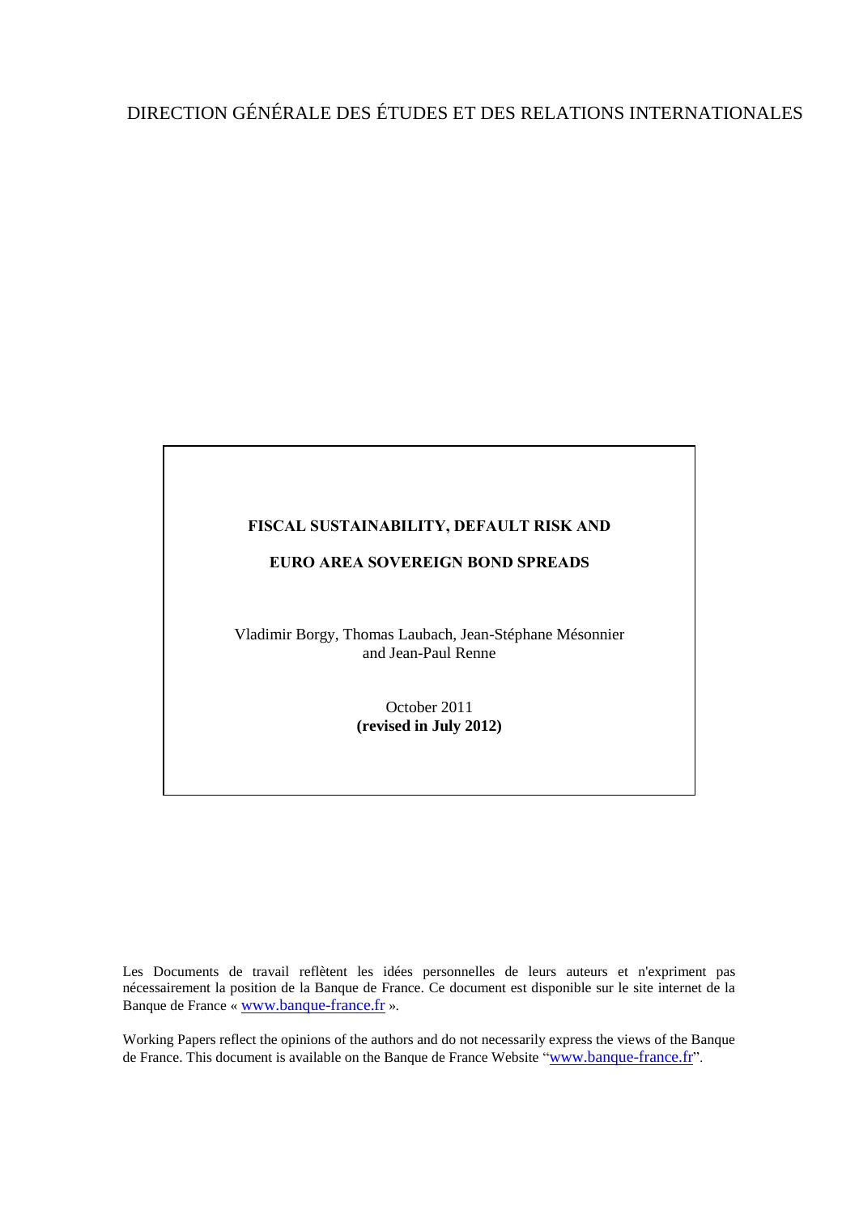DIRECTION GÉNÉRALE DES ÉTUDES ET DES RELATIONS INTERNATIONALES

**FISCAL SUSTAINABILITY, DEFAULT RISK AND**

**EURO AREA SOVEREIGN BOND SPREADS**

Vladimir Borgy, Thomas Laubach, Jean-Stéphane Mésonnier and Jean-Paul Renne

October 2011
**(revised in July 2012)**

Les Documents de travail reflètent les idées personnelles de leurs auteurs et n'expriment pas nécessairement la position de la Banque de France. Ce document est disponible sur le site internet de la Banque de France « www.banque-france.fr ».

Working Papers reflect the opinions of the authors and do not necessarily express the views of the Banque de France. This document is available on the Banque de France Website "www.banque-france.fr".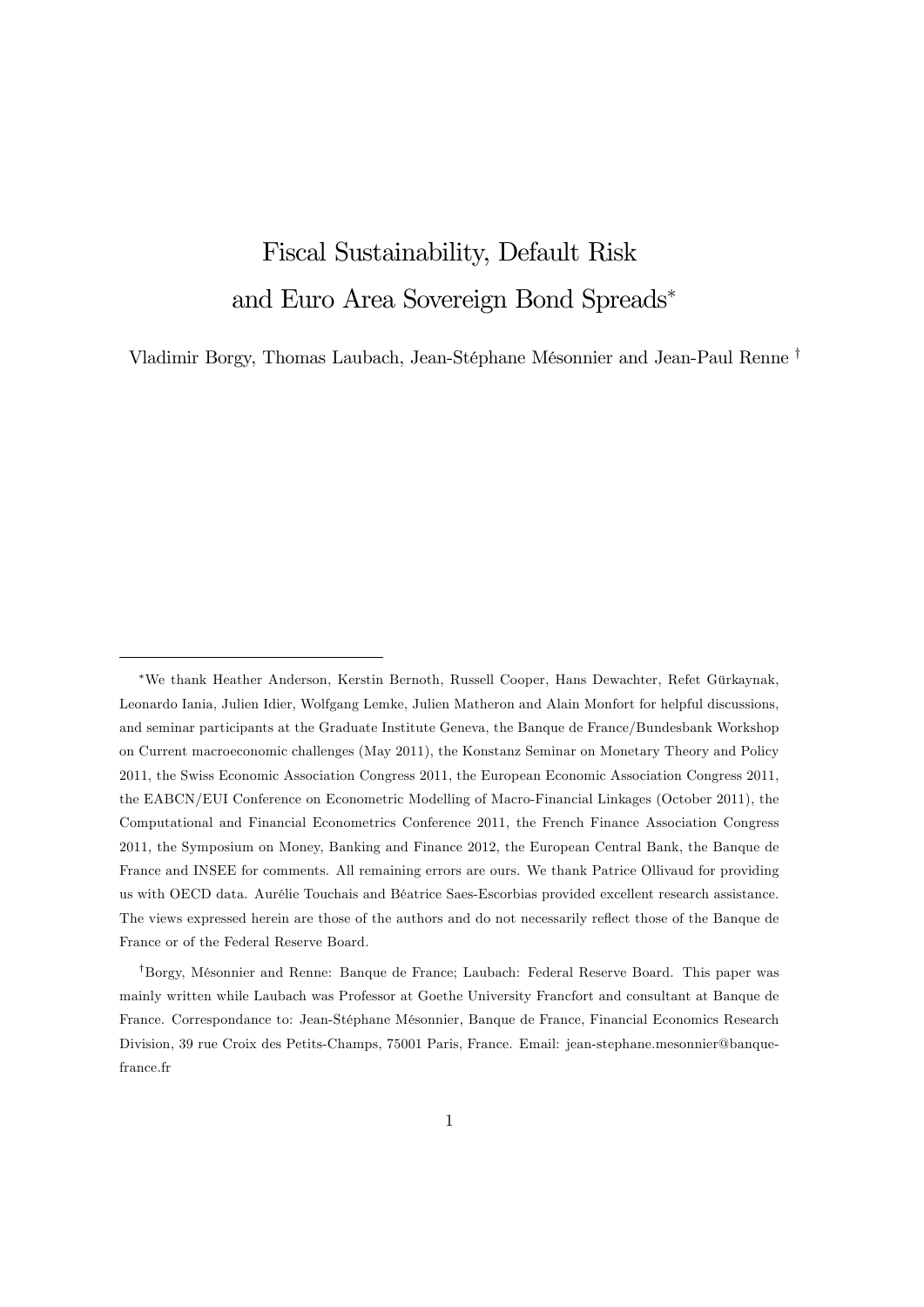# Fiscal Sustainability, Default Risk and Euro Area Sovereign Bond Spreads*

Vladimir Borgy, Thomas Laubach, Jean-Stéphane Mésonnier and Jean-Paul Renne †

---

*We thank Heather Anderson, Kerstin Bernoth, Russell Cooper, Hans Dewachter, Refet Gürkaynak, Leonardo Iania, Julien Idier, Wolfgang Lemke, Julien Matheron and Alain Monfort for helpful discussions, and seminar participants at the Graduate Institute Geneva, the Banque de France/Bundesbank Workshop on Current macroeconomic challenges (May 2011), the Konstanz Seminar on Monetary Theory and Policy 2011, the Swiss Economic Association Congress 2011, the European Economic Association Congress 2011, the EABCN/EUI Conference on Econometric Modelling of Macro-Financial Linkages (October 2011), the Computational and Financial Econometrics Conference 2011, the French Finance Association Congress 2011, the Symposium on Money, Banking and Finance 2012, the European Central Bank, the Banque de France and INSEE for comments. All remaining errors are ours. We thank Patrice Ollivaud for providing us with OECD data. Aurélie Touchais and Béatrice Saes-Escorbias provided excellent research assistance. The views expressed herein are those of the authors and do not necessarily reflect those of the Banque de France or of the Federal Reserve Board.

†Borgy, Mésonnier and Renne: Banque de France; Laubach: Federal Reserve Board. This paper was mainly written while Laubach was Professor at Goethe University Francfort and consultant at Banque de France. Correspondance to: Jean-Stéphane Mésonnier, Banque de France, Financial Economics Research Division, 39 rue Croix des Petits-Champs, 75001 Paris, France. Email: jean-stephane.mesonnier@banque-france.fr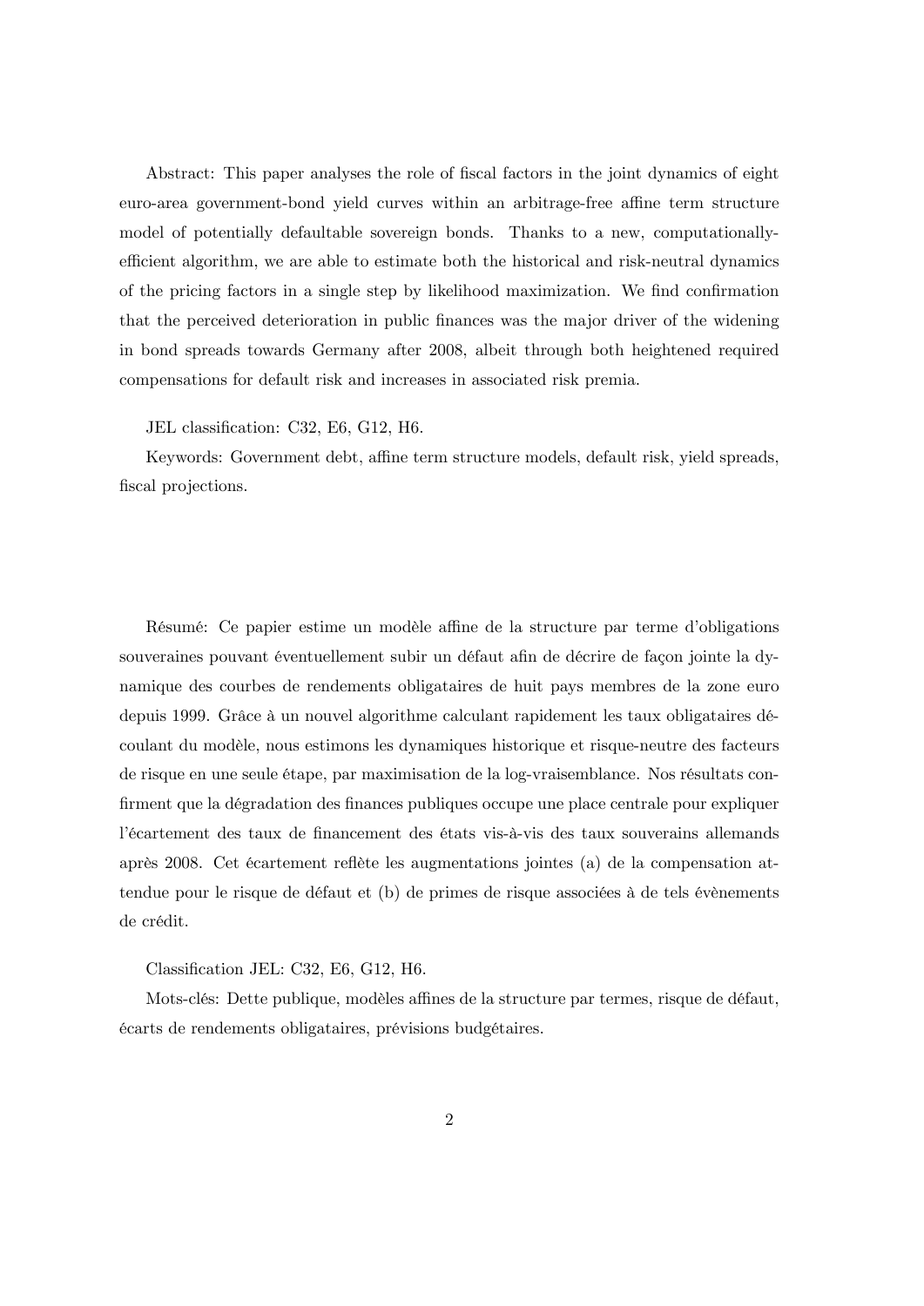Abstract: This paper analyses the role of fiscal factors in the joint dynamics of eight euro-area government-bond yield curves within an arbitrage-free affine term structure model of potentially defaultable sovereign bonds. Thanks to a new, computationally-efficient algorithm, we are able to estimate both the historical and risk-neutral dynamics of the pricing factors in a single step by likelihood maximization. We find confirmation that the perceived deterioration in public finances was the major driver of the widening in bond spreads towards Germany after 2008, albeit through both heightened required compensations for default risk and increases in associated risk premia.

JEL classification: C32, E6, G12, H6.

Keywords: Government debt, affine term structure models, default risk, yield spreads, fiscal projections.

Résumé: Ce papier estime un modèle affine de la structure par terme d'obligations souveraines pouvant éventuellement subir un défaut afin de décrire de façon jointe la dynamique des courbes de rendements obligataires de huit pays membres de la zone euro depuis 1999. Grâce à un nouvel algorithme calculant rapidement les taux obligataires découlant du modèle, nous estimons les dynamiques historique et risque-neutre des facteurs de risque en une seule étape, par maximisation de la log-vraisemblance. Nos résultats confirment que la dégradation des finances publiques occupe une place centrale pour expliquer l'écartement des taux de financement des états vis-à-vis des taux souverains allemands après 2008. Cet écartement reflète les augmentations jointes (a) de la compensation attendue pour le risque de défaut et (b) de primes de risque associées à de tels évènements de crédit.

Classification JEL: C32, E6, G12, H6.

Mots-clés: Dette publique, modèles affines de la structure par termes, risque de défaut, écarts de rendements obligataires, prévisions budgétaires.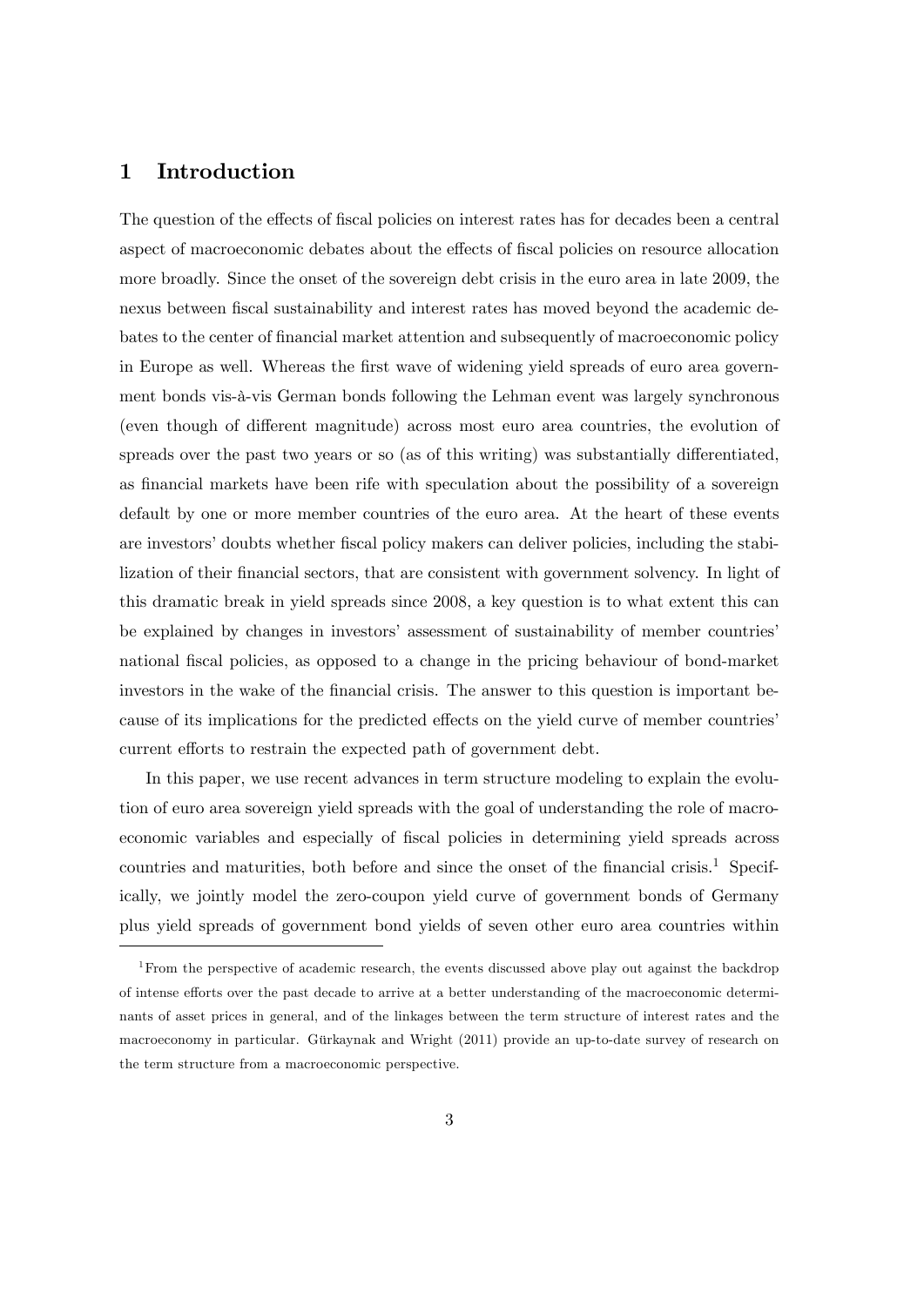# 1 Introduction

The question of the effects of fiscal policies on interest rates has for decades been a central aspect of macroeconomic debates about the effects of fiscal policies on resource allocation more broadly. Since the onset of the sovereign debt crisis in the euro area in late 2009, the nexus between fiscal sustainability and interest rates has moved beyond the academic debates to the center of financial market attention and subsequently of macroeconomic policy in Europe as well. Whereas the first wave of widening yield spreads of euro area government bonds vis-à-vis German bonds following the Lehman event was largely synchronous (even though of different magnitude) across most euro area countries, the evolution of spreads over the past two years or so (as of this writing) was substantially differentiated, as financial markets have been rife with speculation about the possibility of a sovereign default by one or more member countries of the euro area. At the heart of these events are investors' doubts whether fiscal policy makers can deliver policies, including the stabilization of their financial sectors, that are consistent with government solvency. In light of this dramatic break in yield spreads since 2008, a key question is to what extent this can be explained by changes in investors' assessment of sustainability of member countries' national fiscal policies, as opposed to a change in the pricing behaviour of bond-market investors in the wake of the financial crisis. The answer to this question is important because of its implications for the predicted effects on the yield curve of member countries' current efforts to restrain the expected path of government debt.

In this paper, we use recent advances in term structure modeling to explain the evolution of euro area sovereign yield spreads with the goal of understanding the role of macroeconomic variables and especially of fiscal policies in determining yield spreads across countries and maturities, both before and since the onset of the financial crisis.[1] Specifically, we jointly model the zero-coupon yield curve of government bonds of Germany plus yield spreads of government bond yields of seven other euro area countries within

[1] From the perspective of academic research, the events discussed above play out against the backdrop of intense efforts over the past decade to arrive at a better understanding of the macroeconomic determinants of asset prices in general, and of the linkages between the term structure of interest rates and the macroeconomy in particular. Gürkaynak and Wright (2011) provide an up-to-date survey of research on the term structure from a macroeconomic perspective.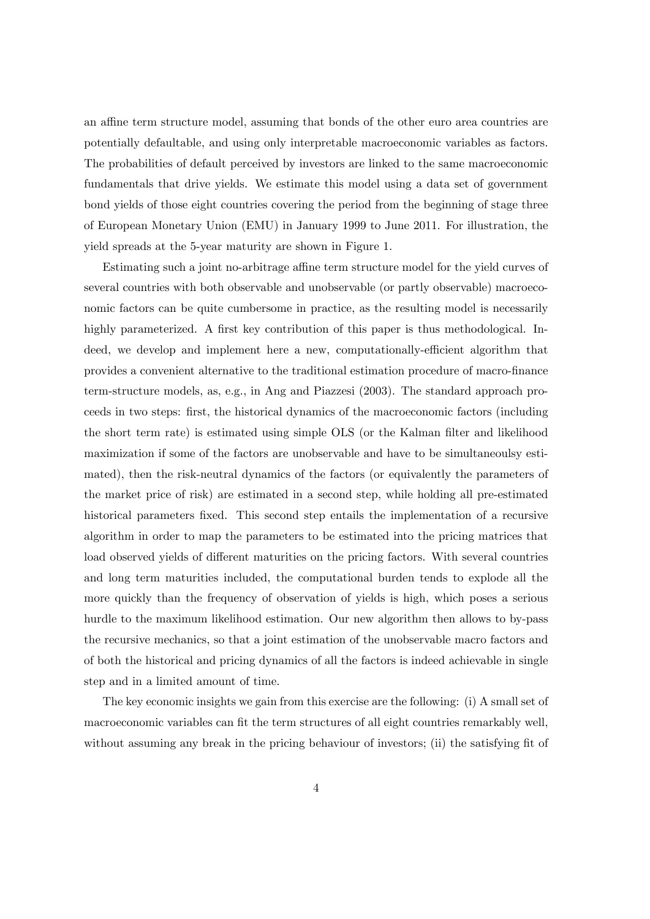an affine term structure model, assuming that bonds of the other euro area countries are potentially defaultable, and using only interpretable macroeconomic variables as factors. The probabilities of default perceived by investors are linked to the same macroeconomic fundamentals that drive yields. We estimate this model using a data set of government bond yields of those eight countries covering the period from the beginning of stage three of European Monetary Union (EMU) in January 1999 to June 2011. For illustration, the yield spreads at the 5-year maturity are shown in Figure 1.

Estimating such a joint no-arbitrage affine term structure model for the yield curves of several countries with both observable and unobservable (or partly observable) macroeconomic factors can be quite cumbersome in practice, as the resulting model is necessarily highly parameterized. A first key contribution of this paper is thus methodological. Indeed, we develop and implement here a new, computationally-efficient algorithm that provides a convenient alternative to the traditional estimation procedure of macro-finance term-structure models, as, e.g., in Ang and Piazzesi (2003). The standard approach proceeds in two steps: first, the historical dynamics of the macroeconomic factors (including the short term rate) is estimated using simple OLS (or the Kalman filter and likelihood maximization if some of the factors are unobservable and have to be simultaneoulsy estimated), then the risk-neutral dynamics of the factors (or equivalently the parameters of the market price of risk) are estimated in a second step, while holding all pre-estimated historical parameters fixed. This second step entails the implementation of a recursive algorithm in order to map the parameters to be estimated into the pricing matrices that load observed yields of different maturities on the pricing factors. With several countries and long term maturities included, the computational burden tends to explode all the more quickly than the frequency of observation of yields is high, which poses a serious hurdle to the maximum likelihood estimation. Our new algorithm then allows to by-pass the recursive mechanics, so that a joint estimation of the unobservable macro factors and of both the historical and pricing dynamics of all the factors is indeed achievable in single step and in a limited amount of time.

The key economic insights we gain from this exercise are the following: (i) A small set of macroeconomic variables can fit the term structures of all eight countries remarkably well, without assuming any break in the pricing behaviour of investors; (ii) the satisfying fit of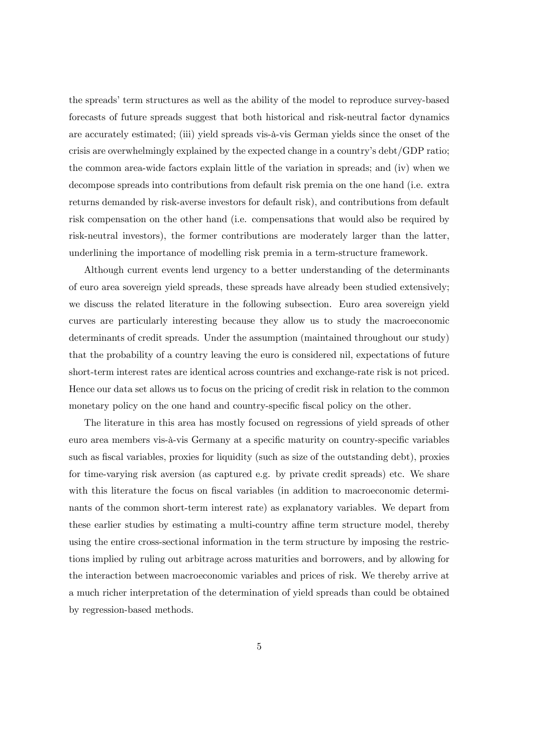the spreads' term structures as well as the ability of the model to reproduce survey-based forecasts of future spreads suggest that both historical and risk-neutral factor dynamics are accurately estimated; (iii) yield spreads vis-à-vis German yields since the onset of the crisis are overwhelmingly explained by the expected change in a country's debt/GDP ratio; the common area-wide factors explain little of the variation in spreads; and (iv) when we decompose spreads into contributions from default risk premia on the one hand (i.e. extra returns demanded by risk-averse investors for default risk), and contributions from default risk compensation on the other hand (i.e. compensations that would also be required by risk-neutral investors), the former contributions are moderately larger than the latter, underlining the importance of modelling risk premia in a term-structure framework.

Although current events lend urgency to a better understanding of the determinants of euro area sovereign yield spreads, these spreads have already been studied extensively; we discuss the related literature in the following subsection. Euro area sovereign yield curves are particularly interesting because they allow us to study the macroeconomic determinants of credit spreads. Under the assumption (maintained throughout our study) that the probability of a country leaving the euro is considered nil, expectations of future short-term interest rates are identical across countries and exchange-rate risk is not priced. Hence our data set allows us to focus on the pricing of credit risk in relation to the common monetary policy on the one hand and country-specific fiscal policy on the other.

The literature in this area has mostly focused on regressions of yield spreads of other euro area members vis-à-vis Germany at a specific maturity on country-specific variables such as fiscal variables, proxies for liquidity (such as size of the outstanding debt), proxies for time-varying risk aversion (as captured e.g. by private credit spreads) etc. We share with this literature the focus on fiscal variables (in addition to macroeconomic determinants of the common short-term interest rate) as explanatory variables. We depart from these earlier studies by estimating a multi-country affine term structure model, thereby using the entire cross-sectional information in the term structure by imposing the restrictions implied by ruling out arbitrage across maturities and borrowers, and by allowing for the interaction between macroeconomic variables and prices of risk. We thereby arrive at a much richer interpretation of the determination of yield spreads than could be obtained by regression-based methods.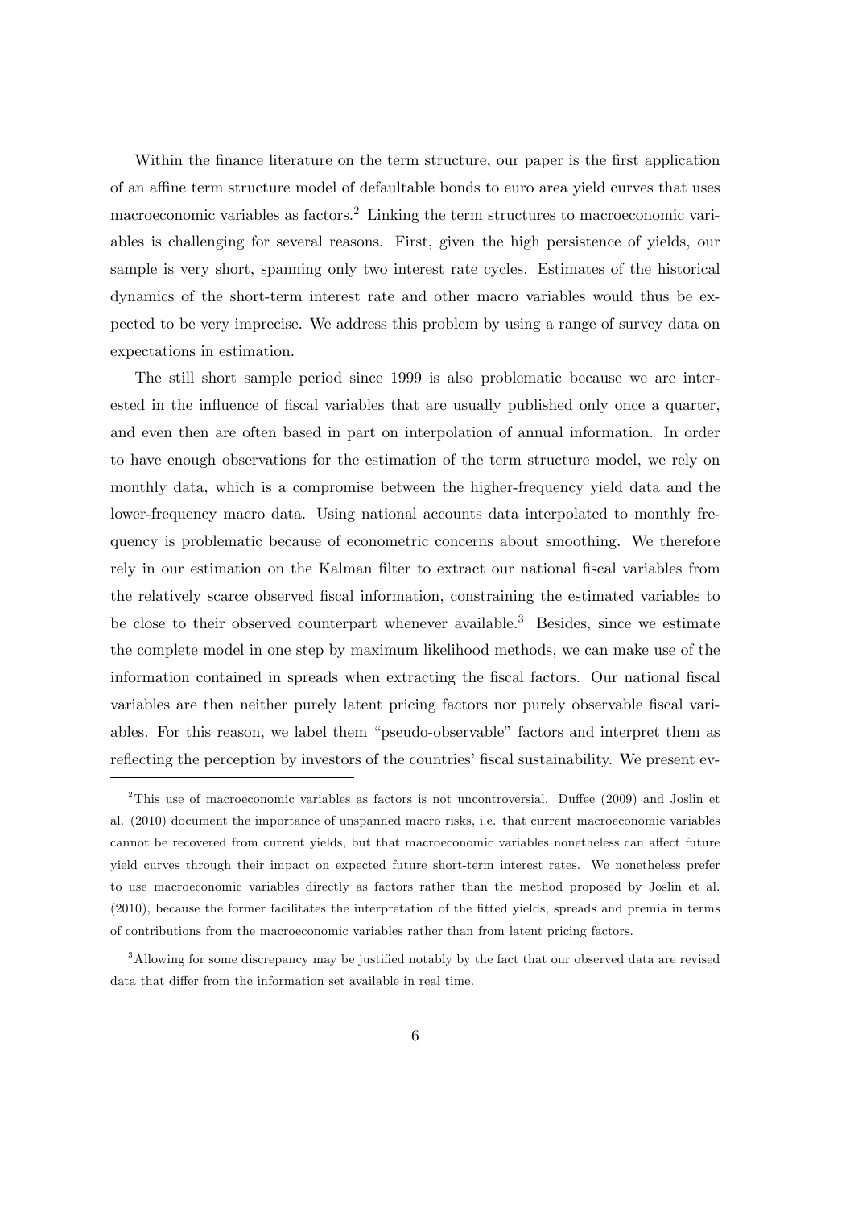Within the finance literature on the term structure, our paper is the first application of an affine term structure model of defaultable bonds to euro area yield curves that uses macroeconomic variables as factors.[2] Linking the term structures to macroeconomic variables is challenging for several reasons. First, given the high persistence of yields, our sample is very short, spanning only two interest rate cycles. Estimates of the historical dynamics of the short-term interest rate and other macro variables would thus be expected to be very imprecise. We address this problem by using a range of survey data on expectations in estimation.

The still short sample period since 1999 is also problematic because we are interested in the influence of fiscal variables that are usually published only once a quarter, and even then are often based in part on interpolation of annual information. In order to have enough observations for the estimation of the term structure model, we rely on monthly data, which is a compromise between the higher-frequency yield data and the lower-frequency macro data. Using national accounts data interpolated to monthly frequency is problematic because of econometric concerns about smoothing. We therefore rely in our estimation on the Kalman filter to extract our national fiscal variables from the relatively scarce observed fiscal information, constraining the estimated variables to be close to their observed counterpart whenever available.[3] Besides, since we estimate the complete model in one step by maximum likelihood methods, we can make use of the information contained in spreads when extracting the fiscal factors. Our national fiscal variables are then neither purely latent pricing factors nor purely observable fiscal variables. For this reason, we label them "pseudo-observable" factors and interpret them as reflecting the perception by investors of the countries' fiscal sustainability. We present ev-

---

[2] This use of macroeconomic variables as factors is not uncontroversial. Duffee (2009) and Joslin et al. (2010) document the importance of unspanned macro risks, i.e. that current macroeconomic variables cannot be recovered from current yields, but that macroeconomic variables nonetheless can affect future yield curves through their impact on expected future short-term interest rates. We nonetheless prefer to use macroeconomic variables directly as factors rather than the method proposed by Joslin et al. (2010), because the former facilitates the interpretation of the fitted yields, spreads and premia in terms of contributions from the macroeconomic variables rather than from latent pricing factors.

[3] Allowing for some discrepancy may be justified notably by the fact that our observed data are revised data that differ from the information set available in real time.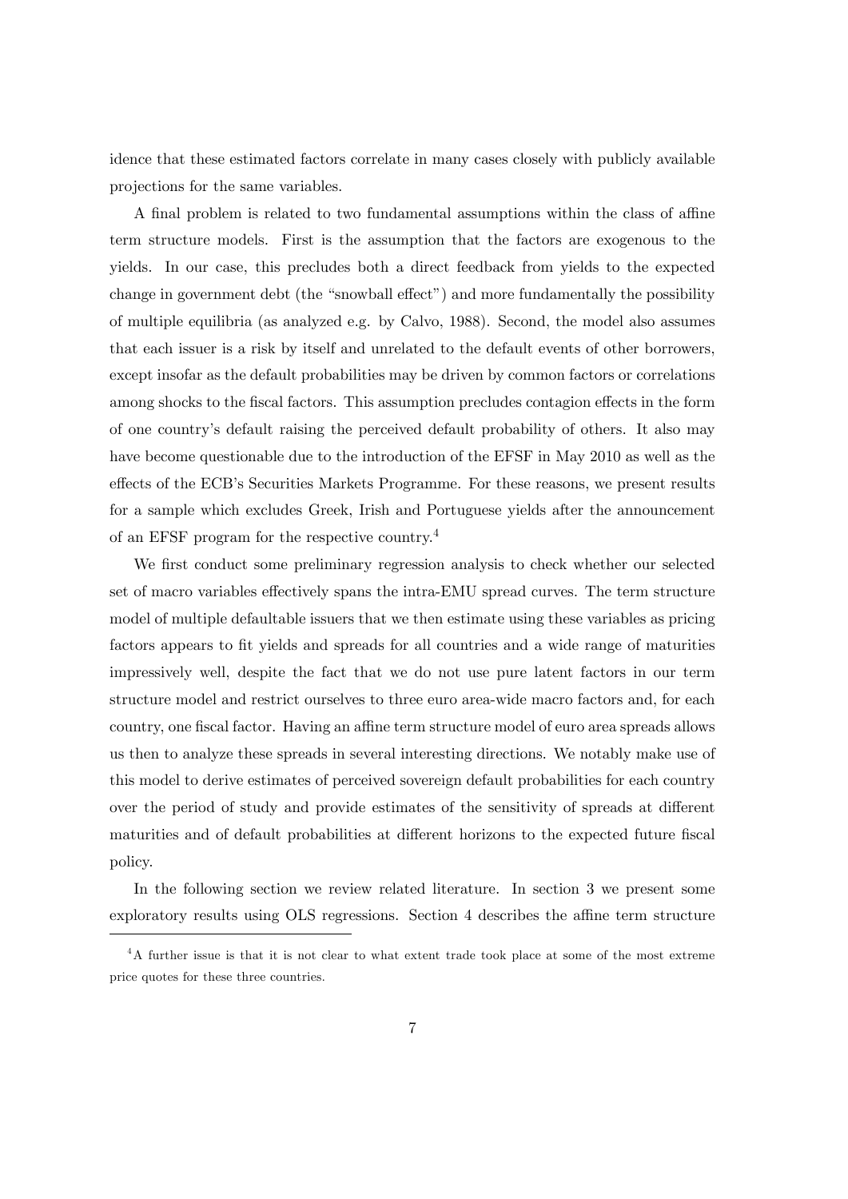idence that these estimated factors correlate in many cases closely with publicly available projections for the same variables.

A final problem is related to two fundamental assumptions within the class of affine term structure models. First is the assumption that the factors are exogenous to the yields. In our case, this precludes both a direct feedback from yields to the expected change in government debt (the "snowball effect") and more fundamentally the possibility of multiple equilibria (as analyzed e.g. by Calvo, 1988). Second, the model also assumes that each issuer is a risk by itself and unrelated to the default events of other borrowers, except insofar as the default probabilities may be driven by common factors or correlations among shocks to the fiscal factors. This assumption precludes contagion effects in the form of one country's default raising the perceived default probability of others. It also may have become questionable due to the introduction of the EFSF in May 2010 as well as the effects of the ECB's Securities Markets Programme. For these reasons, we present results for a sample which excludes Greek, Irish and Portuguese yields after the announcement of an EFSF program for the respective country.[4]

We first conduct some preliminary regression analysis to check whether our selected set of macro variables effectively spans the intra-EMU spread curves. The term structure model of multiple defaultable issuers that we then estimate using these variables as pricing factors appears to fit yields and spreads for all countries and a wide range of maturities impressively well, despite the fact that we do not use pure latent factors in our term structure model and restrict ourselves to three euro area-wide macro factors and, for each country, one fiscal factor. Having an affine term structure model of euro area spreads allows us then to analyze these spreads in several interesting directions. We notably make use of this model to derive estimates of perceived sovereign default probabilities for each country over the period of study and provide estimates of the sensitivity of spreads at different maturities and of default probabilities at different horizons to the expected future fiscal policy.

In the following section we review related literature. In section 3 we present some exploratory results using OLS regressions. Section 4 describes the affine term structure

[4] A further issue is that it is not clear to what extent trade took place at some of the most extreme price quotes for these three countries.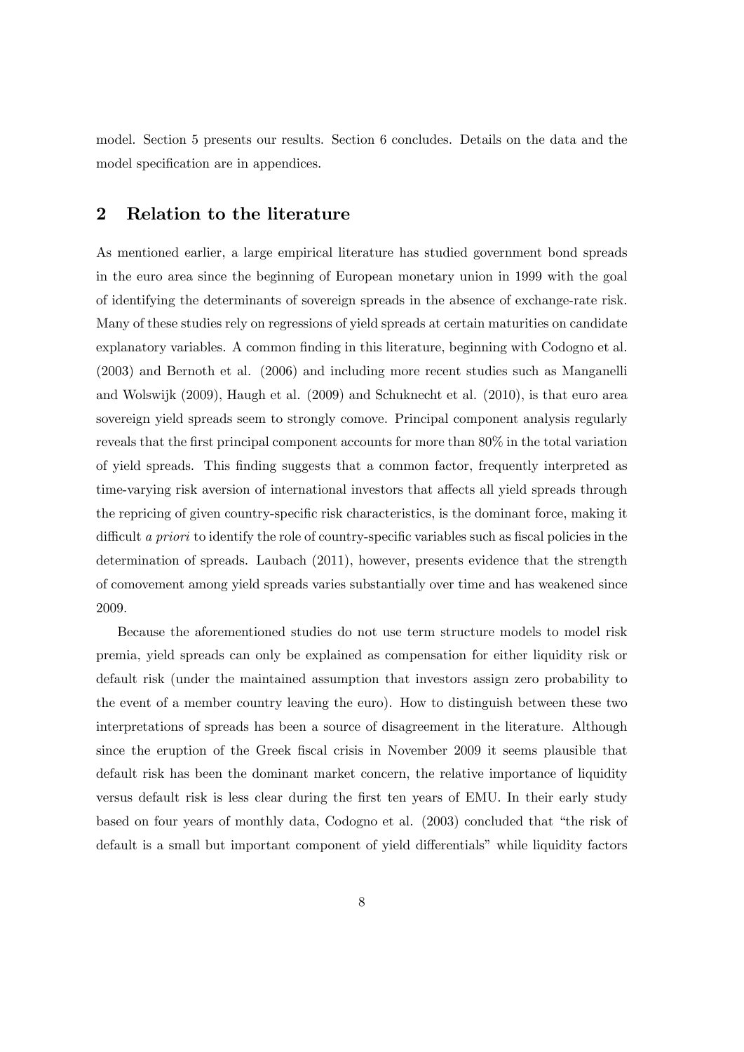model. Section 5 presents our results. Section 6 concludes. Details on the data and the model specification are in appendices.

## 2 Relation to the literature

As mentioned earlier, a large empirical literature has studied government bond spreads in the euro area since the beginning of European monetary union in 1999 with the goal of identifying the determinants of sovereign spreads in the absence of exchange-rate risk. Many of these studies rely on regressions of yield spreads at certain maturities on candidate explanatory variables. A common finding in this literature, beginning with Codogno et al. (2003) and Bernoth et al. (2006) and including more recent studies such as Manganelli and Wolswijk (2009), Haugh et al. (2009) and Schuknecht et al. (2010), is that euro area sovereign yield spreads seem to strongly comove. Principal component analysis regularly reveals that the first principal component accounts for more than 80% in the total variation of yield spreads. This finding suggests that a common factor, frequently interpreted as time-varying risk aversion of international investors that affects all yield spreads through the repricing of given country-specific risk characteristics, is the dominant force, making it difficult *a priori* to identify the role of country-specific variables such as fiscal policies in the determination of spreads. Laubach (2011), however, presents evidence that the strength of comovement among yield spreads varies substantially over time and has weakened since 2009.

Because the aforementioned studies do not use term structure models to model risk premia, yield spreads can only be explained as compensation for either liquidity risk or default risk (under the maintained assumption that investors assign zero probability to the event of a member country leaving the euro). How to distinguish between these two interpretations of spreads has been a source of disagreement in the literature. Although since the eruption of the Greek fiscal crisis in November 2009 it seems plausible that default risk has been the dominant market concern, the relative importance of liquidity versus default risk is less clear during the first ten years of EMU. In their early study based on four years of monthly data, Codogno et al. (2003) concluded that "the risk of default is a small but important component of yield differentials" while liquidity factors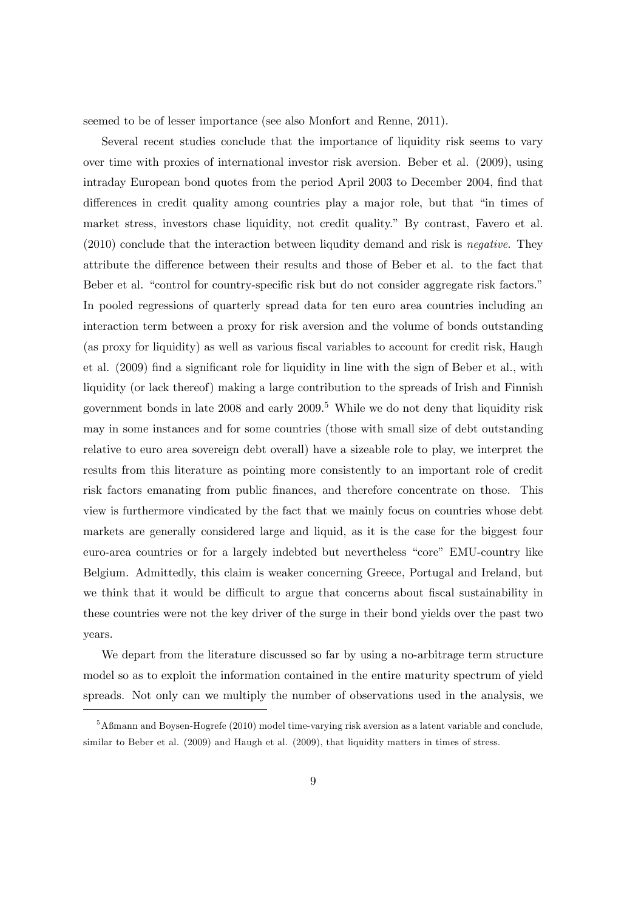seemed to be of lesser importance (see also Monfort and Renne, 2011).

Several recent studies conclude that the importance of liquidity risk seems to vary over time with proxies of international investor risk aversion. Beber et al. (2009), using intraday European bond quotes from the period April 2003 to December 2004, find that differences in credit quality among countries play a major role, but that "in times of market stress, investors chase liquidity, not credit quality." By contrast, Favero et al. (2010) conclude that the interaction between liqudity demand and risk is *negative*. They attribute the difference between their results and those of Beber et al. to the fact that Beber et al. "control for country-specific risk but do not consider aggregate risk factors." In pooled regressions of quarterly spread data for ten euro area countries including an interaction term between a proxy for risk aversion and the volume of bonds outstanding (as proxy for liquidity) as well as various fiscal variables to account for credit risk, Haugh et al. (2009) find a significant role for liquidity in line with the sign of Beber et al., with liquidity (or lack thereof) making a large contribution to the spreads of Irish and Finnish government bonds in late 2008 and early 2009.[5] While we do not deny that liquidity risk may in some instances and for some countries (those with small size of debt outstanding relative to euro area sovereign debt overall) have a sizeable role to play, we interpret the results from this literature as pointing more consistently to an important role of credit risk factors emanating from public finances, and therefore concentrate on those. This view is furthermore vindicated by the fact that we mainly focus on countries whose debt markets are generally considered large and liquid, as it is the case for the biggest four euro-area countries or for a largely indebted but nevertheless "core" EMU-country like Belgium. Admittedly, this claim is weaker concerning Greece, Portugal and Ireland, but we think that it would be difficult to argue that concerns about fiscal sustainability in these countries were not the key driver of the surge in their bond yields over the past two years.

We depart from the literature discussed so far by using a no-arbitrage term structure model so as to exploit the information contained in the entire maturity spectrum of yield spreads. Not only can we multiply the number of observations used in the analysis, we

[5] Aßmann and Boysen-Hogrefe (2010) model time-varying risk aversion as a latent variable and conclude, similar to Beber et al. (2009) and Haugh et al. (2009), that liquidity matters in times of stress.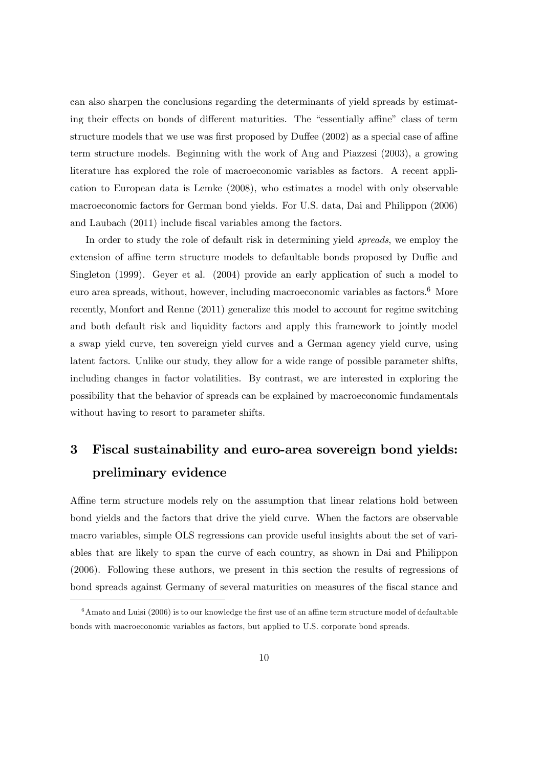can also sharpen the conclusions regarding the determinants of yield spreads by estimating their effects on bonds of different maturities. The "essentially affine" class of term structure models that we use was first proposed by Duffee (2002) as a special case of affine term structure models. Beginning with the work of Ang and Piazzesi (2003), a growing literature has explored the role of macroeconomic variables as factors. A recent application to European data is Lemke (2008), who estimates a model with only observable macroeconomic factors for German bond yields. For U.S. data, Dai and Philippon (2006) and Laubach (2011) include fiscal variables among the factors.

In order to study the role of default risk in determining yield *spreads*, we employ the extension of affine term structure models to defaultable bonds proposed by Duffie and Singleton (1999). Geyer et al. (2004) provide an early application of such a model to euro area spreads, without, however, including macroeconomic variables as factors.[6] More recently, Monfort and Renne (2011) generalize this model to account for regime switching and both default risk and liquidity factors and apply this framework to jointly model a swap yield curve, ten sovereign yield curves and a German agency yield curve, using latent factors. Unlike our study, they allow for a wide range of possible parameter shifts, including changes in factor volatilities. By contrast, we are interested in exploring the possibility that the behavior of spreads can be explained by macroeconomic fundamentals without having to resort to parameter shifts.

# 3 Fiscal sustainability and euro-area sovereign bond yields: preliminary evidence

Affine term structure models rely on the assumption that linear relations hold between bond yields and the factors that drive the yield curve. When the factors are observable macro variables, simple OLS regressions can provide useful insights about the set of variables that are likely to span the curve of each country, as shown in Dai and Philippon (2006). Following these authors, we present in this section the results of regressions of bond spreads against Germany of several maturities on measures of the fiscal stance and

[6] Amato and Luisi (2006) is to our knowledge the first use of an affine term structure model of defaultable bonds with macroeconomic variables as factors, but applied to U.S. corporate bond spreads.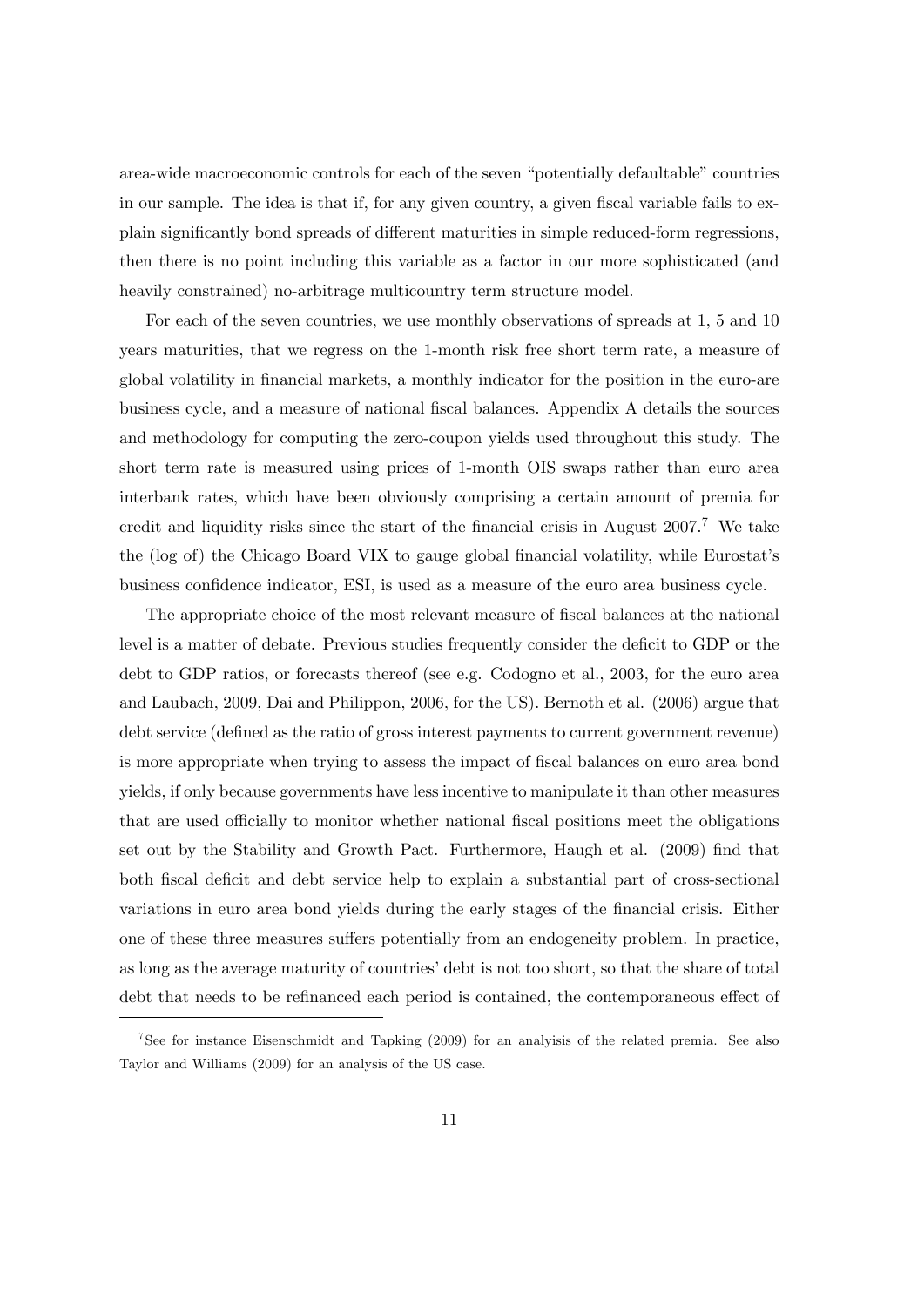area-wide macroeconomic controls for each of the seven "potentially defaultable" countries in our sample. The idea is that if, for any given country, a given fiscal variable fails to explain significantly bond spreads of different maturities in simple reduced-form regressions, then there is no point including this variable as a factor in our more sophisticated (and heavily constrained) no-arbitrage multicountry term structure model.

For each of the seven countries, we use monthly observations of spreads at 1, 5 and 10 years maturities, that we regress on the 1-month risk free short term rate, a measure of global volatility in financial markets, a monthly indicator for the position in the euro-are business cycle, and a measure of national fiscal balances. Appendix A details the sources and methodology for computing the zero-coupon yields used throughout this study. The short term rate is measured using prices of 1-month OIS swaps rather than euro area interbank rates, which have been obviously comprising a certain amount of premia for credit and liquidity risks since the start of the financial crisis in August 2007.[7] We take the (log of) the Chicago Board VIX to gauge global financial volatility, while Eurostat's business confidence indicator, ESI, is used as a measure of the euro area business cycle.

The appropriate choice of the most relevant measure of fiscal balances at the national level is a matter of debate. Previous studies frequently consider the deficit to GDP or the debt to GDP ratios, or forecasts thereof (see e.g. Codogno et al., 2003, for the euro area and Laubach, 2009, Dai and Philippon, 2006, for the US). Bernoth et al. (2006) argue that debt service (defined as the ratio of gross interest payments to current government revenue) is more appropriate when trying to assess the impact of fiscal balances on euro area bond yields, if only because governments have less incentive to manipulate it than other measures that are used officially to monitor whether national fiscal positions meet the obligations set out by the Stability and Growth Pact. Furthermore, Haugh et al. (2009) find that both fiscal deficit and debt service help to explain a substantial part of cross-sectional variations in euro area bond yields during the early stages of the financial crisis. Either one of these three measures suffers potentially from an endogeneity problem. In practice, as long as the average maturity of countries' debt is not too short, so that the share of total debt that needs to be refinanced each period is contained, the contemporaneous effect of

[7] See for instance Eisenschmidt and Tapking (2009) for an analyisis of the related premia. See also Taylor and Williams (2009) for an analysis of the US case.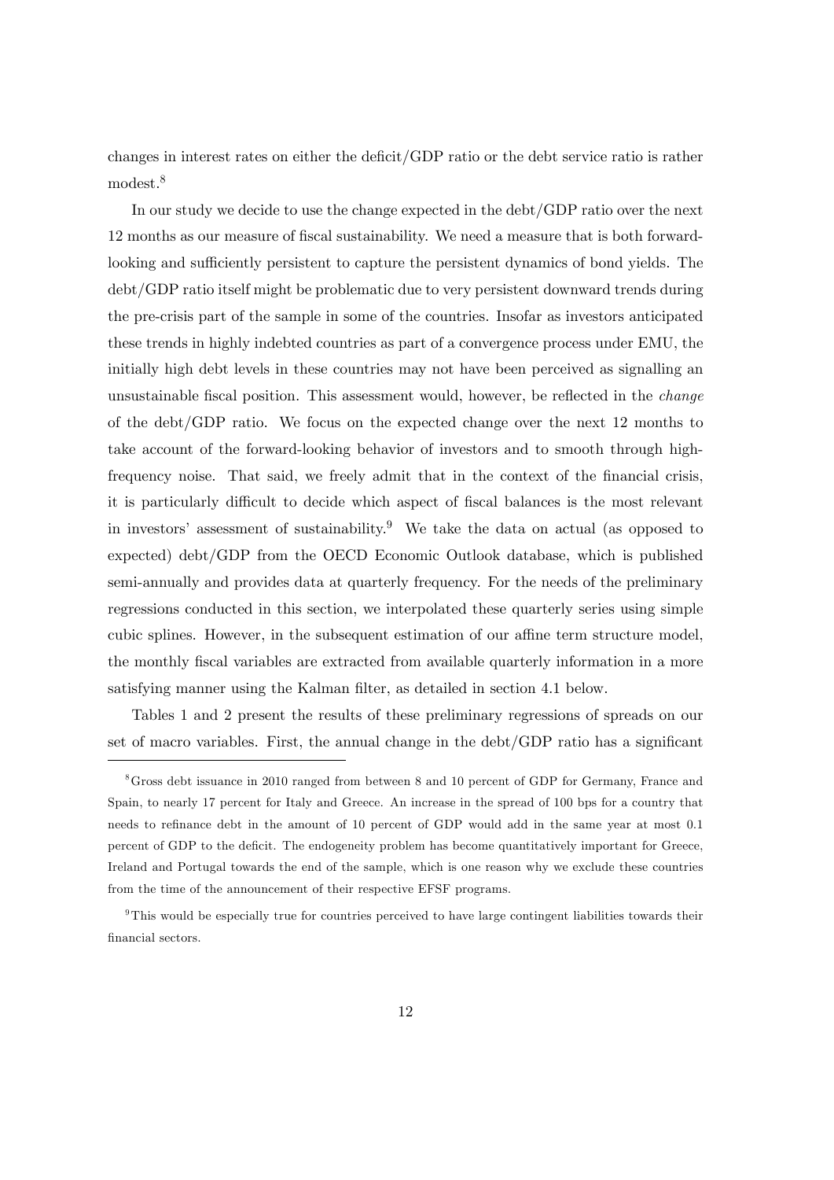changes in interest rates on either the deficit/GDP ratio or the debt service ratio is rather modest.[8]

In our study we decide to use the change expected in the debt/GDP ratio over the next 12 months as our measure of fiscal sustainability. We need a measure that is both forward-looking and sufficiently persistent to capture the persistent dynamics of bond yields. The debt/GDP ratio itself might be problematic due to very persistent downward trends during the pre-crisis part of the sample in some of the countries. Insofar as investors anticipated these trends in highly indebted countries as part of a convergence process under EMU, the initially high debt levels in these countries may not have been perceived as signalling an unsustainable fiscal position. This assessment would, however, be reflected in the *change* of the debt/GDP ratio. We focus on the expected change over the next 12 months to take account of the forward-looking behavior of investors and to smooth through high-frequency noise. That said, we freely admit that in the context of the financial crisis, it is particularly difficult to decide which aspect of fiscal balances is the most relevant in investors' assessment of sustainability.[9] We take the data on actual (as opposed to expected) debt/GDP from the OECD Economic Outlook database, which is published semi-annually and provides data at quarterly frequency. For the needs of the preliminary regressions conducted in this section, we interpolated these quarterly series using simple cubic splines. However, in the subsequent estimation of our affine term structure model, the monthly fiscal variables are extracted from available quarterly information in a more satisfying manner using the Kalman filter, as detailed in section 4.1 below.

Tables 1 and 2 present the results of these preliminary regressions of spreads on our set of macro variables. First, the annual change in the debt/GDP ratio has a significant

---

[8] Gross debt issuance in 2010 ranged from between 8 and 10 percent of GDP for Germany, France and Spain, to nearly 17 percent for Italy and Greece. An increase in the spread of 100 bps for a country that needs to refinance debt in the amount of 10 percent of GDP would add in the same year at most 0.1 percent of GDP to the deficit. The endogeneity problem has become quantitatively important for Greece, Ireland and Portugal towards the end of the sample, which is one reason why we exclude these countries from the time of the announcement of their respective EFSF programs.

[9] This would be especially true for countries perceived to have large contingent liabilities towards their financial sectors.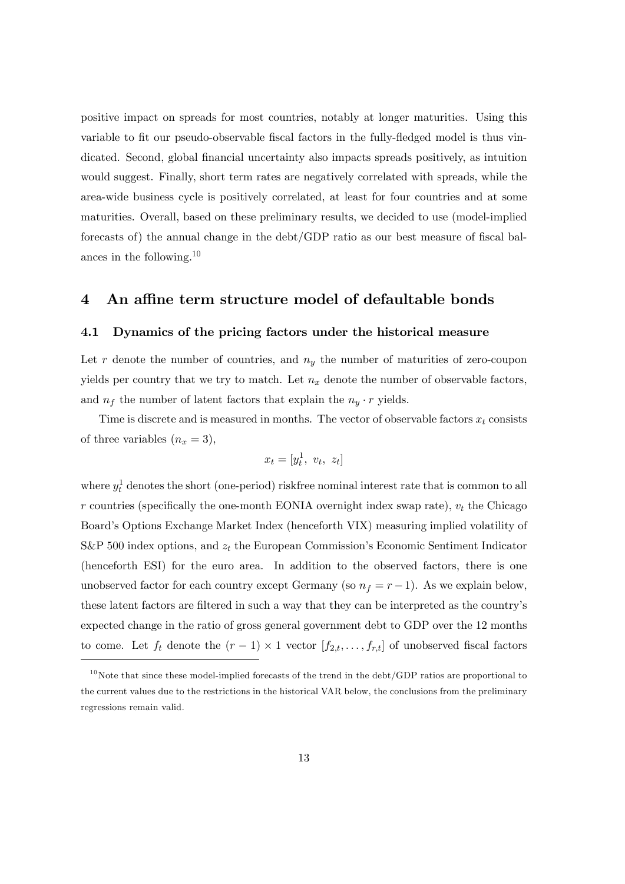positive impact on spreads for most countries, notably at longer maturities. Using this variable to fit our pseudo-observable fiscal factors in the fully-fledged model is thus vindicated. Second, global financial uncertainty also impacts spreads positively, as intuition would suggest. Finally, short term rates are negatively correlated with spreads, while the area-wide business cycle is positively correlated, at least for four countries and at some maturities. Overall, based on these preliminary results, we decided to use (model-implied forecasts of) the annual change in the debt/GDP ratio as our best measure of fiscal balances in the following.[10]

# 4 An affine term structure model of defaultable bonds

## 4.1 Dynamics of the pricing factors under the historical measure

Let $r$ denote the number of countries, and $n_y$ the number of maturities of zero-coupon yields per country that we try to match. Let $n_x$ denote the number of observable factors, and $n_f$ the number of latent factors that explain the $n_y \cdot r$ yields.

Time is discrete and is measured in months. The vector of observable factors $x_t$ consists of three variables ($n_x = 3$),

$$x_t = [y_t^1, \; v_t, \; z_t]$$

where $y_t^1$ denotes the short (one-period) riskfree nominal interest rate that is common to all $r$ countries (specifically the one-month EONIA overnight index swap rate), $v_t$ the Chicago Board's Options Exchange Market Index (henceforth VIX) measuring implied volatility of S&P 500 index options, and $z_t$ the European Commission's Economic Sentiment Indicator (henceforth ESI) for the euro area. In addition to the observed factors, there is one unobserved factor for each country except Germany (so $n_f = r - 1$). As we explain below, these latent factors are filtered in such a way that they can be interpreted as the country's expected change in the ratio of gross general government debt to GDP over the 12 months to come. Let $f_t$ denote the $(r-1) \times 1$ vector $[f_{2,t}, \ldots, f_{r,t}]$ of unobserved fiscal factors

[10] Note that since these model-implied forecasts of the trend in the debt/GDP ratios are proportional to the current values due to the restrictions in the historical VAR below, the conclusions from the preliminary regressions remain valid.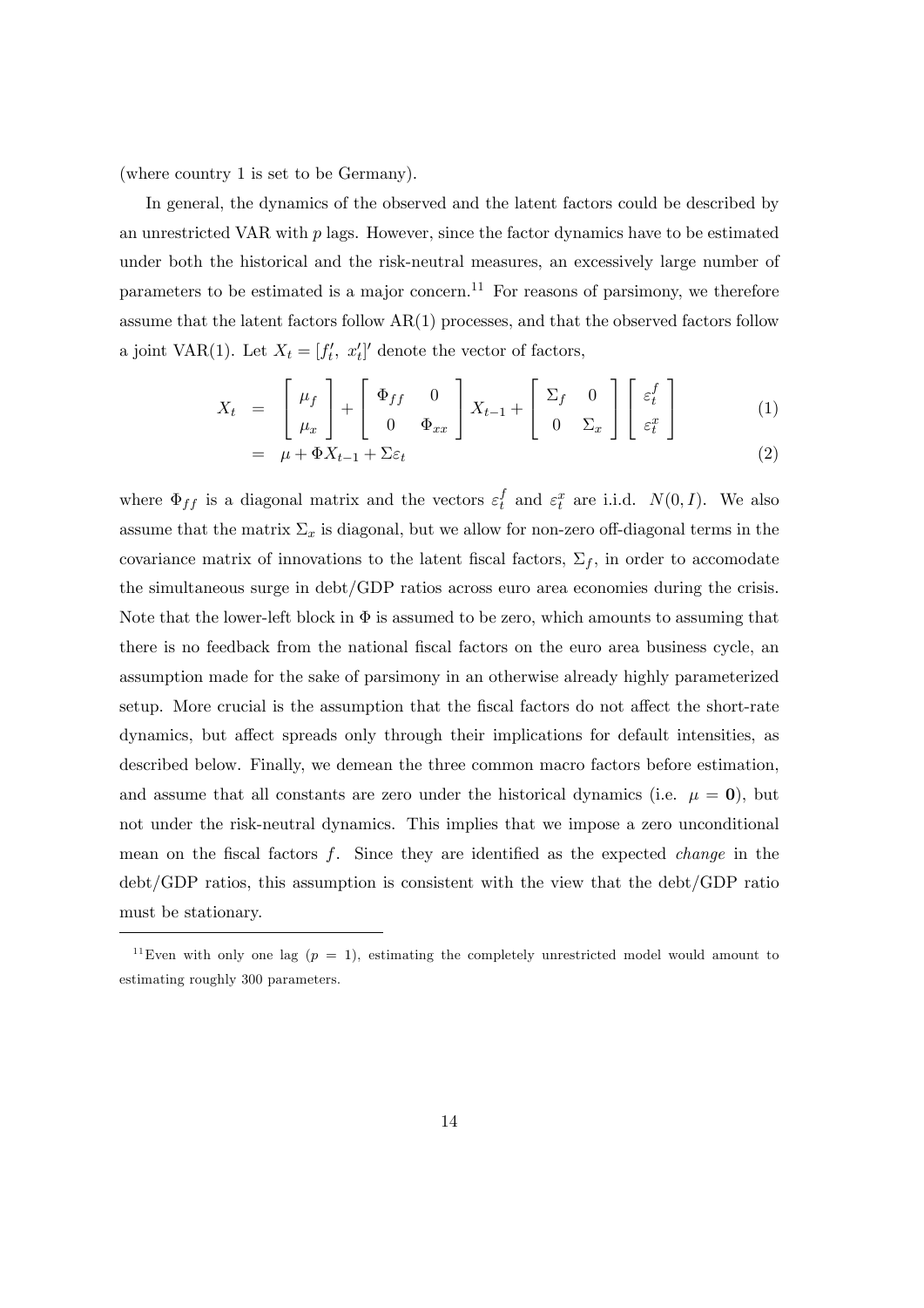(where country 1 is set to be Germany).

In general, the dynamics of the observed and the latent factors could be described by an unrestricted VAR with $p$ lags. However, since the factor dynamics have to be estimated under both the historical and the risk-neutral measures, an excessively large number of parameters to be estimated is a major concern.[11] For reasons of parsimony, we therefore assume that the latent factors follow AR(1) processes, and that the observed factors follow a joint VAR(1). Let $X_t = [f_t',\ x_t']'$ denote the vector of factors,

$$
\begin{aligned}
X_t &= \begin{bmatrix} \mu_f \\ \mu_x \end{bmatrix} + \begin{bmatrix} \Phi_{ff} & 0 \\ 0 & \Phi_{xx} \end{bmatrix} X_{t-1} + \begin{bmatrix} \Sigma_f & 0 \\ 0 & \Sigma_x \end{bmatrix} \begin{bmatrix} \varepsilon_t^f \\ \varepsilon_t^x \end{bmatrix} \qquad (1) \\
&= \mu + \Phi X_{t-1} + \Sigma \varepsilon_t \qquad (2)
\end{aligned}
$$

where $\Phi_{ff}$ is a diagonal matrix and the vectors $\varepsilon_t^f$ and $\varepsilon_t^x$ are i.i.d. $N(0, I)$. We also assume that the matrix $\Sigma_x$ is diagonal, but we allow for non-zero off-diagonal terms in the covariance matrix of innovations to the latent fiscal factors, $\Sigma_f$, in order to accomodate the simultaneous surge in debt/GDP ratios across euro area economies during the crisis. Note that the lower-left block in $\Phi$ is assumed to be zero, which amounts to assuming that there is no feedback from the national fiscal factors on the euro area business cycle, an assumption made for the sake of parsimony in an otherwise already highly parameterized setup. More crucial is the assumption that the fiscal factors do not affect the short-rate dynamics, but affect spreads only through their implications for default intensities, as described below. Finally, we demean the three common macro factors before estimation, and assume that all constants are zero under the historical dynamics (i.e. $\mu = \mathbf{0}$), but not under the risk-neutral dynamics. This implies that we impose a zero unconditional mean on the fiscal factors $f$. Since they are identified as the expected *change* in the debt/GDP ratios, this assumption is consistent with the view that the debt/GDP ratio must be stationary.

---

[11] Even with only one lag ($p = 1$), estimating the completely unrestricted model would amount to estimating roughly 300 parameters.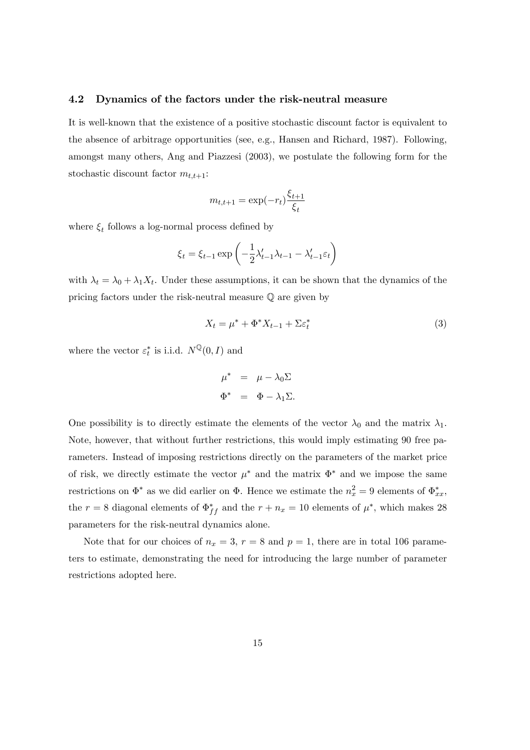### 4.2 Dynamics of the factors under the risk-neutral measure

It is well-known that the existence of a positive stochastic discount factor is equivalent to the absence of arbitrage opportunities (see, e.g., Hansen and Richard, 1987). Following, amongst many others, Ang and Piazzesi (2003), we postulate the following form for the stochastic discount factor $m_{t,t+1}$:

$$m_{t,t+1} = \exp(-r_t)\frac{\xi_{t+1}}{\xi_t}$$

where $\xi_t$ follows a log-normal process defined by

$$\xi_t = \xi_{t-1}\exp\left(-\frac{1}{2}\lambda'_{t-1}\lambda_{t-1} - \lambda'_{t-1}\varepsilon_t\right)$$

with $\lambda_t = \lambda_0 + \lambda_1 X_t$. Under these assumptions, it can be shown that the dynamics of the pricing factors under the risk-neutral measure $\mathbb{Q}$ are given by

$$X_t = \mu^* + \Phi^* X_{t-1} + \Sigma\varepsilon_t^* \tag{3}$$

where the vector $\varepsilon_t^*$ is i.i.d. $N^{\mathbb{Q}}(0, I)$ and

$$\begin{aligned}
\mu^* &= \mu - \lambda_0\Sigma \\
\Phi^* &= \Phi - \lambda_1\Sigma.
\end{aligned}$$

One possibility is to directly estimate the elements of the vector $\lambda_0$ and the matrix $\lambda_1$. Note, however, that without further restrictions, this would imply estimating 90 free parameters. Instead of imposing restrictions directly on the parameters of the market price of risk, we directly estimate the vector $\mu^*$ and the matrix $\Phi^*$ and we impose the same restrictions on $\Phi^*$ as we did earlier on $\Phi$. Hence we estimate the $n_x^2 = 9$ elements of $\Phi^*_{xx}$, the $r = 8$ diagonal elements of $\Phi^*_{ff}$ and the $r + n_x = 10$ elements of $\mu^*$, which makes 28 parameters for the risk-neutral dynamics alone.

Note that for our choices of $n_x = 3$, $r = 8$ and $p = 1$, there are in total 106 parameters to estimate, demonstrating the need for introducing the large number of parameter restrictions adopted here.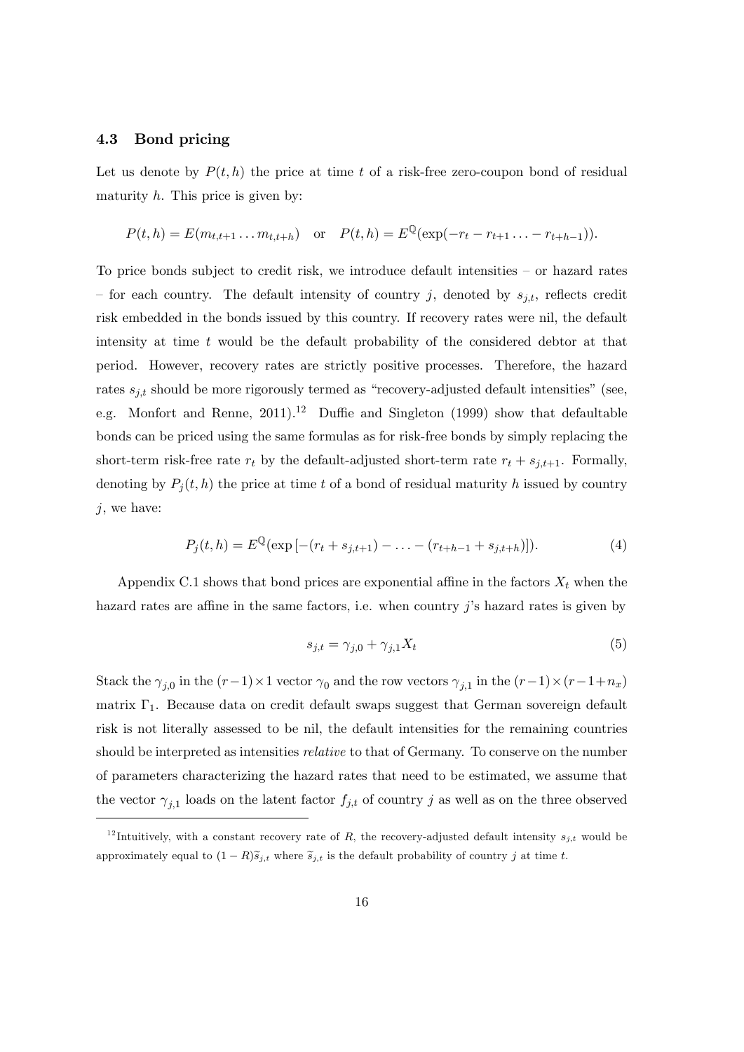### 4.3 Bond pricing

Let us denote by $P(t,h)$ the price at time $t$ of a risk-free zero-coupon bond of residual maturity $h$. This price is given by:

$$P(t,h) = E(m_{t,t+1} \ldots m_{t,t+h}) \quad \text{or} \quad P(t,h) = E^{\mathbb{Q}}(\exp(-r_t - r_{t+1} \ldots - r_{t+h-1})).$$

To price bonds subject to credit risk, we introduce default intensities – or hazard rates – for each country. The default intensity of country $j$, denoted by $s_{j,t}$, reflects credit risk embedded in the bonds issued by this country. If recovery rates were nil, the default intensity at time $t$ would be the default probability of the considered debtor at that period. However, recovery rates are strictly positive processes. Therefore, the hazard rates $s_{j,t}$ should be more rigorously termed as "recovery-adjusted default intensities" (see, e.g. Monfort and Renne, 2011).[12] Duffie and Singleton (1999) show that defaultable bonds can be priced using the same formulas as for risk-free bonds by simply replacing the short-term risk-free rate $r_t$ by the default-adjusted short-term rate $r_t + s_{j,t+1}$. Formally, denoting by $P_j(t,h)$ the price at time $t$ of a bond of residual maturity $h$ issued by country $j$, we have:

$$P_j(t,h) = E^{\mathbb{Q}}(\exp\left[-(r_t + s_{j,t+1}) - \ldots - (r_{t+h-1} + s_{j,t+h})\right]). \tag{4}$$

Appendix C.1 shows that bond prices are exponential affine in the factors $X_t$ when the hazard rates are affine in the same factors, i.e. when country $j$'s hazard rates is given by

$$s_{j,t} = \gamma_{j,0} + \gamma_{j,1} X_t \tag{5}$$

Stack the $\gamma_{j,0}$ in the $(r-1) \times 1$ vector $\gamma_0$ and the row vectors $\gamma_{j,1}$ in the $(r-1) \times (r-1+n_x)$ matrix $\Gamma_1$. Because data on credit default swaps suggest that German sovereign default risk is not literally assessed to be nil, the default intensities for the remaining countries should be interpreted as intensities *relative* to that of Germany. To conserve on the number of parameters characterizing the hazard rates that need to be estimated, we assume that the vector $\gamma_{j,1}$ loads on the latent factor $f_{j,t}$ of country $j$ as well as on the three observed

[12] Intuitively, with a constant recovery rate of $R$, the recovery-adjusted default intensity $s_{j,t}$ would be approximately equal to $(1-R)\tilde{s}_{j,t}$ where $\tilde{s}_{j,t}$ is the default probability of country $j$ at time $t$.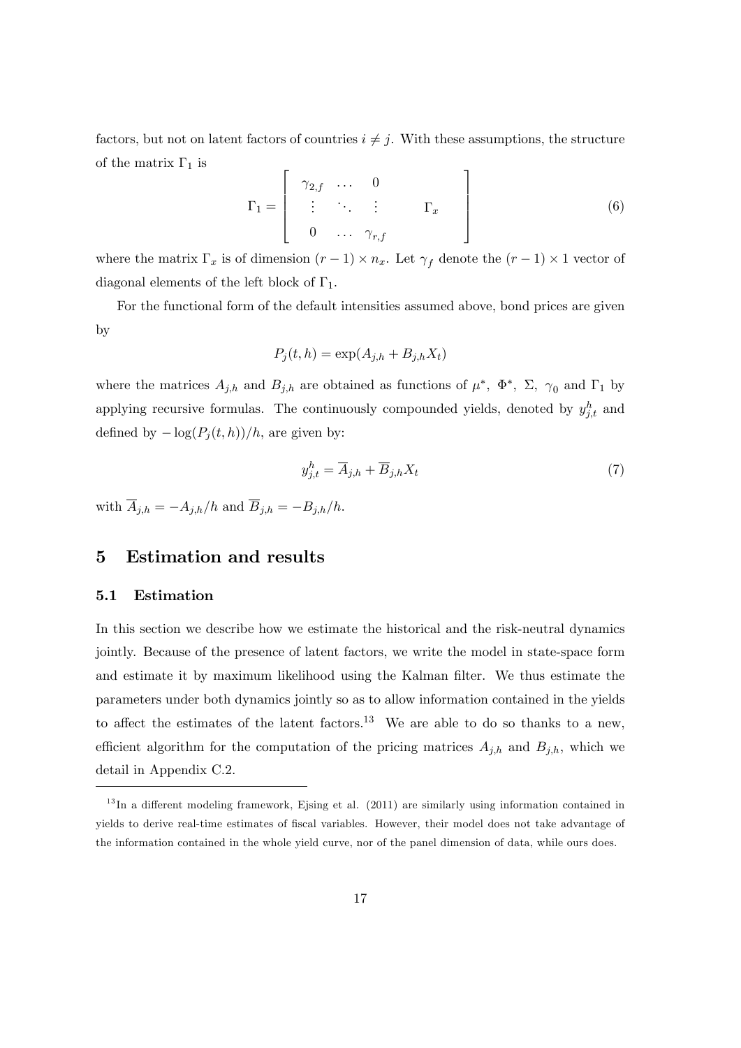factors, but not on latent factors of countries $i \neq j$. With these assumptions, the structure of the matrix $\Gamma_1$ is

$$\Gamma_1 = \begin{bmatrix} \begin{matrix} \gamma_{2,f} & \dots & 0 \\ \vdots & \ddots & \vdots \\ 0 & \dots & \gamma_{r,f} \end{matrix} & \Gamma_x \end{bmatrix} \tag{6}$$

where the matrix $\Gamma_x$ is of dimension $(r-1) \times n_x$. Let $\gamma_f$ denote the $(r-1) \times 1$ vector of diagonal elements of the left block of $\Gamma_1$.

For the functional form of the default intensities assumed above, bond prices are given by

$$P_j(t,h) = \exp(A_{j,h} + B_{j,h} X_t)$$

where the matrices $A_{j,h}$ and $B_{j,h}$ are obtained as functions of $\mu^*$, $\Phi^*$, $\Sigma$, $\gamma_0$ and $\Gamma_1$ by applying recursive formulas. The continuously compounded yields, denoted by $y_{j,t}^h$ and defined by $-\log(P_j(t,h))/h$, are given by:

$$y_{j,t}^h = \overline{A}_{j,h} + \overline{B}_{j,h} X_t \tag{7}$$

with $\overline{A}_{j,h} = -A_{j,h}/h$ and $\overline{B}_{j,h} = -B_{j,h}/h$.

# 5 Estimation and results

## 5.1 Estimation

In this section we describe how we estimate the historical and the risk-neutral dynamics jointly. Because of the presence of latent factors, we write the model in state-space form and estimate it by maximum likelihood using the Kalman filter. We thus estimate the parameters under both dynamics jointly so as to allow information contained in the yields to affect the estimates of the latent factors.[13] We are able to do so thanks to a new, efficient algorithm for the computation of the pricing matrices $A_{j,h}$ and $B_{j,h}$, which we detail in Appendix C.2.

[13] In a different modeling framework, Ejsing et al. (2011) are similarly using information contained in yields to derive real-time estimates of fiscal variables. However, their model does not take advantage of the information contained in the whole yield curve, nor of the panel dimension of data, while ours does.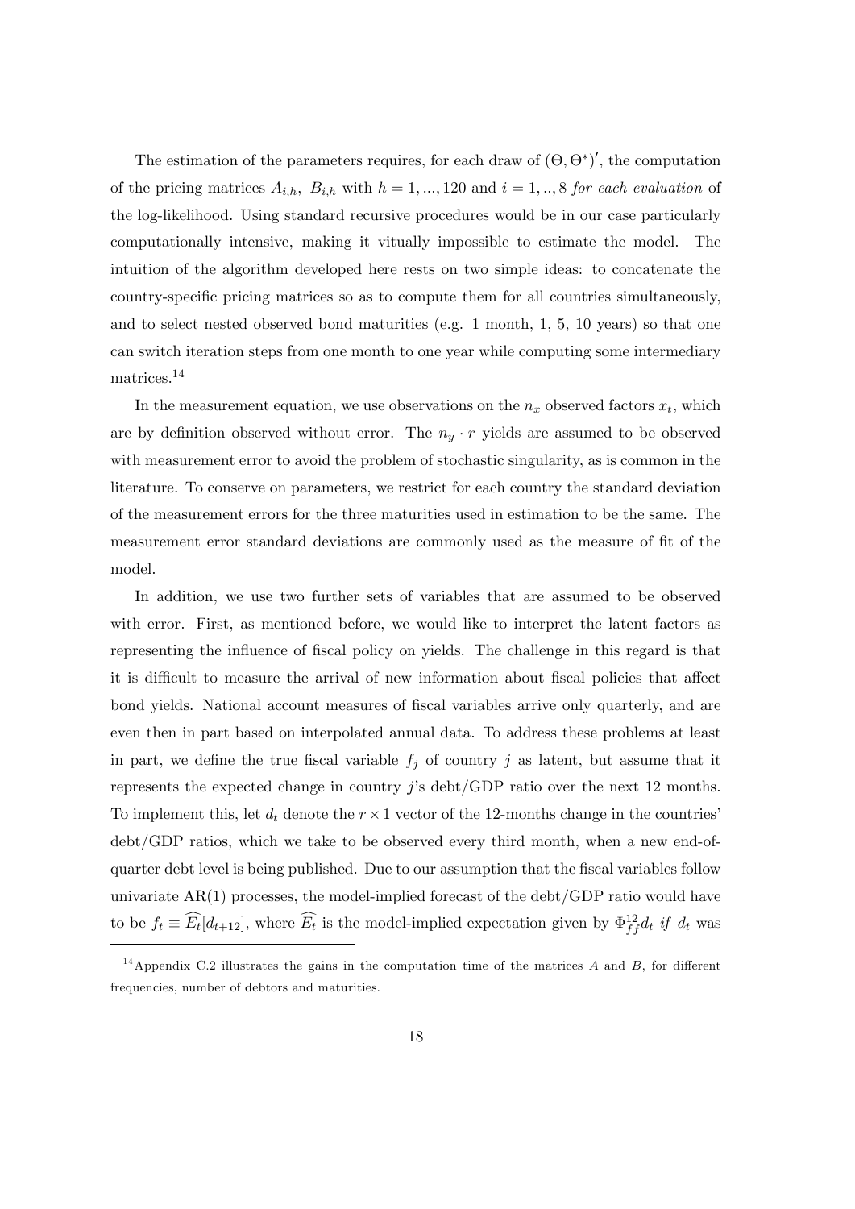The estimation of the parameters requires, for each draw of $(\Theta, \Theta^*)'$, the computation of the pricing matrices $A_{i,h}$, $B_{i,h}$ with $h = 1, ..., 120$ and $i = 1, .., 8$ *for each evaluation* of the log-likelihood. Using standard recursive procedures would be in our case particularly computationally intensive, making it vitually impossible to estimate the model. The intuition of the algorithm developed here rests on two simple ideas: to concatenate the country-specific pricing matrices so as to compute them for all countries simultaneously, and to select nested observed bond maturities (e.g. 1 month, 1, 5, 10 years) so that one can switch iteration steps from one month to one year while computing some intermediary matrices.[14]

In the measurement equation, we use observations on the $n_x$ observed factors $x_t$, which are by definition observed without error. The $n_y \cdot r$ yields are assumed to be observed with measurement error to avoid the problem of stochastic singularity, as is common in the literature. To conserve on parameters, we restrict for each country the standard deviation of the measurement errors for the three maturities used in estimation to be the same. The measurement error standard deviations are commonly used as the measure of fit of the model.

In addition, we use two further sets of variables that are assumed to be observed with error. First, as mentioned before, we would like to interpret the latent factors as representing the influence of fiscal policy on yields. The challenge in this regard is that it is difficult to measure the arrival of new information about fiscal policies that affect bond yields. National account measures of fiscal variables arrive only quarterly, and are even then in part based on interpolated annual data. To address these problems at least in part, we define the true fiscal variable $f_j$ of country $j$ as latent, but assume that it represents the expected change in country $j$'s debt/GDP ratio over the next 12 months. To implement this, let $d_t$ denote the $r \times 1$ vector of the 12-months change in the countries' debt/GDP ratios, which we take to be observed every third month, when a new end-of-quarter debt level is being published. Due to our assumption that the fiscal variables follow univariate AR(1) processes, the model-implied forecast of the debt/GDP ratio would have to be $f_t \equiv \widehat{E_t}[d_{t+12}]$, where $\widehat{E_t}$ is the model-implied expectation given by $\Phi_{ff}^{12} d_t$ *if* $d_t$ was

[14]Appendix C.2 illustrates the gains in the computation time of the matrices $A$ and $B$, for different frequencies, number of debtors and maturities.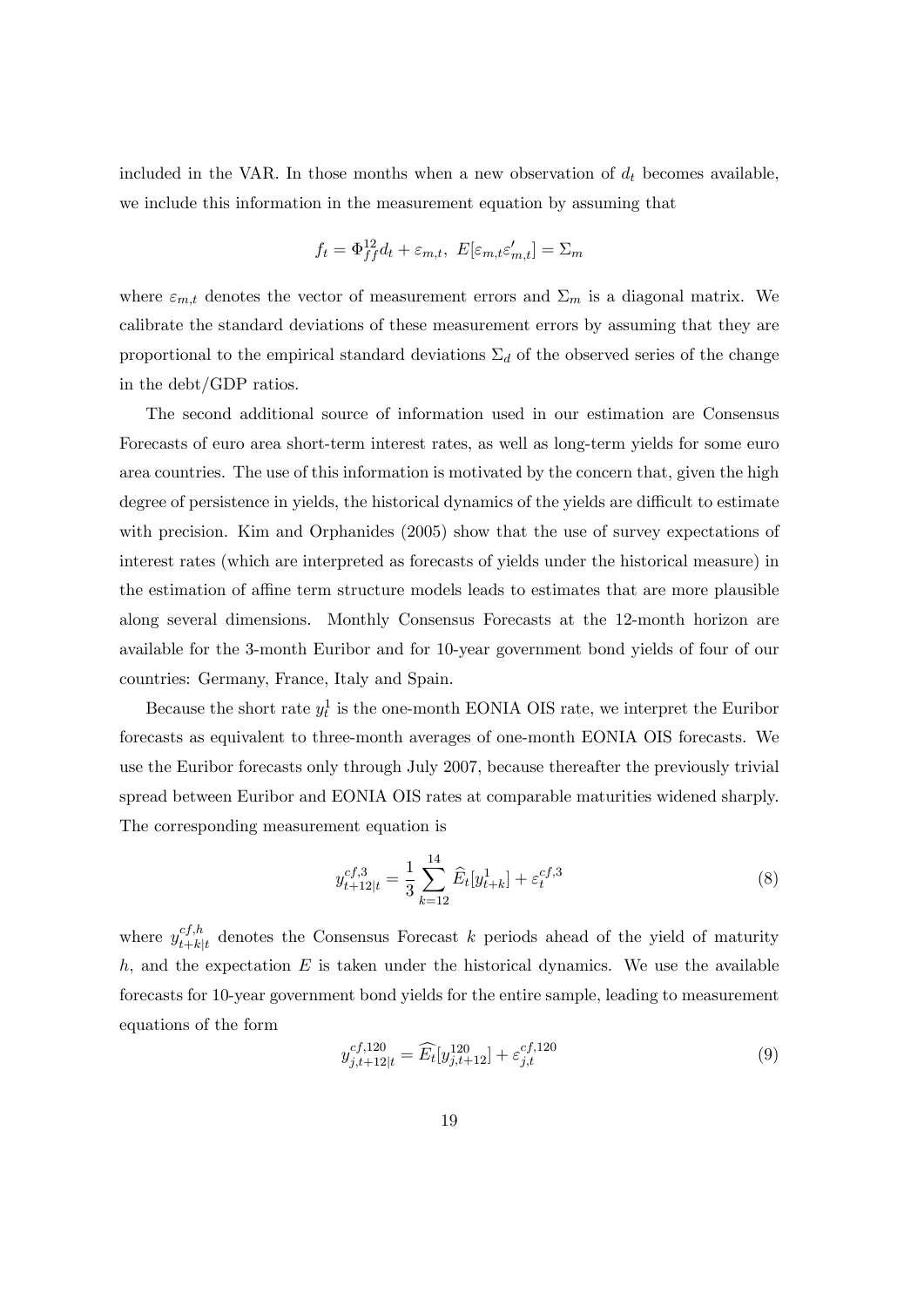included in the VAR. In those months when a new observation of $d_t$ becomes available, we include this information in the measurement equation by assuming that

$$f_t = \Phi_{ff}^{12} d_t + \varepsilon_{m,t}, \; E[\varepsilon_{m,t}\varepsilon_{m,t}'] = \Sigma_m$$

where $\varepsilon_{m,t}$ denotes the vector of measurement errors and $\Sigma_m$ is a diagonal matrix. We calibrate the standard deviations of these measurement errors by assuming that they are proportional to the empirical standard deviations $\Sigma_d$ of the observed series of the change in the debt/GDP ratios.

The second additional source of information used in our estimation are Consensus Forecasts of euro area short-term interest rates, as well as long-term yields for some euro area countries. The use of this information is motivated by the concern that, given the high degree of persistence in yields, the historical dynamics of the yields are difficult to estimate with precision. Kim and Orphanides (2005) show that the use of survey expectations of interest rates (which are interpreted as forecasts of yields under the historical measure) in the estimation of affine term structure models leads to estimates that are more plausible along several dimensions. Monthly Consensus Forecasts at the 12-month horizon are available for the 3-month Euribor and for 10-year government bond yields of four of our countries: Germany, France, Italy and Spain.

Because the short rate $y_t^1$ is the one-month EONIA OIS rate, we interpret the Euribor forecasts as equivalent to three-month averages of one-month EONIA OIS forecasts. We use the Euribor forecasts only through July 2007, because thereafter the previously trivial spread between Euribor and EONIA OIS rates at comparable maturities widened sharply. The corresponding measurement equation is

$$y_{t+12|t}^{cf,3} = \frac{1}{3}\sum_{k=12}^{14} \widehat{E}_t[y_{t+k}^1] + \varepsilon_t^{cf,3} \tag{8}$$

where $y_{t+k|t}^{cf,h}$ denotes the Consensus Forecast $k$ periods ahead of the yield of maturity $h$, and the expectation $E$ is taken under the historical dynamics. We use the available forecasts for 10-year government bond yields for the entire sample, leading to measurement equations of the form

$$y_{j,t+12|t}^{cf,120} = \widehat{E_t}[y_{j,t+12}^{120}] + \varepsilon_{j,t}^{cf,120} \tag{9}$$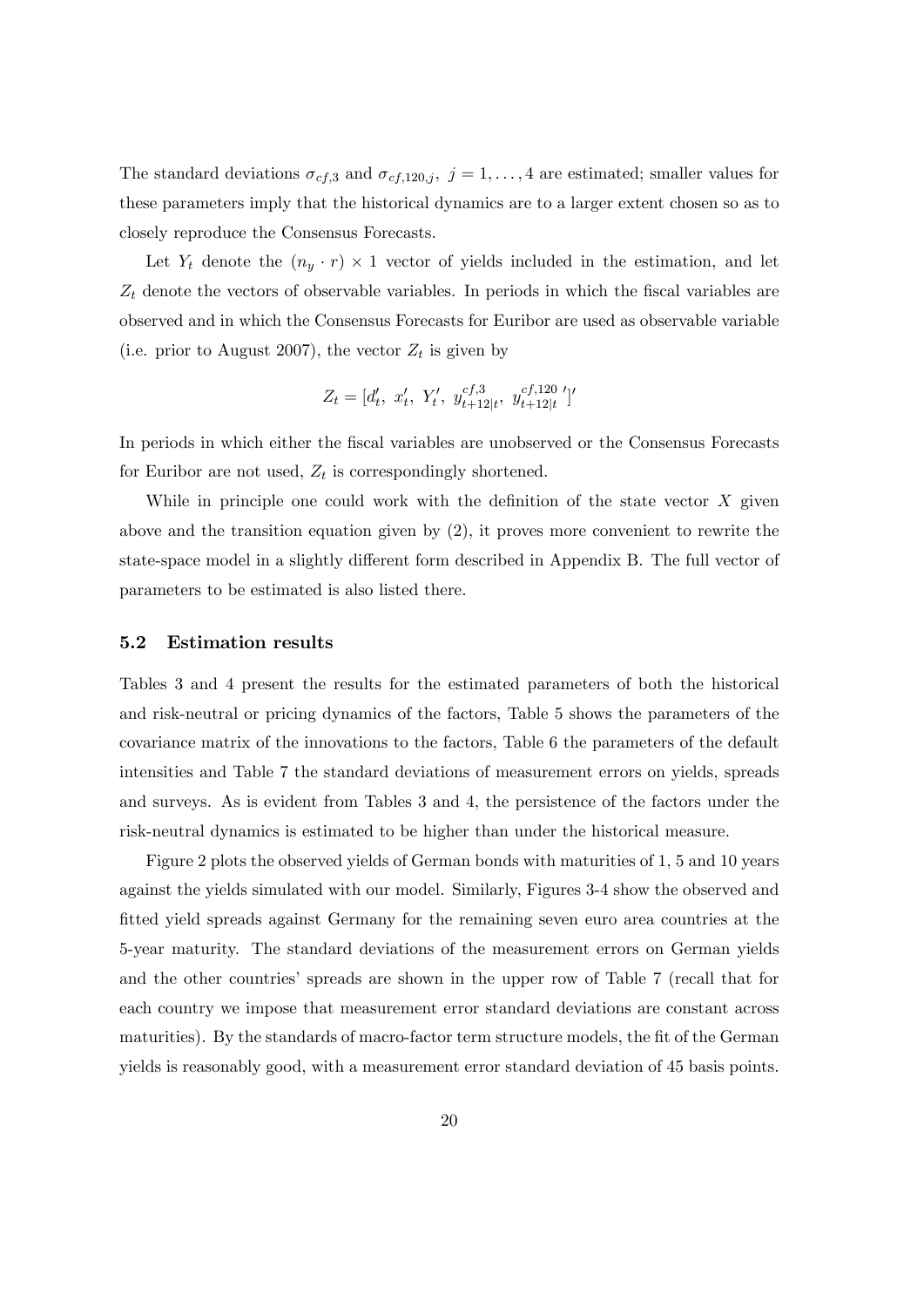The standard deviations $\sigma_{cf,3}$ and $\sigma_{cf,120,j},\ j = 1, \ldots, 4$ are estimated; smaller values for these parameters imply that the historical dynamics are to a larger extent chosen so as to closely reproduce the Consensus Forecasts.

Let $Y_t$ denote the $(n_y \cdot r) \times 1$ vector of yields included in the estimation, and let $Z_t$ denote the vectors of observable variables. In periods in which the fiscal variables are observed and in which the Consensus Forecasts for Euribor are used as observable variable (i.e. prior to August 2007), the vector $Z_t$ is given by

$$Z_t = [d_t',\ x_t',\ Y_t',\ y^{cf,3}_{t+12|t},\ y^{cf,120\ \prime}_{t+12|t}]'$$

In periods in which either the fiscal variables are unobserved or the Consensus Forecasts for Euribor are not used, $Z_t$ is correspondingly shortened.

While in principle one could work with the definition of the state vector $X$ given above and the transition equation given by (2), it proves more convenient to rewrite the state-space model in a slightly different form described in Appendix B. The full vector of parameters to be estimated is also listed there.

### 5.2 Estimation results

Tables 3 and 4 present the results for the estimated parameters of both the historical and risk-neutral or pricing dynamics of the factors, Table 5 shows the parameters of the covariance matrix of the innovations to the factors, Table 6 the parameters of the default intensities and Table 7 the standard deviations of measurement errors on yields, spreads and surveys. As is evident from Tables 3 and 4, the persistence of the factors under the risk-neutral dynamics is estimated to be higher than under the historical measure.

Figure 2 plots the observed yields of German bonds with maturities of 1, 5 and 10 years against the yields simulated with our model. Similarly, Figures 3-4 show the observed and fitted yield spreads against Germany for the remaining seven euro area countries at the 5-year maturity. The standard deviations of the measurement errors on German yields and the other countries' spreads are shown in the upper row of Table 7 (recall that for each country we impose that measurement error standard deviations are constant across maturities). By the standards of macro-factor term structure models, the fit of the German yields is reasonably good, with a measurement error standard deviation of 45 basis points.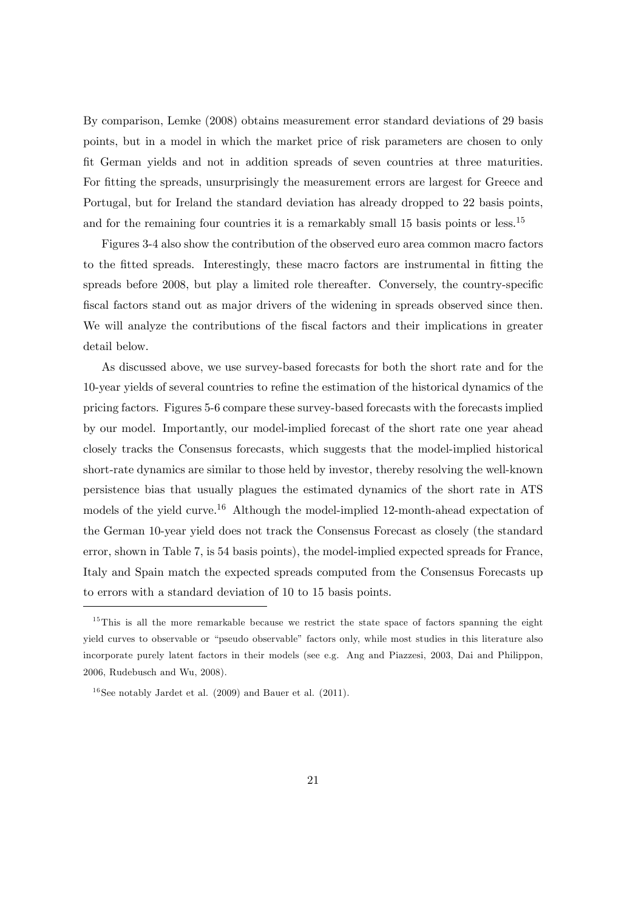By comparison, Lemke (2008) obtains measurement error standard deviations of 29 basis points, but in a model in which the market price of risk parameters are chosen to only fit German yields and not in addition spreads of seven countries at three maturities. For fitting the spreads, unsurprisingly the measurement errors are largest for Greece and Portugal, but for Ireland the standard deviation has already dropped to 22 basis points, and for the remaining four countries it is a remarkably small 15 basis points or less.[15]

Figures 3-4 also show the contribution of the observed euro area common macro factors to the fitted spreads. Interestingly, these macro factors are instrumental in fitting the spreads before 2008, but play a limited role thereafter. Conversely, the country-specific fiscal factors stand out as major drivers of the widening in spreads observed since then. We will analyze the contributions of the fiscal factors and their implications in greater detail below.

As discussed above, we use survey-based forecasts for both the short rate and for the 10-year yields of several countries to refine the estimation of the historical dynamics of the pricing factors. Figures 5-6 compare these survey-based forecasts with the forecasts implied by our model. Importantly, our model-implied forecast of the short rate one year ahead closely tracks the Consensus forecasts, which suggests that the model-implied historical short-rate dynamics are similar to those held by investor, thereby resolving the well-known persistence bias that usually plagues the estimated dynamics of the short rate in ATS models of the yield curve.[16] Although the model-implied 12-month-ahead expectation of the German 10-year yield does not track the Consensus Forecast as closely (the standard error, shown in Table 7, is 54 basis points), the model-implied expected spreads for France, Italy and Spain match the expected spreads computed from the Consensus Forecasts up to errors with a standard deviation of 10 to 15 basis points.

[15] This is all the more remarkable because we restrict the state space of factors spanning the eight yield curves to observable or "pseudo observable" factors only, while most studies in this literature also incorporate purely latent factors in their models (see e.g. Ang and Piazzesi, 2003, Dai and Philippon, 2006, Rudebusch and Wu, 2008).

[16] See notably Jardet et al. (2009) and Bauer et al. (2011).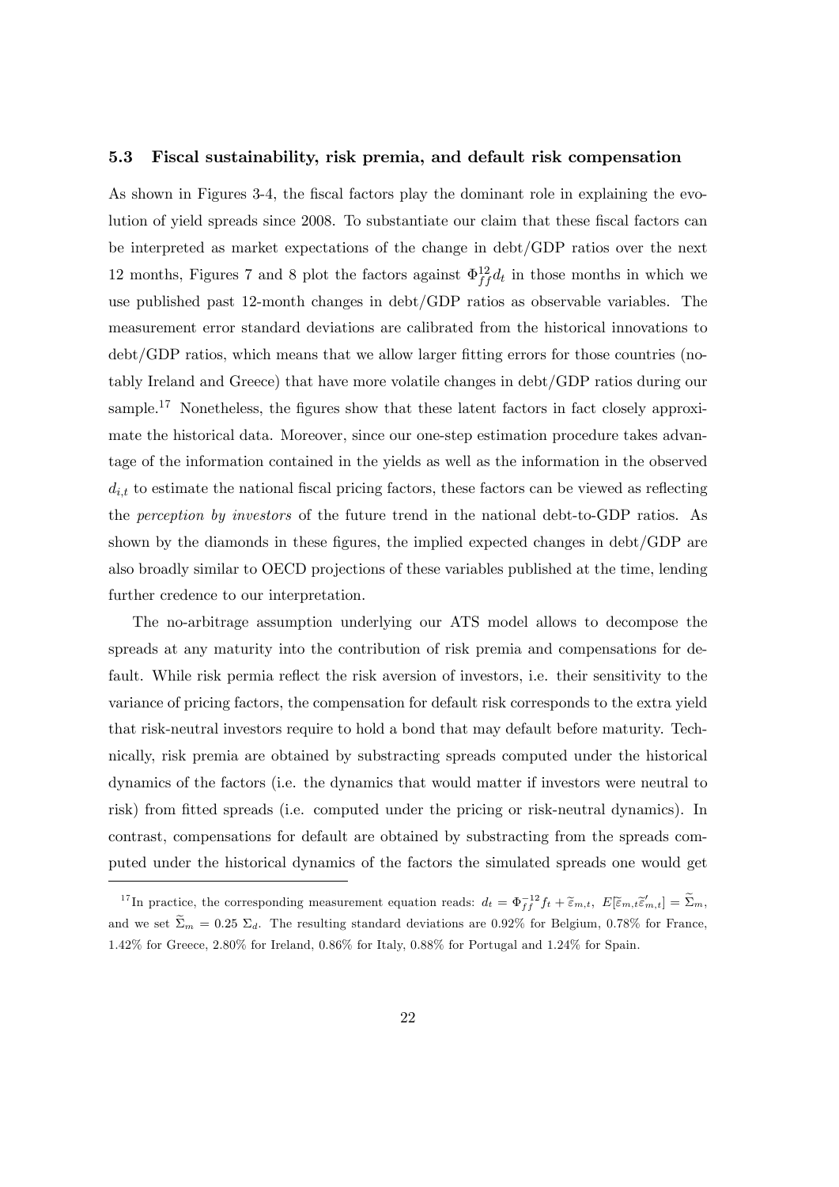### 5.3 Fiscal sustainability, risk premia, and default risk compensation

As shown in Figures 3-4, the fiscal factors play the dominant role in explaining the evolution of yield spreads since 2008. To substantiate our claim that these fiscal factors can be interpreted as market expectations of the change in debt/GDP ratios over the next 12 months, Figures 7 and 8 plot the factors against $\Phi_{ff}^{12} d_t$ in those months in which we use published past 12-month changes in debt/GDP ratios as observable variables. The measurement error standard deviations are calibrated from the historical innovations to debt/GDP ratios, which means that we allow larger fitting errors for those countries (notably Ireland and Greece) that have more volatile changes in debt/GDP ratios during our sample.[17] Nonetheless, the figures show that these latent factors in fact closely approximate the historical data. Moreover, since our one-step estimation procedure takes advantage of the information contained in the yields as well as the information in the observed $d_{i,t}$ to estimate the national fiscal pricing factors, these factors can be viewed as reflecting the *perception by investors* of the future trend in the national debt-to-GDP ratios. As shown by the diamonds in these figures, the implied expected changes in debt/GDP are also broadly similar to OECD projections of these variables published at the time, lending further credence to our interpretation.

The no-arbitrage assumption underlying our ATS model allows to decompose the spreads at any maturity into the contribution of risk premia and compensations for default. While risk permia reflect the risk aversion of investors, i.e. their sensitivity to the variance of pricing factors, the compensation for default risk corresponds to the extra yield that risk-neutral investors require to hold a bond that may default before maturity. Technically, risk premia are obtained by substracting spreads computed under the historical dynamics of the factors (i.e. the dynamics that would matter if investors were neutral to risk) from fitted spreads (i.e. computed under the pricing or risk-neutral dynamics). In contrast, compensations for default are obtained by substracting from the spreads computed under the historical dynamics of the factors the simulated spreads one would get

[17] In practice, the corresponding measurement equation reads: $d_t = \Phi_{ff}^{-12} f_t + \widetilde{\varepsilon}_{m,t}$, $E[\widetilde{\varepsilon}_{m,t}\widetilde{\varepsilon}'_{m,t}] = \widetilde{\Sigma}_m$, and we set $\widetilde{\Sigma}_m = 0.25\ \Sigma_d$. The resulting standard deviations are 0.92% for Belgium, 0.78% for France, 1.42% for Greece, 2.80% for Ireland, 0.86% for Italy, 0.88% for Portugal and 1.24% for Spain.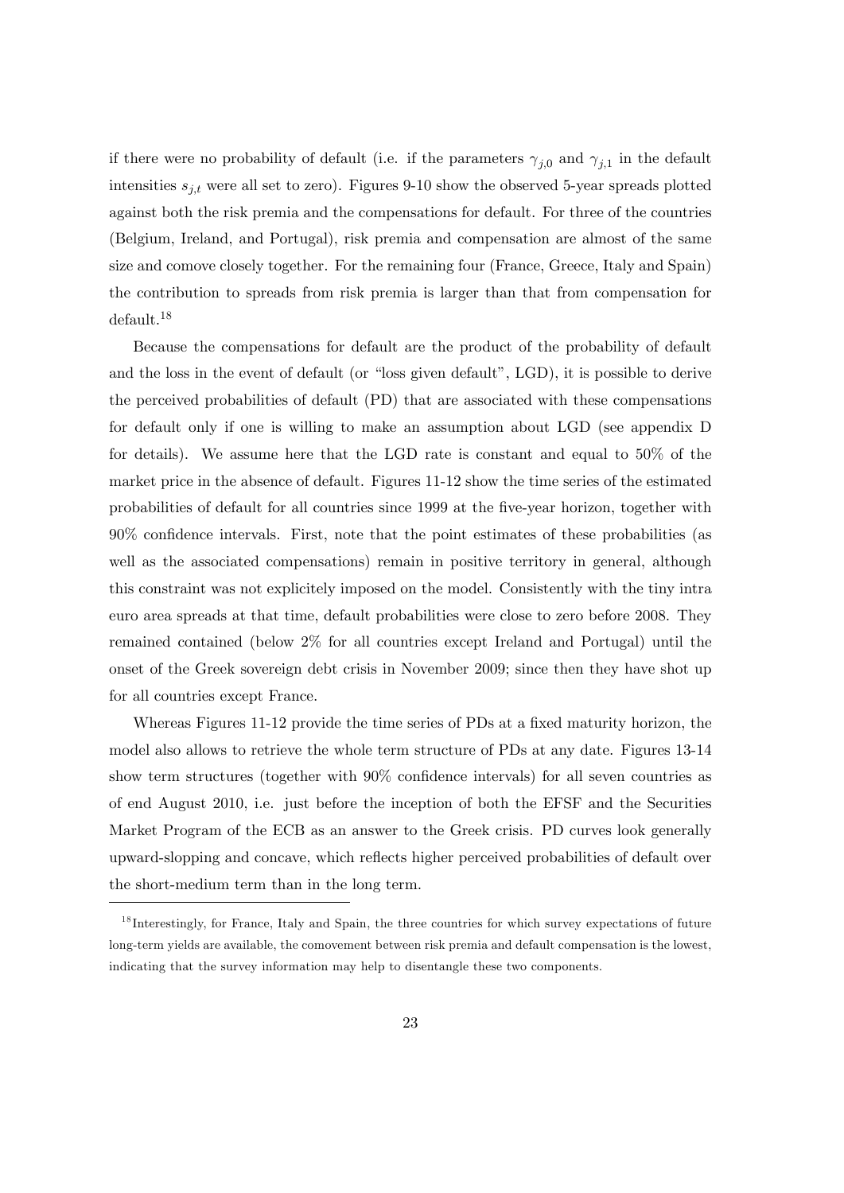if there were no probability of default (i.e. if the parameters $\gamma_{j,0}$ and $\gamma_{j,1}$ in the default intensities $s_{j,t}$ were all set to zero). Figures 9-10 show the observed 5-year spreads plotted against both the risk premia and the compensations for default. For three of the countries (Belgium, Ireland, and Portugal), risk premia and compensation are almost of the same size and comove closely together. For the remaining four (France, Greece, Italy and Spain) the contribution to spreads from risk premia is larger than that from compensation for default.[18]

Because the compensations for default are the product of the probability of default and the loss in the event of default (or "loss given default", LGD), it is possible to derive the perceived probabilities of default (PD) that are associated with these compensations for default only if one is willing to make an assumption about LGD (see appendix D for details). We assume here that the LGD rate is constant and equal to 50% of the market price in the absence of default. Figures 11-12 show the time series of the estimated probabilities of default for all countries since 1999 at the five-year horizon, together with 90% confidence intervals. First, note that the point estimates of these probabilities (as well as the associated compensations) remain in positive territory in general, although this constraint was not explicitely imposed on the model. Consistently with the tiny intra euro area spreads at that time, default probabilities were close to zero before 2008. They remained contained (below 2% for all countries except Ireland and Portugal) until the onset of the Greek sovereign debt crisis in November 2009; since then they have shot up for all countries except France.

Whereas Figures 11-12 provide the time series of PDs at a fixed maturity horizon, the model also allows to retrieve the whole term structure of PDs at any date. Figures 13-14 show term structures (together with 90% confidence intervals) for all seven countries as of end August 2010, i.e. just before the inception of both the EFSF and the Securities Market Program of the ECB as an answer to the Greek crisis. PD curves look generally upward-slopping and concave, which reflects higher perceived probabilities of default over the short-medium term than in the long term.

[18] Interestingly, for France, Italy and Spain, the three countries for which survey expectations of future long-term yields are available, the comovement between risk premia and default compensation is the lowest, indicating that the survey information may help to disentangle these two components.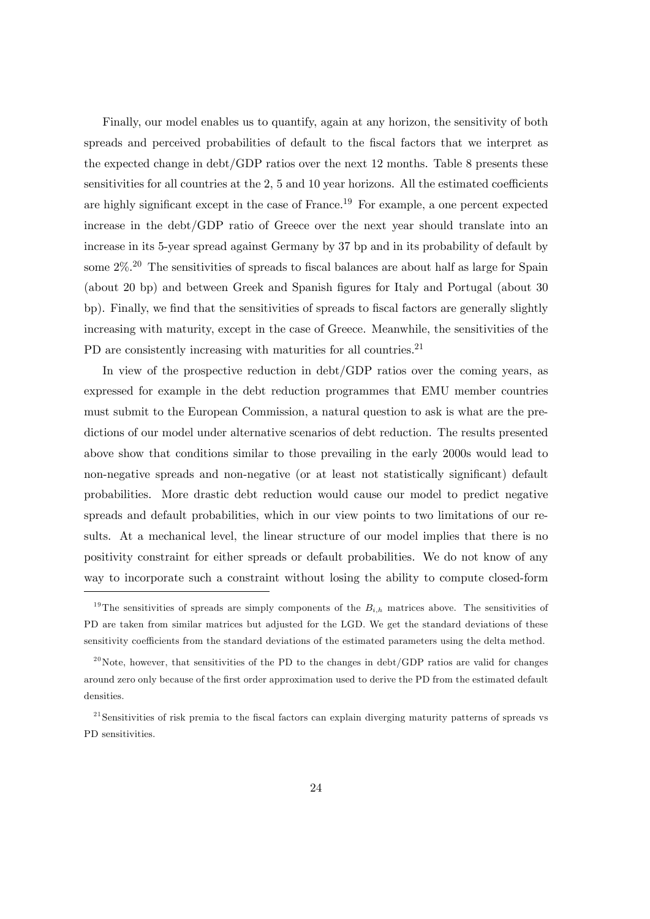Finally, our model enables us to quantify, again at any horizon, the sensitivity of both spreads and perceived probabilities of default to the fiscal factors that we interpret as the expected change in debt/GDP ratios over the next 12 months. Table 8 presents these sensitivities for all countries at the 2, 5 and 10 year horizons. All the estimated coefficients are highly significant except in the case of France.[19] For example, a one percent expected increase in the debt/GDP ratio of Greece over the next year should translate into an increase in its 5-year spread against Germany by 37 bp and in its probability of default by some 2%.[20] The sensitivities of spreads to fiscal balances are about half as large for Spain (about 20 bp) and between Greek and Spanish figures for Italy and Portugal (about 30 bp). Finally, we find that the sensitivities of spreads to fiscal factors are generally slightly increasing with maturity, except in the case of Greece. Meanwhile, the sensitivities of the PD are consistently increasing with maturities for all countries.[21]

In view of the prospective reduction in debt/GDP ratios over the coming years, as expressed for example in the debt reduction programmes that EMU member countries must submit to the European Commission, a natural question to ask is what are the predictions of our model under alternative scenarios of debt reduction. The results presented above show that conditions similar to those prevailing in the early 2000s would lead to non-negative spreads and non-negative (or at least not statistically significant) default probabilities. More drastic debt reduction would cause our model to predict negative spreads and default probabilities, which in our view points to two limitations of our results. At a mechanical level, the linear structure of our model implies that there is no positivity constraint for either spreads or default probabilities. We do not know of any way to incorporate such a constraint without losing the ability to compute closed-form

[19] The sensitivities of spreads are simply components of the $B_{i,h}$ matrices above. The sensitivities of PD are taken from similar matrices but adjusted for the LGD. We get the standard deviations of these sensitivity coefficients from the standard deviations of the estimated parameters using the delta method.

[20] Note, however, that sensitivities of the PD to the changes in debt/GDP ratios are valid for changes around zero only because of the first order approximation used to derive the PD from the estimated default densities.

[21] Sensitivities of risk premia to the fiscal factors can explain diverging maturity patterns of spreads vs PD sensitivities.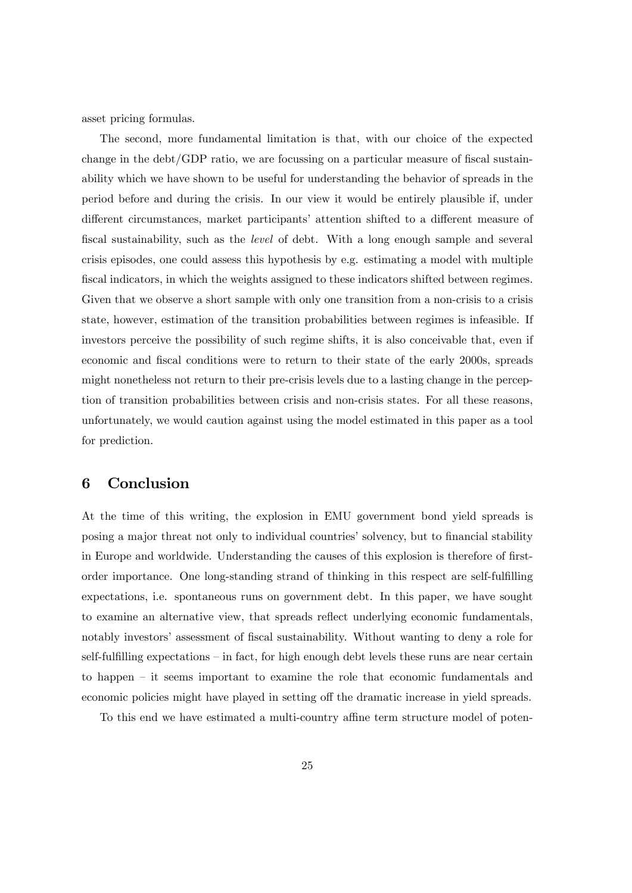asset pricing formulas.

The second, more fundamental limitation is that, with our choice of the expected change in the debt/GDP ratio, we are focussing on a particular measure of fiscal sustainability which we have shown to be useful for understanding the behavior of spreads in the period before and during the crisis. In our view it would be entirely plausible if, under different circumstances, market participants' attention shifted to a different measure of fiscal sustainability, such as the *level* of debt. With a long enough sample and several crisis episodes, one could assess this hypothesis by e.g. estimating a model with multiple fiscal indicators, in which the weights assigned to these indicators shifted between regimes. Given that we observe a short sample with only one transition from a non-crisis to a crisis state, however, estimation of the transition probabilities between regimes is infeasible. If investors perceive the possibility of such regime shifts, it is also conceivable that, even if economic and fiscal conditions were to return to their state of the early 2000s, spreads might nonetheless not return to their pre-crisis levels due to a lasting change in the perception of transition probabilities between crisis and non-crisis states. For all these reasons, unfortunately, we would caution against using the model estimated in this paper as a tool for prediction.

## 6 Conclusion

At the time of this writing, the explosion in EMU government bond yield spreads is posing a major threat not only to individual countries' solvency, but to financial stability in Europe and worldwide. Understanding the causes of this explosion is therefore of first-order importance. One long-standing strand of thinking in this respect are self-fulfilling expectations, i.e. spontaneous runs on government debt. In this paper, we have sought to examine an alternative view, that spreads reflect underlying economic fundamentals, notably investors' assessment of fiscal sustainability. Without wanting to deny a role for self-fulfilling expectations – in fact, for high enough debt levels these runs are near certain to happen – it seems important to examine the role that economic fundamentals and economic policies might have played in setting off the dramatic increase in yield spreads.

To this end we have estimated a multi-country affine term structure model of poten-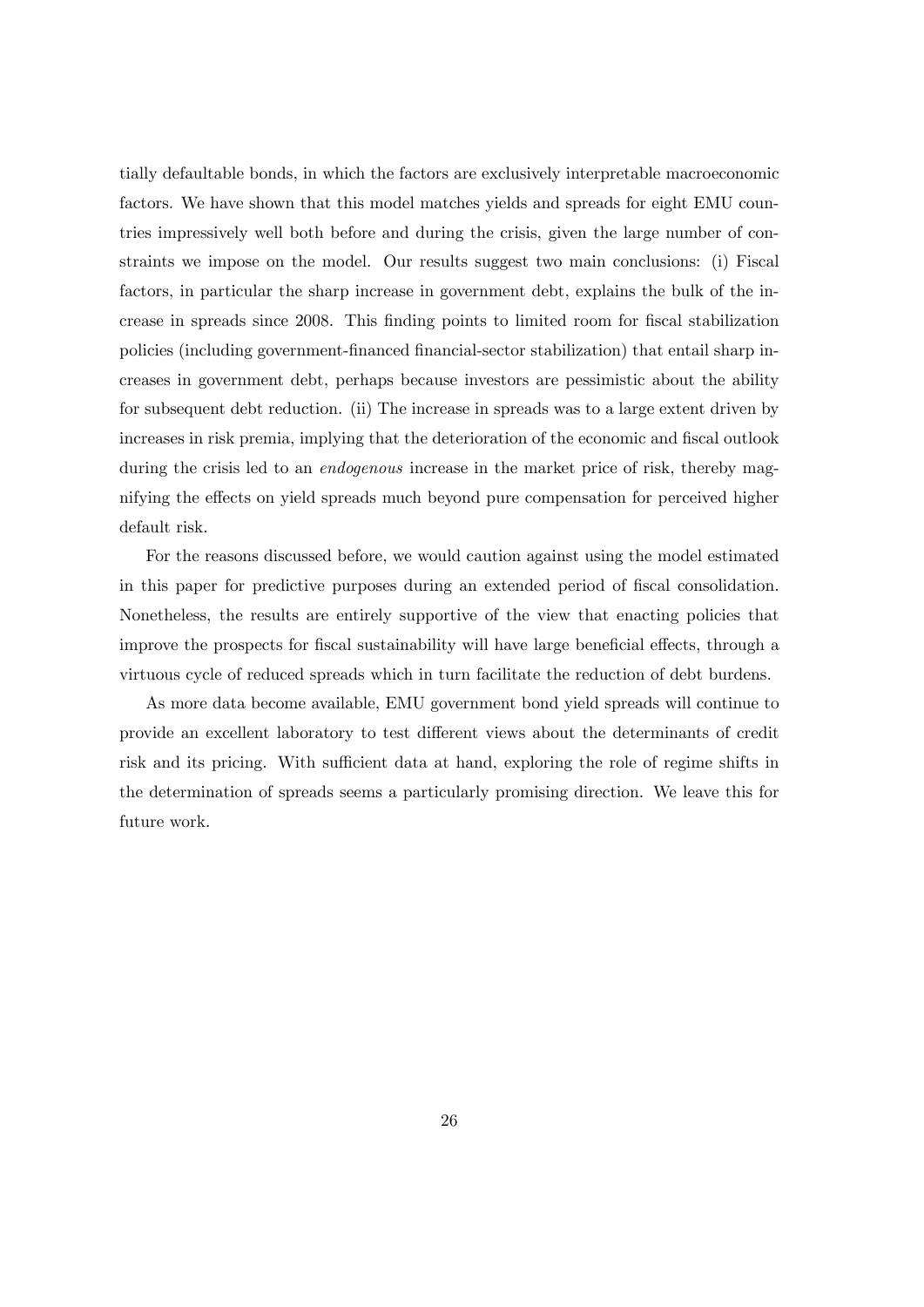tially defaultable bonds, in which the factors are exclusively interpretable macroeconomic factors. We have shown that this model matches yields and spreads for eight EMU countries impressively well both before and during the crisis, given the large number of constraints we impose on the model. Our results suggest two main conclusions: (i) Fiscal factors, in particular the sharp increase in government debt, explains the bulk of the increase in spreads since 2008. This finding points to limited room for fiscal stabilization policies (including government-financed financial-sector stabilization) that entail sharp increases in government debt, perhaps because investors are pessimistic about the ability for subsequent debt reduction. (ii) The increase in spreads was to a large extent driven by increases in risk premia, implying that the deterioration of the economic and fiscal outlook during the crisis led to an *endogenous* increase in the market price of risk, thereby magnifying the effects on yield spreads much beyond pure compensation for perceived higher default risk.

For the reasons discussed before, we would caution against using the model estimated in this paper for predictive purposes during an extended period of fiscal consolidation. Nonetheless, the results are entirely supportive of the view that enacting policies that improve the prospects for fiscal sustainability will have large beneficial effects, through a virtuous cycle of reduced spreads which in turn facilitate the reduction of debt burdens.

As more data become available, EMU government bond yield spreads will continue to provide an excellent laboratory to test different views about the determinants of credit risk and its pricing. With sufficient data at hand, exploring the role of regime shifts in the determination of spreads seems a particularly promising direction. We leave this for future work.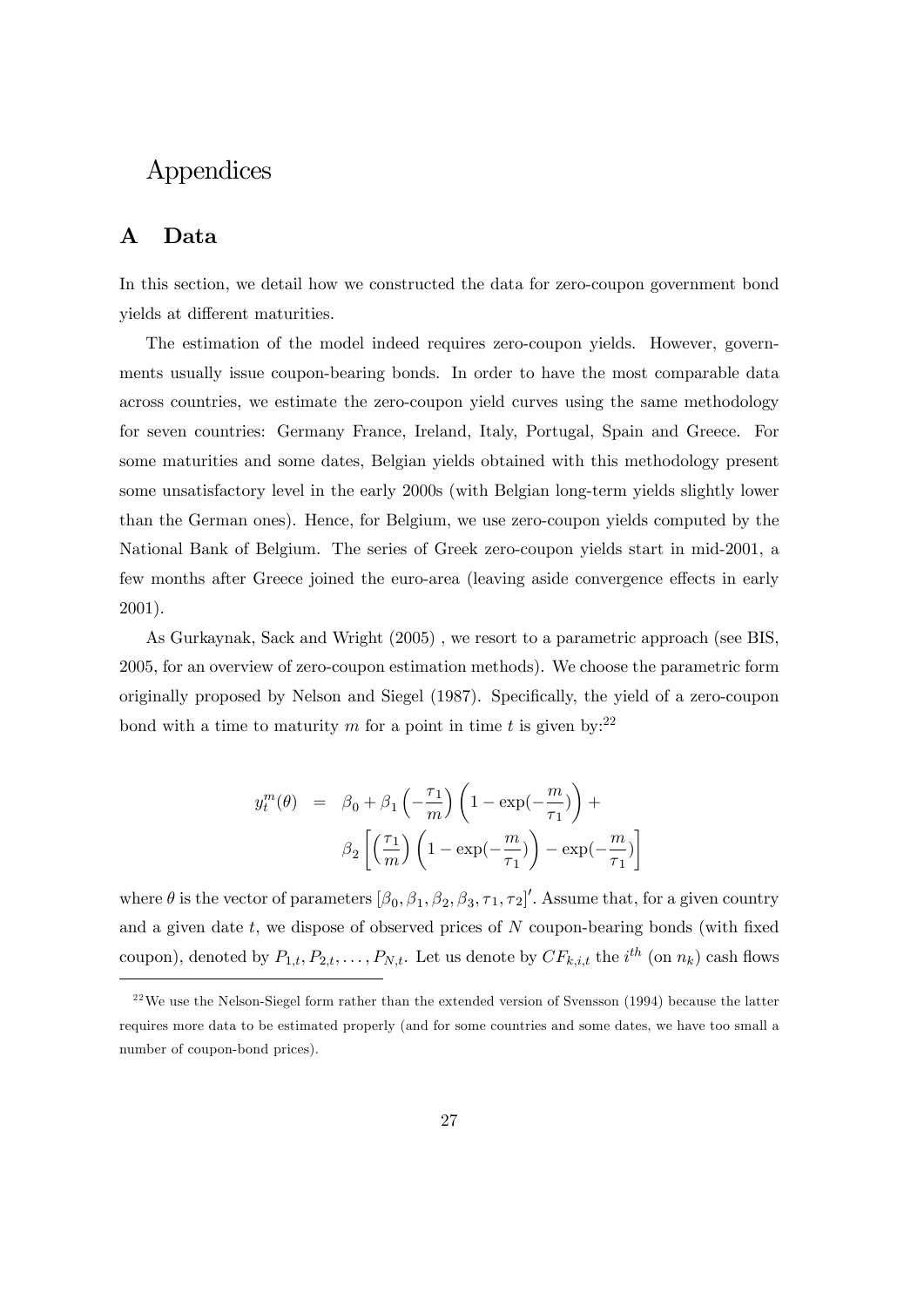# Appendices

## A Data

In this section, we detail how we constructed the data for zero-coupon government bond yields at different maturities.

The estimation of the model indeed requires zero-coupon yields. However, governments usually issue coupon-bearing bonds. In order to have the most comparable data across countries, we estimate the zero-coupon yield curves using the same methodology for seven countries: Germany France, Ireland, Italy, Portugal, Spain and Greece. For some maturities and some dates, Belgian yields obtained with this methodology present some unsatisfactory level in the early 2000s (with Belgian long-term yields slightly lower than the German ones). Hence, for Belgium, we use zero-coupon yields computed by the National Bank of Belgium. The series of Greek zero-coupon yields start in mid-2001, a few months after Greece joined the euro-area (leaving aside convergence effects in early 2001).

As Gurkaynak, Sack and Wright (2005) , we resort to a parametric approach (see BIS, 2005, for an overview of zero-coupon estimation methods). We choose the parametric form originally proposed by Nelson and Siegel (1987). Specifically, the yield of a zero-coupon bond with a time to maturity $m$ for a point in time $t$ is given by:[22]

$$
\begin{aligned}
y_t^m(\theta) \quad = \quad & \beta_0 + \beta_1 \left(-\frac{\tau_1}{m}\right)\left(1 - \exp(-\frac{m}{\tau_1})\right) + \\
& \beta_2 \left[\left(\frac{\tau_1}{m}\right)\left(1 - \exp(-\frac{m}{\tau_1})\right) - \exp(-\frac{m}{\tau_1})\right]
\end{aligned}
$$

where $\theta$ is the vector of parameters $[\beta_0, \beta_1, \beta_2, \beta_3, \tau_1, \tau_2]'$. Assume that, for a given country and a given date $t$, we dispose of observed prices of $N$ coupon-bearing bonds (with fixed coupon), denoted by $P_{1,t}, P_{2,t}, \ldots, P_{N,t}$. Let us denote by $CF_{k,i,t}$ the $i^{th}$ (on $n_k$) cash flows

[22] We use the Nelson-Siegel form rather than the extended version of Svensson (1994) because the latter requires more data to be estimated properly (and for some countries and some dates, we have too small a number of coupon-bond prices).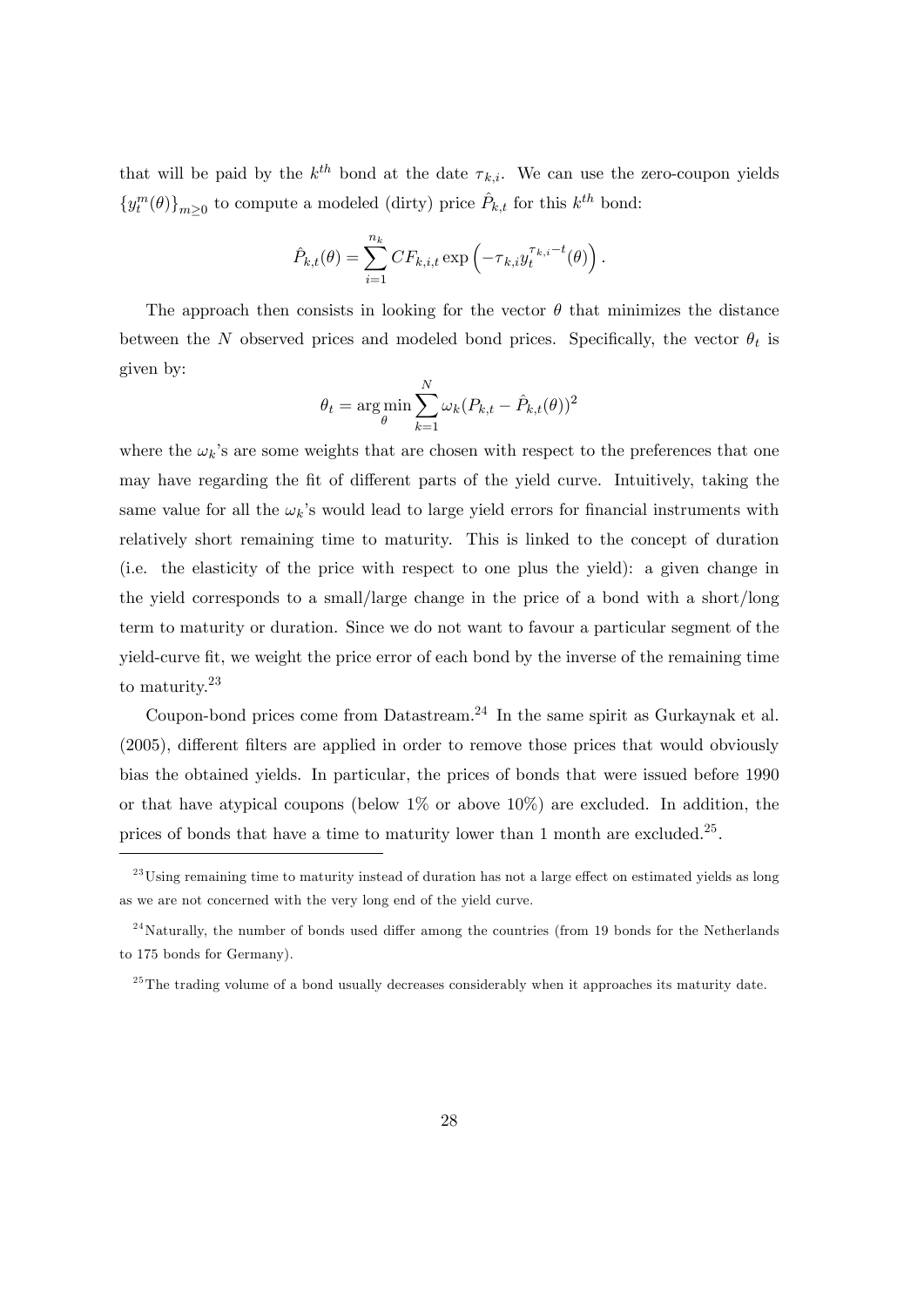that will be paid by the $k^{th}$ bond at the date $\tau_{k,i}$. We can use the zero-coupon yields $\{y_t^m(\theta)\}_{m\geq 0}$ to compute a modeled (dirty) price $\hat{P}_{k,t}$ for this $k^{th}$ bond:

$$\hat{P}_{k,t}(\theta) = \sum_{i=1}^{n_k} CF_{k,i,t} \exp\left(-\tau_{k,i} y_t^{\tau_{k,i}-t}(\theta)\right).$$

The approach then consists in looking for the vector $\theta$ that minimizes the distance between the $N$ observed prices and modeled bond prices. Specifically, the vector $\theta_t$ is given by:

$$\theta_t = \arg\min_{\theta} \sum_{k=1}^{N} \omega_k (P_{k,t} - \hat{P}_{k,t}(\theta))^2$$

where the $\omega_k$'s are some weights that are chosen with respect to the preferences that one may have regarding the fit of different parts of the yield curve. Intuitively, taking the same value for all the $\omega_k$'s would lead to large yield errors for financial instruments with relatively short remaining time to maturity. This is linked to the concept of duration (i.e. the elasticity of the price with respect to one plus the yield): a given change in the yield corresponds to a small/large change in the price of a bond with a short/long term to maturity or duration. Since we do not want to favour a particular segment of the yield-curve fit, we weight the price error of each bond by the inverse of the remaining time to maturity.[23]

Coupon-bond prices come from Datastream.[24] In the same spirit as Gurkaynak et al. (2005), different filters are applied in order to remove those prices that would obviously bias the obtained yields. In particular, the prices of bonds that were issued before 1990 or that have atypical coupons (below 1% or above 10%) are excluded. In addition, the prices of bonds that have a time to maturity lower than 1 month are excluded.[25].

[23] Using remaining time to maturity instead of duration has not a large effect on estimated yields as long as we are not concerned with the very long end of the yield curve.

[24] Naturally, the number of bonds used differ among the countries (from 19 bonds for the Netherlands to 175 bonds for Germany).

[25] The trading volume of a bond usually decreases considerably when it approaches its maturity date.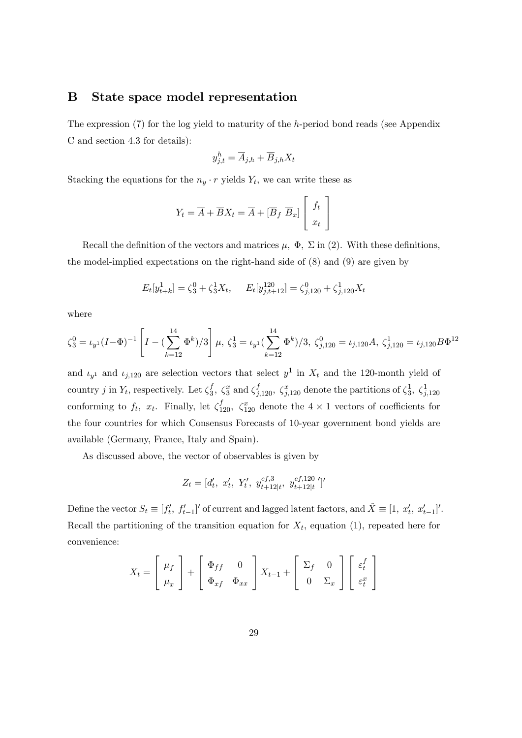# B State space model representation

The expression (7) for the log yield to maturity of the $h$-period bond reads (see Appendix C and section 4.3 for details):

$$y_{j,t}^{h} = \overline{A}_{j,h} + \overline{B}_{j,h} X_t$$

Stacking the equations for the $n_y \cdot r$ yields $Y_t$, we can write these as

$$Y_t = \overline{A} + \overline{B} X_t = \overline{A} + [\overline{B}_f \ \overline{B}_x] \begin{bmatrix} f_t \\ x_t \end{bmatrix}$$

Recall the definition of the vectors and matrices $\mu$, $\Phi$, $\Sigma$ in (2). With these definitions, the model-implied expectations on the right-hand side of (8) and (9) are given by

$$E_t[y_{t+k}^{1}] = \zeta_3^0 + \zeta_3^1 X_t, \qquad E_t[y_{j,t+12}^{120}] = \zeta_{j,120}^0 + \zeta_{j,120}^1 X_t$$

where

$$\zeta_3^0 = \iota_{y^1}(I-\Phi)^{-1}\left[I - (\sum_{k=12}^{14}\Phi^k)/3\right]\mu,\ \zeta_3^1 = \iota_{y^1}(\sum_{k=12}^{14}\Phi^k)/3,\ \zeta_{j,120}^0 = \iota_{j,120}A,\ \zeta_{j,120}^1 = \iota_{j,120}B\Phi^{12}$$

and $\iota_{y^1}$ and $\iota_{j,120}$ are selection vectors that select $y^1$ in $X_t$ and the 120-month yield of country $j$ in $Y_t$, respectively. Let $\zeta_3^f$, $\zeta_3^x$ and $\zeta_{j,120}^f$, $\zeta_{j,120}^x$ denote the partitions of $\zeta_3^1$, $\zeta_{j,120}^1$ conforming to $f_t$, $x_t$. Finally, let $\zeta_{120}^f$, $\zeta_{120}^x$ denote the $4 \times 1$ vectors of coefficients for the four countries for which Consensus Forecasts of 10-year government bond yields are available (Germany, France, Italy and Spain).

As discussed above, the vector of observables is given by

$$Z_t = [d_t',\ x_t',\ Y_t',\ y_{t+12|t}^{cf,3},\ y_{t+12|t}^{cf,120}{}']'$$

Define the vector $S_t \equiv [f_t',\ f_{t-1}']'$ of current and lagged latent factors, and $\tilde{X} \equiv [1,\ x_t',\ x_{t-1}']'$. Recall the partitioning of the transition equation for $X_t$, equation (1), repeated here for convenience:

$$X_t = \begin{bmatrix} \mu_f \\ \mu_x \end{bmatrix} + \begin{bmatrix} \Phi_{ff} & 0 \\ \Phi_{xf} & \Phi_{xx} \end{bmatrix} X_{t-1} + \begin{bmatrix} \Sigma_f & 0 \\ 0 & \Sigma_x \end{bmatrix} \begin{bmatrix} \varepsilon_t^f \\ \varepsilon_t^x \end{bmatrix}$$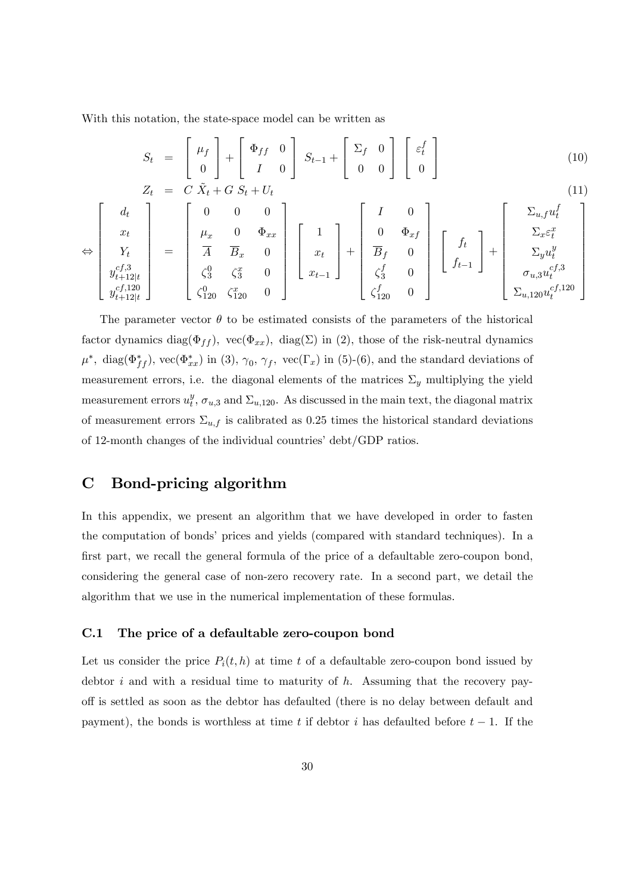With this notation, the state-space model can be written as

$$S_t = \begin{bmatrix} \mu_f \\ 0 \end{bmatrix} + \begin{bmatrix} \Phi_{ff} & 0 \\ I & 0 \end{bmatrix} S_{t-1} + \begin{bmatrix} \Sigma_f & 0 \\ 0 & 0 \end{bmatrix} \begin{bmatrix} \varepsilon_t^f \\ 0 \end{bmatrix} \tag{10}$$

$$Z_t = C \tilde{X}_t + G S_t + U_t \tag{11}$$

$$\Leftrightarrow \begin{bmatrix} d_t \\ x_t \\ Y_t \\ y_{t+12|t}^{cf,3} \\ y_{t+12|t}^{cf,120} \end{bmatrix} = \begin{bmatrix} 0 & 0 & 0 \\ \mu_x & 0 & \Phi_{xx} \\ \overline{A} & \overline{B}_x & 0 \\ \zeta_3^0 & \zeta_3^x & 0 \\ \zeta_{120}^0 & \zeta_{120}^x & 0 \end{bmatrix} \begin{bmatrix} 1 \\ x_t \\ x_{t-1} \end{bmatrix} + \begin{bmatrix} I & 0 \\ 0 & \Phi_{xf} \\ \overline{B}_f & 0 \\ \zeta_3^f & 0 \\ \zeta_{120}^f & 0 \end{bmatrix} \begin{bmatrix} f_t \\ f_{t-1} \end{bmatrix} + \begin{bmatrix} \Sigma_{u,f} u_t^f \\ \Sigma_x \varepsilon_t^x \\ \Sigma_y u_t^y \\ \sigma_{u,3} u_t^{cf,3} \\ \Sigma_{u,120} u_t^{cf,120} \end{bmatrix}$$

The parameter vector $\theta$ to be estimated consists of the parameters of the historical factor dynamics $\text{diag}(\Phi_{ff})$, $\text{vec}(\Phi_{xx})$, $\text{diag}(\Sigma)$ in (2), those of the risk-neutral dynamics $\mu^*$, $\text{diag}(\Phi_{ff}^*)$, $\text{vec}(\Phi_{xx}^*)$ in (3), $\gamma_0$, $\gamma_f$, $\text{vec}(\Gamma_x)$ in (5)-(6), and the standard deviations of measurement errors, i.e. the diagonal elements of the matrices $\Sigma_y$ multiplying the yield measurement errors $u_t^y$, $\sigma_{u,3}$ and $\Sigma_{u,120}$. As discussed in the main text, the diagonal matrix of measurement errors $\Sigma_{u,f}$ is calibrated as 0.25 times the historical standard deviations of 12-month changes of the individual countries' debt/GDP ratios.

# C Bond-pricing algorithm

In this appendix, we present an algorithm that we have developed in order to fasten the computation of bonds' prices and yields (compared with standard techniques). In a first part, we recall the general formula of the price of a defaultable zero-coupon bond, considering the general case of non-zero recovery rate. In a second part, we detail the algorithm that we use in the numerical implementation of these formulas.

## C.1 The price of a defaultable zero-coupon bond

Let us consider the price $P_i(t, h)$ at time $t$ of a defaultable zero-coupon bond issued by debtor $i$ and with a residual time to maturity of $h$. Assuming that the recovery pay-off is settled as soon as the debtor has defaulted (there is no delay between default and payment), the bonds is worthless at time $t$ if debtor $i$ has defaulted before $t - 1$. If the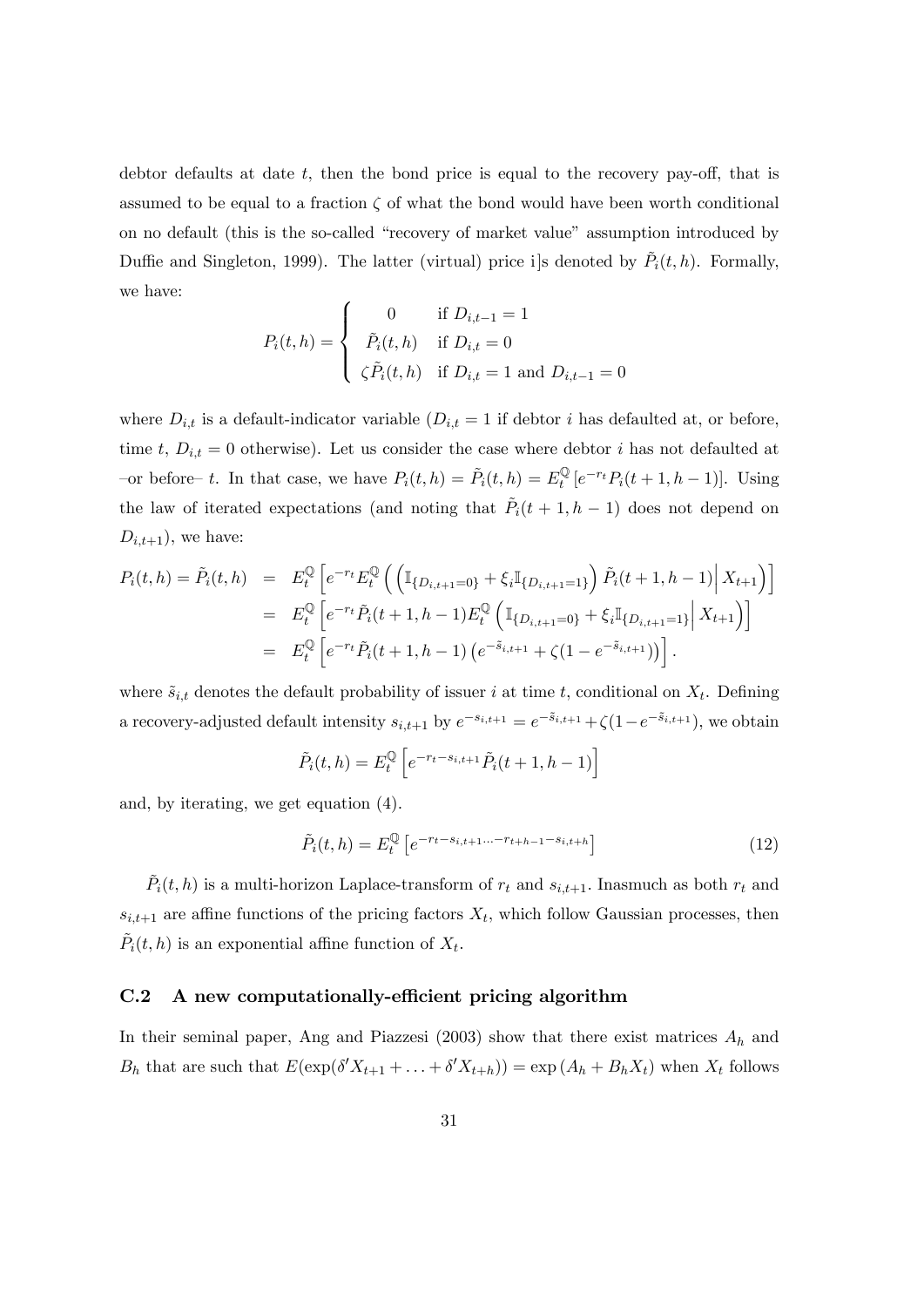debtor defaults at date $t$, then the bond price is equal to the recovery pay-off, that is assumed to be equal to a fraction $\zeta$ of what the bond would have been worth conditional on no default (this is the so-called "recovery of market value" assumption introduced by Duffie and Singleton, 1999). The latter (virtual) price i]s denoted by $\tilde{P}_i(t,h)$. Formally, we have:

$$
P_i(t,h) = \begin{cases} 0 & \text{if } D_{i,t-1} = 1 \\ \tilde{P}_i(t,h) & \text{if } D_{i,t} = 0 \\ \zeta \tilde{P}_i(t,h) & \text{if } D_{i,t} = 1 \text{ and } D_{i,t-1} = 0 \end{cases}
$$

where $D_{i,t}$ is a default-indicator variable ($D_{i,t} = 1$ if debtor $i$ has defaulted at, or before, time $t$, $D_{i,t} = 0$ otherwise). Let us consider the case where debtor $i$ has not defaulted at –or before– $t$. In that case, we have $P_i(t,h) = \tilde{P}_i(t,h) = E_t^{\mathbb{Q}}[e^{-r_t} P_i(t+1,h-1)]$. Using the law of iterated expectations (and noting that $\tilde{P}_i(t+1,h-1)$ does not depend on $D_{i,t+1}$), we have:

$$
\begin{aligned}
P_i(t,h) = \tilde{P}_i(t,h) &= E_t^{\mathbb{Q}}\left[e^{-r_t} E_t^{\mathbb{Q}}\left(\left(\mathbb{I}_{\{D_{i,t+1}=0\}} + \xi_i \mathbb{I}_{\{D_{i,t+1}=1\}}\right)\tilde{P}_i(t+1,h-1)\middle| X_{t+1}\right)\right] \\
&= E_t^{\mathbb{Q}}\left[e^{-r_t}\tilde{P}_i(t+1,h-1) E_t^{\mathbb{Q}}\left(\mathbb{I}_{\{D_{i,t+1}=0\}} + \xi_i \mathbb{I}_{\{D_{i,t+1}=1\}}\middle| X_{t+1}\right)\right] \\
&= E_t^{\mathbb{Q}}\left[e^{-r_t}\tilde{P}_i(t+1,h-1)\left(e^{-\tilde{s}_{i,t+1}} + \zeta(1-e^{-\tilde{s}_{i,t+1}})\right)\right].
\end{aligned}
$$

where $\tilde{s}_{i,t}$ denotes the default probability of issuer $i$ at time $t$, conditional on $X_t$. Defining a recovery-adjusted default intensity $s_{i,t+1}$ by $e^{-s_{i,t+1}} = e^{-\tilde{s}_{i,t+1}} + \zeta(1-e^{-\tilde{s}_{i,t+1}})$, we obtain

$$
\tilde{P}_i(t,h) = E_t^{\mathbb{Q}}\left[e^{-r_t - s_{i,t+1}}\tilde{P}_i(t+1,h-1)\right]
$$

and, by iterating, we get equation (4).

$$
\tilde{P}_i(t,h) = E_t^{\mathbb{Q}}\left[e^{-r_t - s_{i,t+1} \dots - r_{t+h-1} - s_{i,t+h}}\right] \tag{12}
$$

$\tilde{P}_i(t,h)$ is a multi-horizon Laplace-transform of $r_t$ and $s_{i,t+1}$. Inasmuch as both $r_t$ and $s_{i,t+1}$ are affine functions of the pricing factors $X_t$, which follow Gaussian processes, then $\tilde{P}_i(t,h)$ is an exponential affine function of $X_t$.

### C.2 A new computationally-efficient pricing algorithm

In their seminal paper, Ang and Piazzesi (2003) show that there exist matrices $A_h$ and $B_h$ that are such that $E(\exp(\delta' X_{t+1} + \ldots + \delta' X_{t+h})) = \exp(A_h + B_h X_t)$ when $X_t$ follows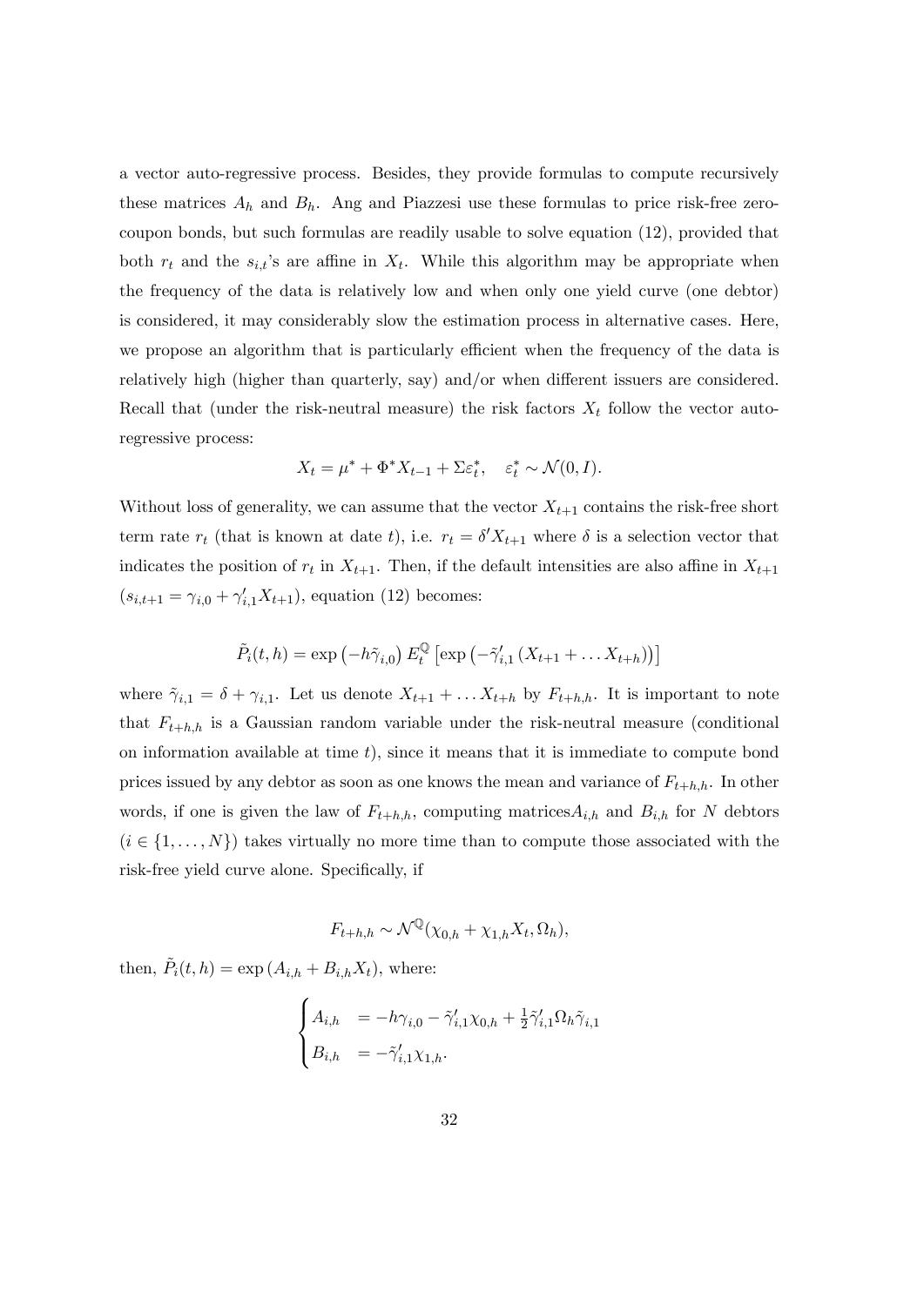a vector auto-regressive process. Besides, they provide formulas to compute recursively these matrices $A_h$ and $B_h$. Ang and Piazzesi use these formulas to price risk-free zero-coupon bonds, but such formulas are readily usable to solve equation (12), provided that both $r_t$ and the $s_{i,t}$'s are affine in $X_t$. While this algorithm may be appropriate when the frequency of the data is relatively low and when only one yield curve (one debtor) is considered, it may considerably slow the estimation process in alternative cases. Here, we propose an algorithm that is particularly efficient when the frequency of the data is relatively high (higher than quarterly, say) and/or when different issuers are considered. Recall that (under the risk-neutral measure) the risk factors $X_t$ follow the vector auto-regressive process:

$$X_t = \mu^* + \Phi^* X_{t-1} + \Sigma \varepsilon_t^*, \quad \varepsilon_t^* \sim \mathcal{N}(0, I).$$

Without loss of generality, we can assume that the vector $X_{t+1}$ contains the risk-free short term rate $r_t$ (that is known at date $t$), i.e. $r_t = \delta' X_{t+1}$ where $\delta$ is a selection vector that indicates the position of $r_t$ in $X_{t+1}$. Then, if the default intensities are also affine in $X_{t+1}$ ($s_{i,t+1} = \gamma_{i,0} + \gamma_{i,1}' X_{t+1}$), equation (12) becomes:

$$\tilde{P}_i(t,h) = \exp\left(-h\tilde{\gamma}_{i,0}\right) E_t^{\mathbb{Q}}\left[\exp\left(-\tilde{\gamma}_{i,1}'\left(X_{t+1} + \dots X_{t+h}\right)\right)\right]$$

where $\tilde{\gamma}_{i,1} = \delta + \gamma_{i,1}$. Let us denote $X_{t+1} + \dots X_{t+h}$ by $F_{t+h,h}$. It is important to note that $F_{t+h,h}$ is a Gaussian random variable under the risk-neutral measure (conditional on information available at time $t$), since it means that it is immediate to compute bond prices issued by any debtor as soon as one knows the mean and variance of $F_{t+h,h}$. In other words, if one is given the law of $F_{t+h,h}$, computing matrices$A_{i,h}$ and $B_{i,h}$ for $N$ debtors ($i \in \{1, \dots, N\}$) takes virtually no more time than to compute those associated with the risk-free yield curve alone. Specifically, if

$$F_{t+h,h} \sim \mathcal{N}^{\mathbb{Q}}(\chi_{0,h} + \chi_{1,h} X_t, \Omega_h),$$

then, $\tilde{P}_i(t,h) = \exp\left(A_{i,h} + B_{i,h} X_t\right)$, where:

$$\begin{cases} A_{i,h} &= -h\gamma_{i,0} - \tilde{\gamma}_{i,1}'\chi_{0,h} + \frac{1}{2}\tilde{\gamma}_{i,1}'\Omega_h\tilde{\gamma}_{i,1} \\ B_{i,h} &= -\tilde{\gamma}_{i,1}'\chi_{1,h}. \end{cases}$$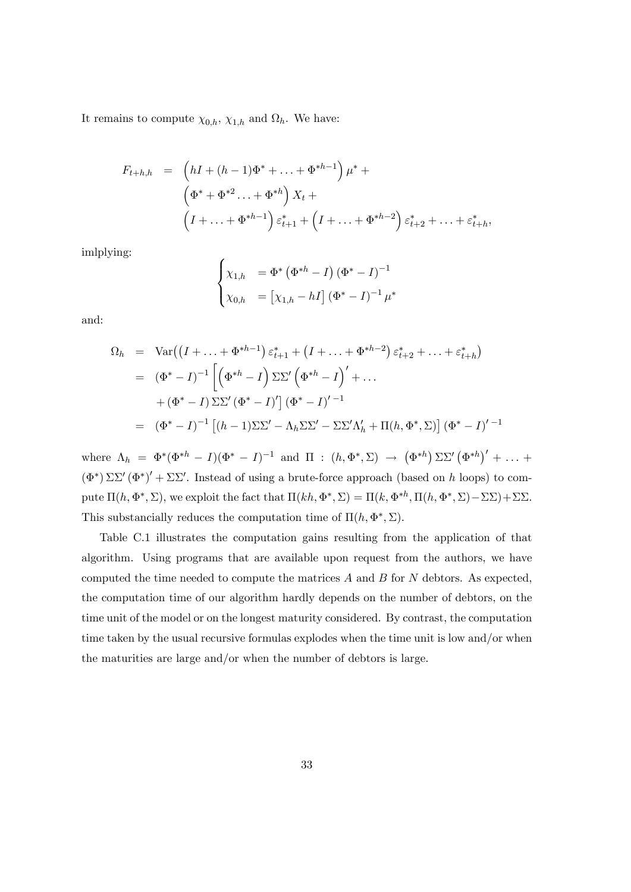It remains to compute $\chi_{0,h}$, $\chi_{1,h}$ and $\Omega_h$. We have:

$$
\begin{aligned}
F_{t+h,h} &= \left(hI + (h-1)\Phi^* + \ldots + \Phi^{*h-1}\right)\mu^* + \\
&\quad \left(\Phi^* + \Phi^{*2} \ldots + \Phi^{*h}\right) X_t + \\
&\quad \left(I + \ldots + \Phi^{*h-1}\right)\varepsilon^*_{t+1} + \left(I + \ldots + \Phi^{*h-2}\right)\varepsilon^*_{t+2} + \ldots + \varepsilon^*_{t+h},
\end{aligned}
$$

imlplying:

$$
\begin{cases}
\chi_{1,h} &= \Phi^* \left(\Phi^{*h} - I\right)\left(\Phi^* - I\right)^{-1} \\
\chi_{0,h} &= \left[\chi_{1,h} - hI\right]\left(\Phi^* - I\right)^{-1}\mu^*
\end{cases}
$$

and:

$$
\begin{aligned}
\Omega_h &= \operatorname{Var}\big(\left(I + \ldots + \Phi^{*h-1}\right)\varepsilon^*_{t+1} + \left(I + \ldots + \Phi^{*h-2}\right)\varepsilon^*_{t+2} + \ldots + \varepsilon^*_{t+h}\big) \\
&= \left(\Phi^* - I\right)^{-1}\left[\left(\Phi^{*h} - I\right)\Sigma\Sigma'\left(\Phi^{*h} - I\right)' + \ldots \right. \\
&\quad \left. + \left(\Phi^* - I\right)\Sigma\Sigma'\left(\Phi^* - I\right)'\right]\left(\Phi^* - I\right)'^{\,-1} \\
&= \left(\Phi^* - I\right)^{-1}\left[(h-1)\Sigma\Sigma' - \Lambda_h\Sigma\Sigma' - \Sigma\Sigma'\Lambda_h' + \Pi(h, \Phi^*, \Sigma)\right]\left(\Phi^* - I\right)'^{\,-1}
\end{aligned}
$$

where $\Lambda_h = \Phi^*(\Phi^{*h} - I)(\Phi^* - I)^{-1}$ and $\Pi : (h, \Phi^*, \Sigma) \to \left(\Phi^{*h}\right)\Sigma\Sigma'\left(\Phi^{*h}\right)' + \ldots + \left(\Phi^*\right)\Sigma\Sigma'\left(\Phi^*\right)' + \Sigma\Sigma'$. Instead of using a brute-force approach (based on $h$ loops) to compute $\Pi(h, \Phi^*, \Sigma)$, we exploit the fact that $\Pi(kh, \Phi^*, \Sigma) = \Pi(k, \Phi^{*h}, \Pi(h, \Phi^*, \Sigma) - \Sigma\Sigma) + \Sigma\Sigma$. This substancially reduces the computation time of $\Pi(h, \Phi^*, \Sigma)$.

Table C.1 illustrates the computation gains resulting from the application of that algorithm. Using programs that are available upon request from the authors, we have computed the time needed to compute the matrices $A$ and $B$ for $N$ debtors. As expected, the computation time of our algorithm hardly depends on the number of debtors, on the time unit of the model or on the longest maturity considered. By contrast, the computation time taken by the usual recursive formulas explodes when the time unit is low and/or when the maturities are large and/or when the number of debtors is large.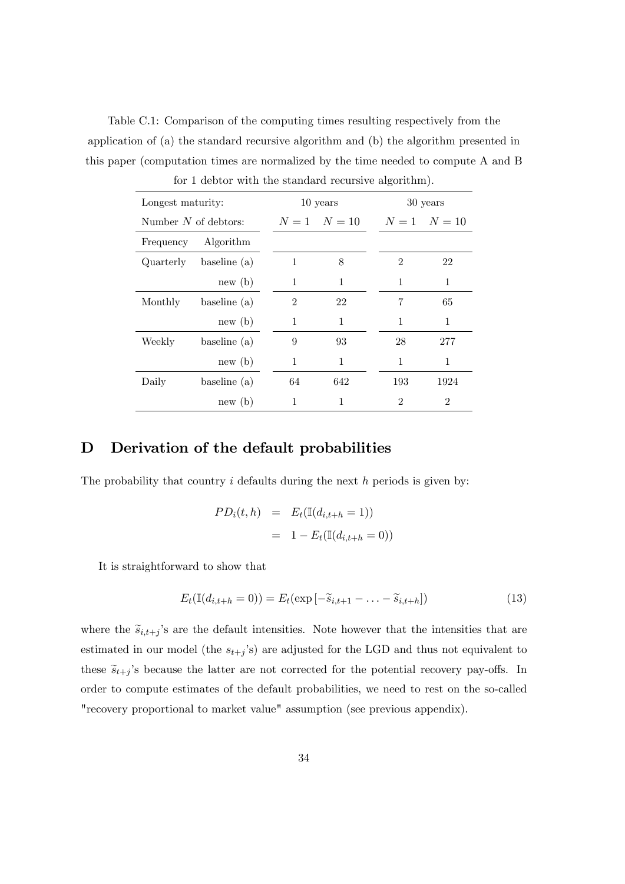Table C.1: Comparison of the computing times resulting respectively from the application of (a) the standard recursive algorithm and (b) the algorithm presented in this paper (computation times are normalized by the time needed to compute A and B for 1 debtor with the standard recursive algorithm).

| Longest maturity: | | 10 years | | 30 years | |
|---|---|---|---|---|---|
| Number $N$ of debtors: | | $N=1$ | $N=10$ | $N=1$ | $N=10$ |
| Frequency | Algorithm | | | | |
| Quarterly | baseline (a) | 1 | 8 | 2 | 22 |
| | new (b) | 1 | 1 | 1 | 1 |
| Monthly | baseline (a) | 2 | 22 | 7 | 65 |
| | new (b) | 1 | 1 | 1 | 1 |
| Weekly | baseline (a) | 9 | 93 | 28 | 277 |
| | new (b) | 1 | 1 | 1 | 1 |
| Daily | baseline (a) | 64 | 642 | 193 | 1924 |
| | new (b) | 1 | 1 | 2 | 2 |

# D Derivation of the default probabilities

The probability that country $i$ defaults during the next $h$ periods is given by:

$$
\begin{aligned}
PD_i(t,h) &= E_t(\mathbb{I}(d_{i,t+h}=1)) \\
&= 1 - E_t(\mathbb{I}(d_{i,t+h}=0))
\end{aligned}
$$

It is straightforward to show that

$$
E_t(\mathbb{I}(d_{i,t+h}=0)) = E_t(\exp[-\widetilde{s}_{i,t+1} - \ldots - \widetilde{s}_{i,t+h}]) \tag{13}
$$

where the $\widetilde{s}_{i,t+j}$'s are the default intensities. Note however that the intensities that are estimated in our model (the $s_{t+j}$'s) are adjusted for the LGD and thus not equivalent to these $\widetilde{s}_{t+j}$'s because the latter are not corrected for the potential recovery pay-offs. In order to compute estimates of the default probabilities, we need to rest on the so-called "recovery proportional to market value" assumption (see previous appendix).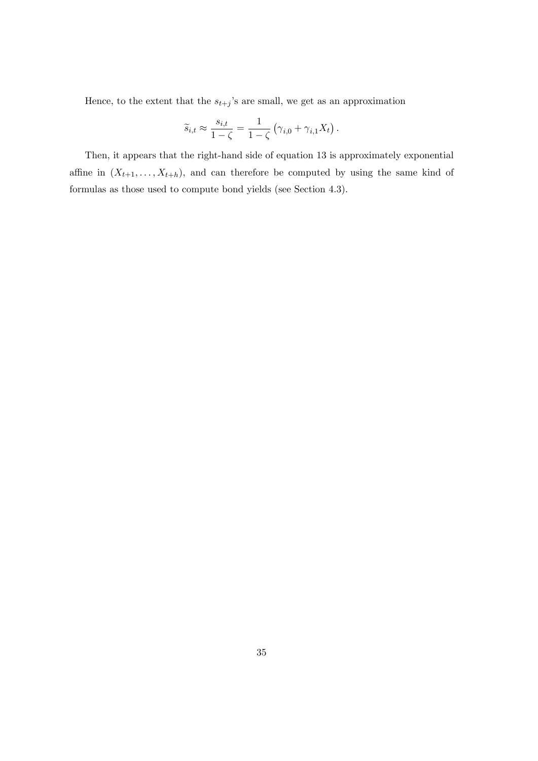Hence, to the extent that the $s_{t+j}$'s are small, we get as an approximation

$$\widetilde{s}_{i,t} \approx \frac{s_{i,t}}{1-\zeta} = \frac{1}{1-\zeta}\left(\gamma_{i,0} + \gamma_{i,1} X_t\right).$$

Then, it appears that the right-hand side of equation 13 is approximately exponential affine in $(X_{t+1}, \dots, X_{t+h})$, and can therefore be computed by using the same kind of formulas as those used to compute bond yields (see Section 4.3).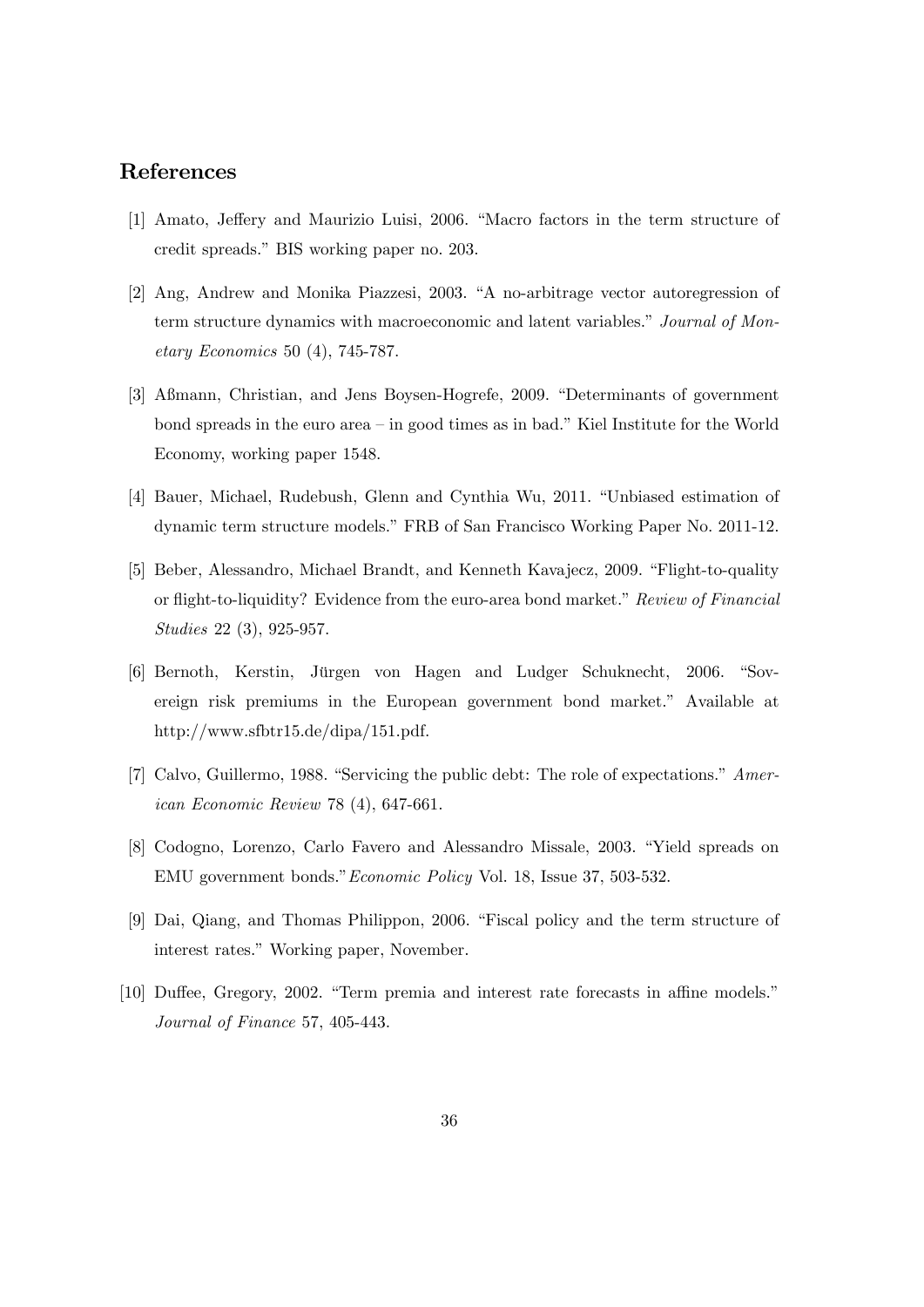## References

[1] Amato, Jeffery and Maurizio Luisi, 2006. "Macro factors in the term structure of credit spreads." BIS working paper no. 203.

[2] Ang, Andrew and Monika Piazzesi, 2003. "A no-arbitrage vector autoregression of term structure dynamics with macroeconomic and latent variables." *Journal of Monetary Economics* 50 (4), 745-787.

[3] Aßmann, Christian, and Jens Boysen-Hogrefe, 2009. "Determinants of government bond spreads in the euro area – in good times as in bad." Kiel Institute for the World Economy, working paper 1548.

[4] Bauer, Michael, Rudebush, Glenn and Cynthia Wu, 2011. "Unbiased estimation of dynamic term structure models." FRB of San Francisco Working Paper No. 2011-12.

[5] Beber, Alessandro, Michael Brandt, and Kenneth Kavajecz, 2009. "Flight-to-quality or flight-to-liquidity? Evidence from the euro-area bond market." *Review of Financial Studies* 22 (3), 925-957.

[6] Bernoth, Kerstin, Jürgen von Hagen and Ludger Schuknecht, 2006. "Sovereign risk premiums in the European government bond market." Available at http://www.sfbtr15.de/dipa/151.pdf.

[7] Calvo, Guillermo, 1988. "Servicing the public debt: The role of expectations." *American Economic Review* 78 (4), 647-661.

[8] Codogno, Lorenzo, Carlo Favero and Alessandro Missale, 2003. "Yield spreads on EMU government bonds."*Economic Policy* Vol. 18, Issue 37, 503-532.

[9] Dai, Qiang, and Thomas Philippon, 2006. "Fiscal policy and the term structure of interest rates." Working paper, November.

[10] Duffee, Gregory, 2002. "Term premia and interest rate forecasts in affine models." *Journal of Finance* 57, 405-443.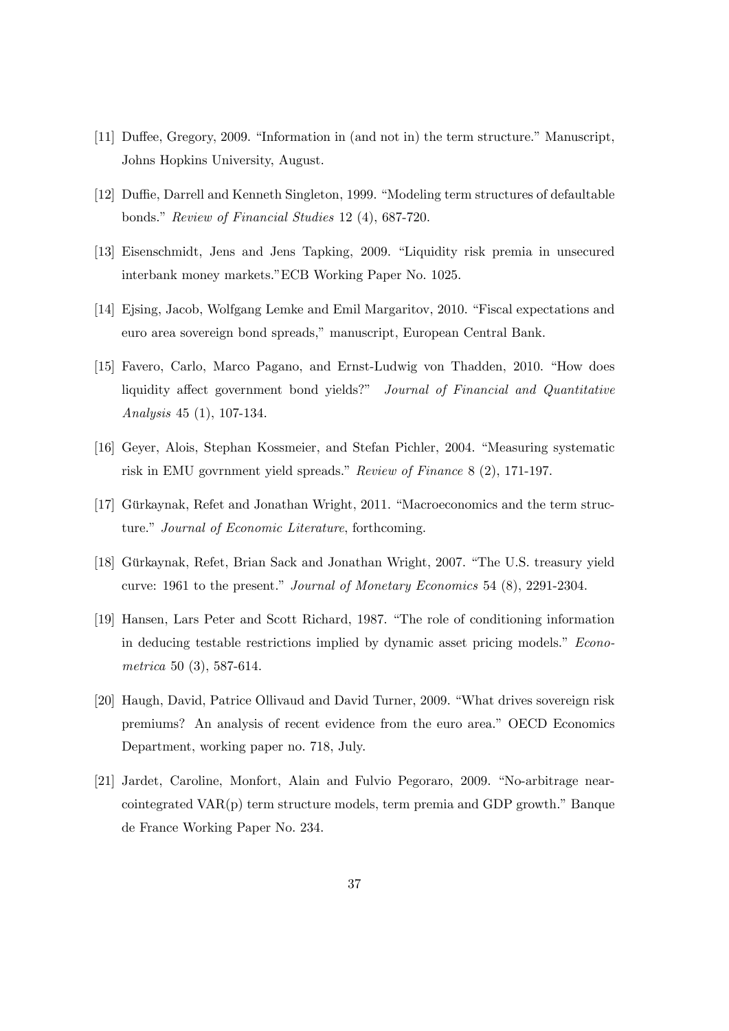[11] Duffee, Gregory, 2009. "Information in (and not in) the term structure." Manuscript, Johns Hopkins University, August.

[12] Duffie, Darrell and Kenneth Singleton, 1999. "Modeling term structures of defaultable bonds." *Review of Financial Studies* 12 (4), 687-720.

[13] Eisenschmidt, Jens and Jens Tapking, 2009. "Liquidity risk premia in unsecured interbank money markets."ECB Working Paper No. 1025.

[14] Ejsing, Jacob, Wolfgang Lemke and Emil Margaritov, 2010. "Fiscal expectations and euro area sovereign bond spreads," manuscript, European Central Bank.

[15] Favero, Carlo, Marco Pagano, and Ernst-Ludwig von Thadden, 2010. "How does liquidity affect government bond yields?" *Journal of Financial and Quantitative Analysis* 45 (1), 107-134.

[16] Geyer, Alois, Stephan Kossmeier, and Stefan Pichler, 2004. "Measuring systematic risk in EMU govrnment yield spreads." *Review of Finance* 8 (2), 171-197.

[17] Gürkaynak, Refet and Jonathan Wright, 2011. "Macroeconomics and the term structure." *Journal of Economic Literature*, forthcoming.

[18] Gürkaynak, Refet, Brian Sack and Jonathan Wright, 2007. "The U.S. treasury yield curve: 1961 to the present." *Journal of Monetary Economics* 54 (8), 2291-2304.

[19] Hansen, Lars Peter and Scott Richard, 1987. "The role of conditioning information in deducing testable restrictions implied by dynamic asset pricing models." *Econometrica* 50 (3), 587-614.

[20] Haugh, David, Patrice Ollivaud and David Turner, 2009. "What drives sovereign risk premiums? An analysis of recent evidence from the euro area." OECD Economics Department, working paper no. 718, July.

[21] Jardet, Caroline, Monfort, Alain and Fulvio Pegoraro, 2009. "No-arbitrage near-cointegrated VAR(p) term structure models, term premia and GDP growth." Banque de France Working Paper No. 234.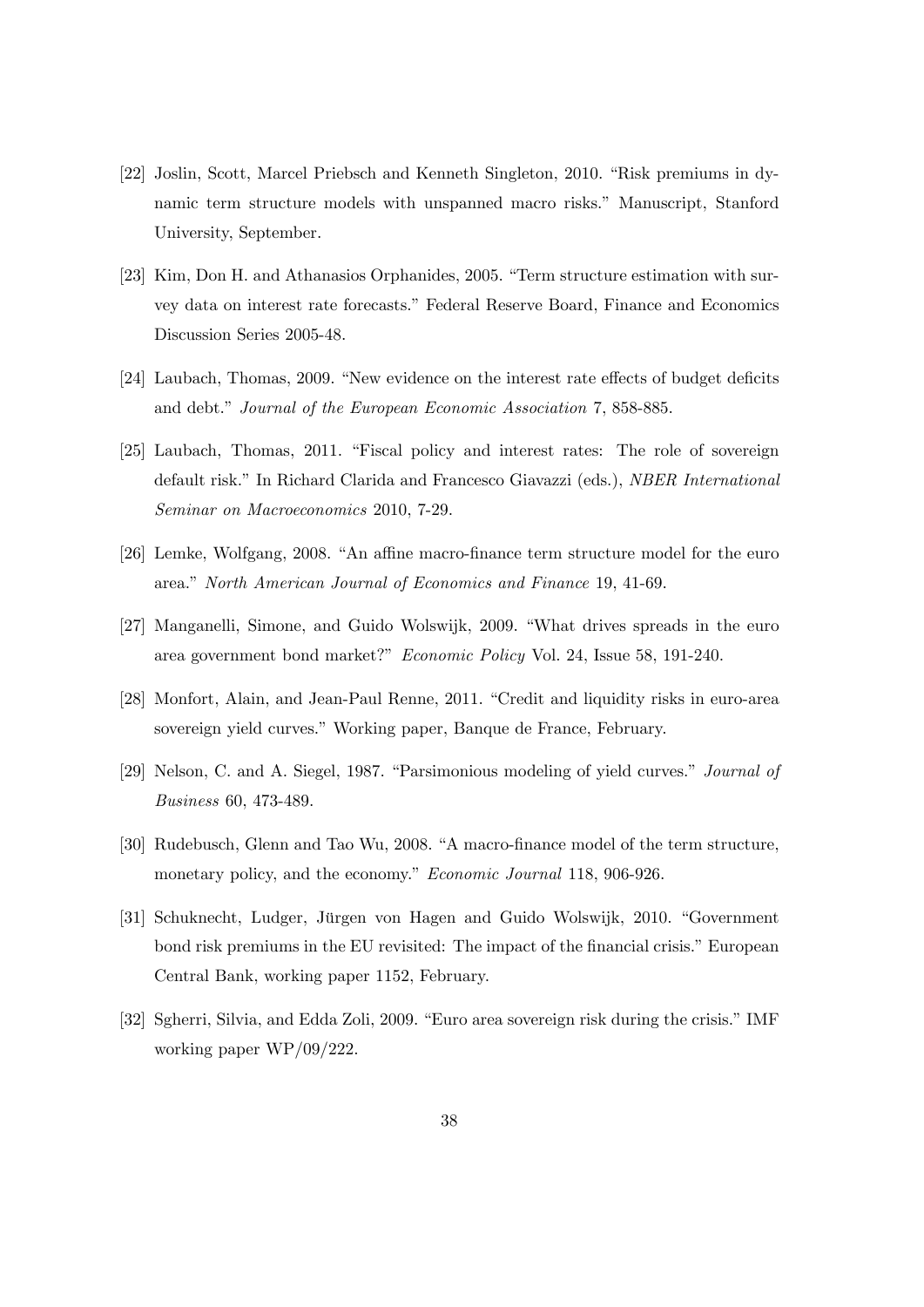[22] Joslin, Scott, Marcel Priebsch and Kenneth Singleton, 2010. "Risk premiums in dynamic term structure models with unspanned macro risks." Manuscript, Stanford University, September.

[23] Kim, Don H. and Athanasios Orphanides, 2005. "Term structure estimation with survey data on interest rate forecasts." Federal Reserve Board, Finance and Economics Discussion Series 2005-48.

[24] Laubach, Thomas, 2009. "New evidence on the interest rate effects of budget deficits and debt." *Journal of the European Economic Association* 7, 858-885.

[25] Laubach, Thomas, 2011. "Fiscal policy and interest rates: The role of sovereign default risk." In Richard Clarida and Francesco Giavazzi (eds.), *NBER International Seminar on Macroeconomics* 2010, 7-29.

[26] Lemke, Wolfgang, 2008. "An affine macro-finance term structure model for the euro area." *North American Journal of Economics and Finance* 19, 41-69.

[27] Manganelli, Simone, and Guido Wolswijk, 2009. "What drives spreads in the euro area government bond market?" *Economic Policy* Vol. 24, Issue 58, 191-240.

[28] Monfort, Alain, and Jean-Paul Renne, 2011. "Credit and liquidity risks in euro-area sovereign yield curves." Working paper, Banque de France, February.

[29] Nelson, C. and A. Siegel, 1987. "Parsimonious modeling of yield curves." *Journal of Business* 60, 473-489.

[30] Rudebusch, Glenn and Tao Wu, 2008. "A macro-finance model of the term structure, monetary policy, and the economy." *Economic Journal* 118, 906-926.

[31] Schuknecht, Ludger, Jürgen von Hagen and Guido Wolswijk, 2010. "Government bond risk premiums in the EU revisited: The impact of the financial crisis." European Central Bank, working paper 1152, February.

[32] Sgherri, Silvia, and Edda Zoli, 2009. "Euro area sovereign risk during the crisis." IMF working paper WP/09/222.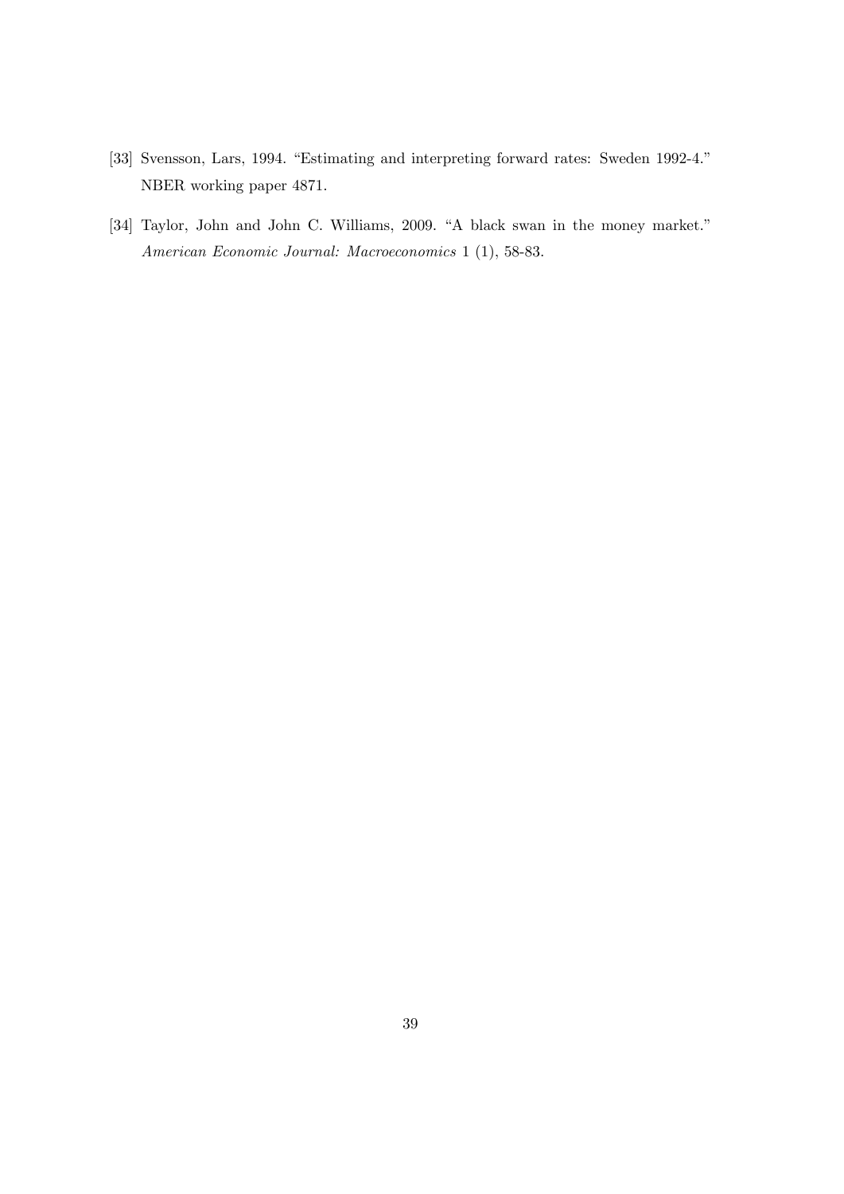[33] Svensson, Lars, 1994. "Estimating and interpreting forward rates: Sweden 1992-4." NBER working paper 4871.

[34] Taylor, John and John C. Williams, 2009. "A black swan in the money market." *American Economic Journal: Macroeconomics* 1 (1), 58-83.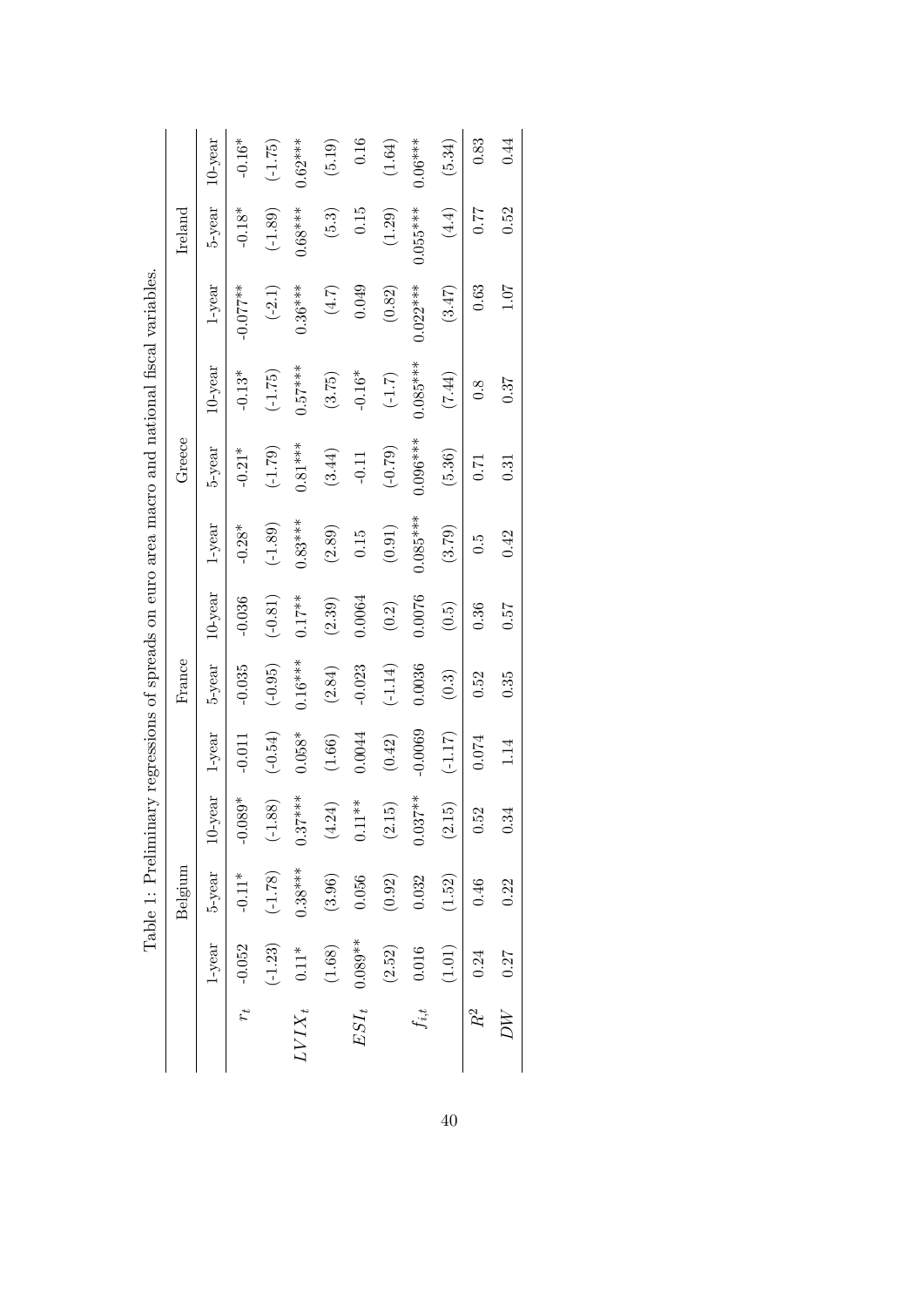Table 1: Preliminary regressions of spreads on euro area macro and national fiscal variables.

| | Belgium | | | France | | | Greece | | | Ireland | | |
|---|---|---|---|---|---|---|---|---|---|---|---|---|
| | 1-year | 5-year | 10-year | 1-year | 5-year | 10-year | 1-year | 5-year | 10-year | 1-year | 5-year | 10-year |
| $r_t$ | -0.052 | -0.11* | -0.089* | -0.011 | -0.035 | -0.036 | -0.28* | -0.21* | -0.13* | -0.077** | -0.18* | -0.16* |
| | (-1.23) | (-1.78) | (-1.88) | (-0.54) | (-0.95) | (-0.81) | (-1.89) | (-1.79) | (-1.75) | (-2.1) | (-1.89) | (-1.75) |
| $LVIX_t$ | 0.11* | 0.38*** | 0.37*** | 0.058* | 0.16*** | 0.17** | 0.83*** | 0.81*** | 0.57*** | 0.36*** | 0.68*** | 0.62*** |
| | (1.68) | (3.96) | (4.24) | (1.66) | (2.84) | (2.39) | (2.89) | (3.44) | (3.75) | (4.7) | (5.3) | (5.19) |
| $ESI_t$ | 0.089** | 0.056 | 0.11** | 0.0044 | -0.023 | 0.0064 | 0.15 | -0.11 | -0.16* | 0.049 | 0.15 | 0.16 |
| | (2.52) | (0.92) | (2.15) | (0.42) | (-1.14) | (0.2) | (0.91) | (-0.79) | (-1.7) | (0.82) | (1.29) | (1.64) |
| $f_{i,t}$ | 0.016 | 0.032 | 0.037** | -0.0069 | 0.0036 | 0.0076 | 0.085*** | 0.096*** | 0.085*** | 0.022*** | 0.055*** | 0.06*** |
| | (1.01) | (1.52) | (2.15) | (-1.17) | (0.3) | (0.5) | (3.79) | (5.36) | (7.44) | (3.47) | (4.4) | (5.34) |
| $R^2$ | 0.24 | 0.46 | 0.52 | 0.074 | 0.52 | 0.36 | 0.5 | 0.71 | 0.8 | 0.63 | 0.77 | 0.83 |
| $DW$ | 0.27 | 0.22 | 0.34 | 1.14 | 0.35 | 0.57 | 0.42 | 0.31 | 0.37 | 1.07 | 0.52 | 0.44 |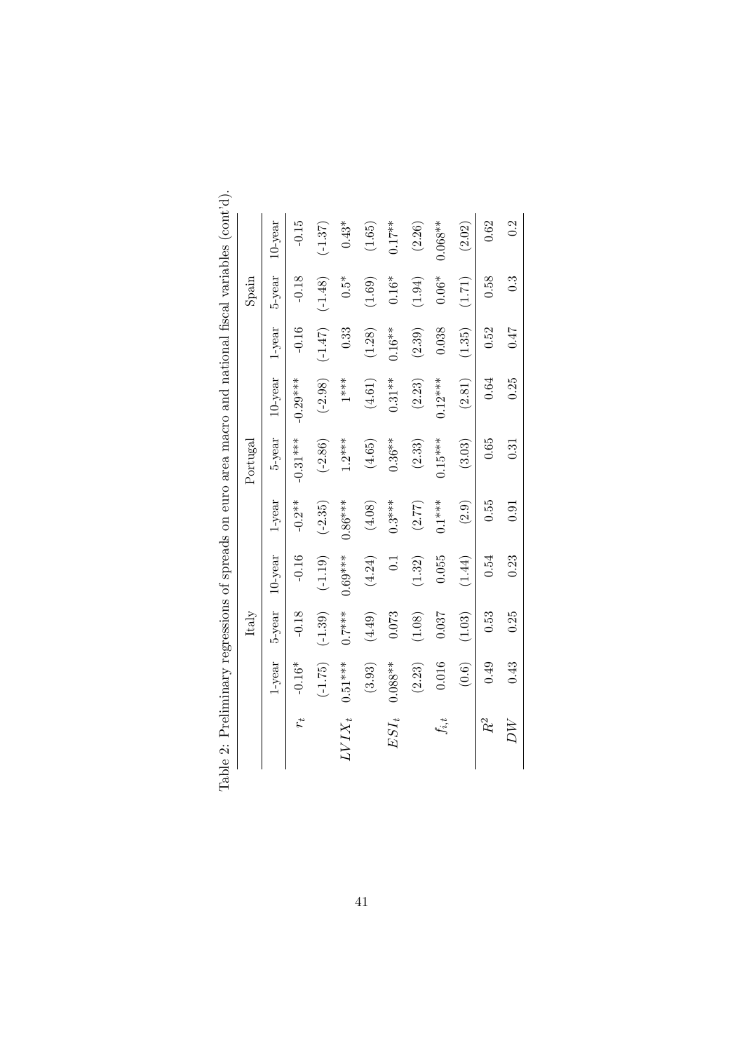Table 2: Preliminary regressions of spreads on euro area macro and national fiscal variables (cont'd).

| | Italy | | | Portugal | | | Spain | | |
|---|---|---|---|---|---|---|---|---|---|
| | 1-year | 5-year | 10-year | 1-year | 5-year | 10-year | 1-year | 5-year | 10-year |
| $r_t$ | -0.16* | -0.18 | -0.16 | -0.2** | -0.31*** | -0.29*** | -0.16 | -0.18 | -0.15 |
| | (-1.75) | (-1.39) | (-1.19) | (-2.35) | (-2.86) | (-2.98) | (-1.47) | (-1.48) | (-1.37) |
| $LVIX_t$ | 0.51*** | 0.7*** | 0.69*** | 0.86*** | 1.2*** | 1*** | 0.33 | 0.5* | 0.43* |
| | (3.93) | (4.49) | (4.24) | (4.08) | (4.65) | (4.61) | (1.28) | (1.69) | (1.65) |
| $ESI_t$ | 0.088** | 0.073 | 0.1 | 0.3*** | 0.36** | 0.31** | 0.16** | 0.16* | 0.17** |
| | (2.23) | (1.08) | (1.32) | (2.77) | (2.33) | (2.23) | (2.39) | (1.94) | (2.26) |
| $f_{i,t}$ | 0.016 | 0.037 | 0.055 | 0.1*** | 0.15*** | 0.12*** | 0.038 | 0.06* | 0.068** |
| | (0.6) | (1.03) | (1.44) | (2.9) | (3.03) | (2.81) | (1.35) | (1.71) | (2.02) |
| $R^2$ | 0.49 | 0.53 | 0.54 | 0.55 | 0.65 | 0.64 | 0.52 | 0.58 | 0.62 |
| $DW$ | 0.43 | 0.25 | 0.23 | 0.91 | 0.31 | 0.25 | 0.47 | 0.3 | 0.2 |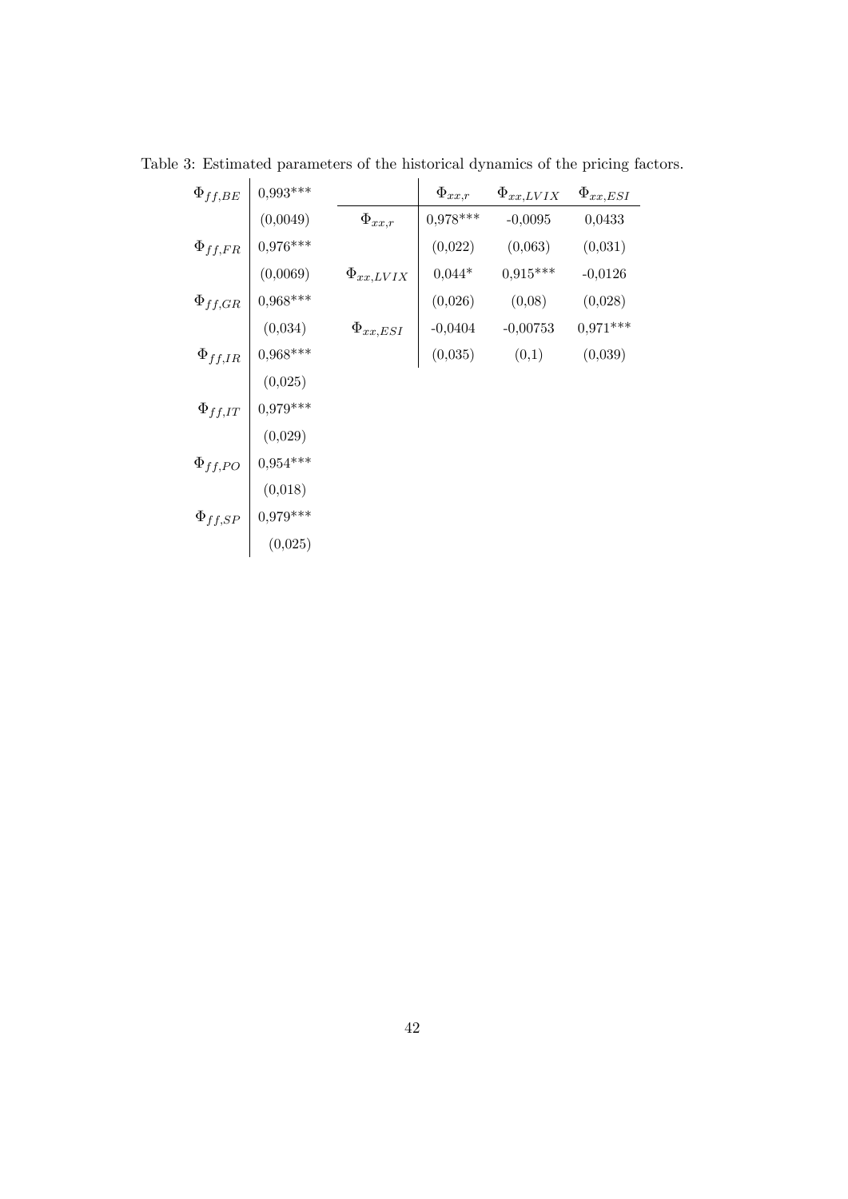Table 3: Estimated parameters of the historical dynamics of the pricing factors.

| | |
|---|---|
| $\Phi_{ff,BE}$ | 0,993*** |
| | (0,0049) |
| $\Phi_{ff,FR}$ | 0,976*** |
| | (0,0069) |
| $\Phi_{ff,GR}$ | 0,968*** |
| | (0,034) |
| $\Phi_{ff,IR}$ | 0,968*** |
| | (0,025) |
| $\Phi_{ff,IT}$ | 0,979*** |
| | (0,029) |
| $\Phi_{ff,PO}$ | 0,954*** |
| | (0,018) |
| $\Phi_{ff,SP}$ | 0,979*** |
| | (0,025) |

| | $\Phi_{xx,r}$ | $\Phi_{xx,LVIX}$ | $\Phi_{xx,ESI}$ |
|---|---|---|---|
| $\Phi_{xx,r}$ | 0,978*** | -0,0095 | 0,0433 |
| | (0,022) | (0,063) | (0,031) |
| $\Phi_{xx,LVIX}$ | 0,044* | 0,915*** | -0,0126 |
| | (0,026) | (0,08) | (0,028) |
| $\Phi_{xx,ESI}$ | -0,0404 | -0,00753 | 0,971*** |
| | (0,035) | (0,1) | (0,039) |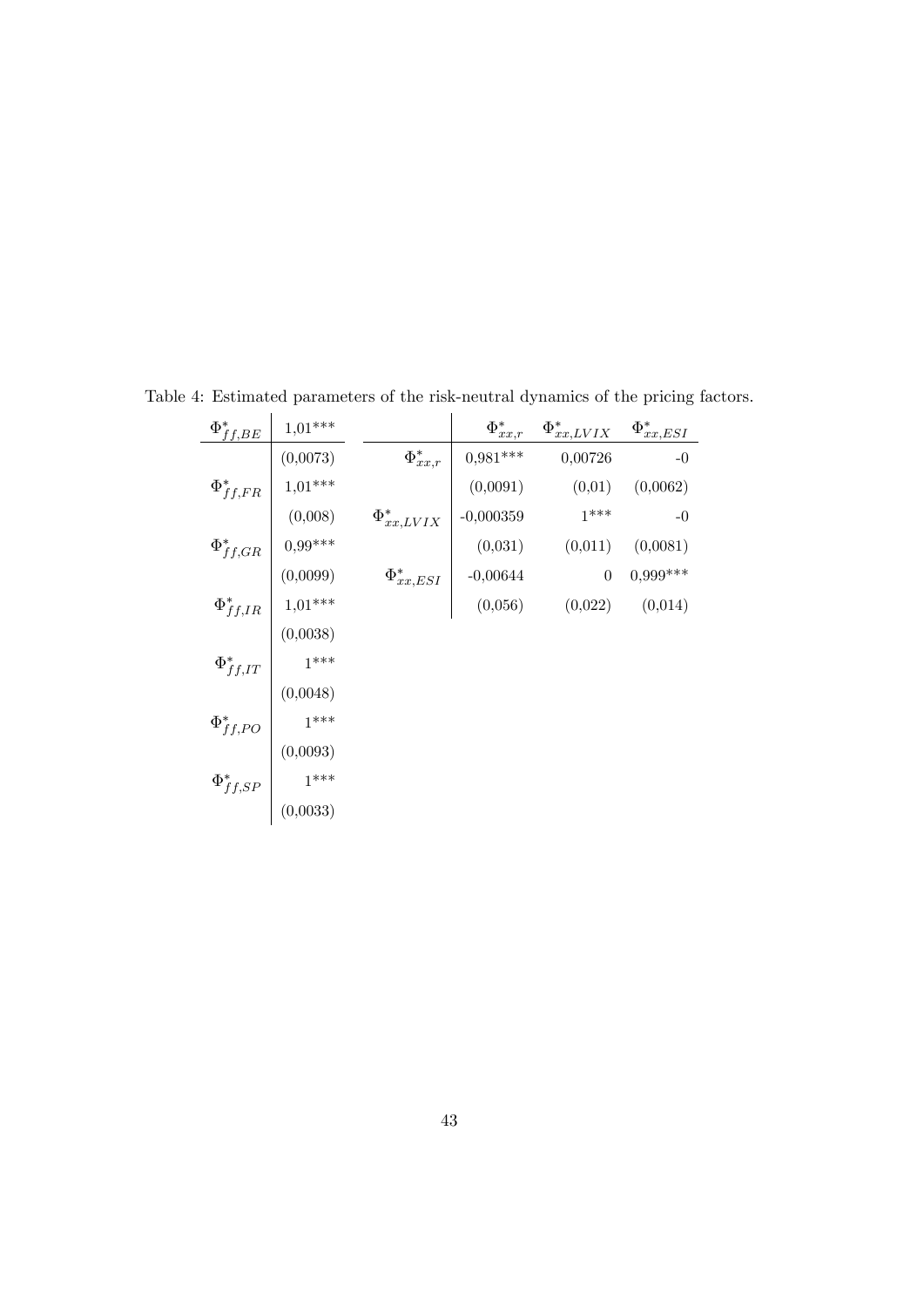Table 4: Estimated parameters of the risk-neutral dynamics of the pricing factors.

| | |
|---|---|
| $\Phi^*_{ff,BE}$ | 1,01*** |
| | (0,0073) |
| $\Phi^*_{ff,FR}$ | 1,01*** |
| | (0,008) |
| $\Phi^*_{ff,GR}$ | 0,99*** |
| | (0,0099) |
| $\Phi^*_{ff,IR}$ | 1,01*** |
| | (0,0038) |
| $\Phi^*_{ff,IT}$ | 1*** |
| | (0,0048) |
| $\Phi^*_{ff,PO}$ | 1*** |
| | (0,0093) |
| $\Phi^*_{ff,SP}$ | 1*** |
| | (0,0033) |

| | $\Phi^*_{xx,r}$ | $\Phi^*_{xx,LVIX}$ | $\Phi^*_{xx,ESI}$ |
|---|---|---|---|
| $\Phi^*_{xx,r}$ | 0,981*** | 0,00726 | -0 |
| | (0,0091) | (0,01) | (0,0062) |
| $\Phi^*_{xx,LVIX}$ | -0,000359 | 1*** | -0 |
| | (0,031) | (0,011) | (0,0081) |
| $\Phi^*_{xx,ESI}$ | -0,00644 | 0 | 0,999*** |
| | (0,056) | (0,022) | (0,014) |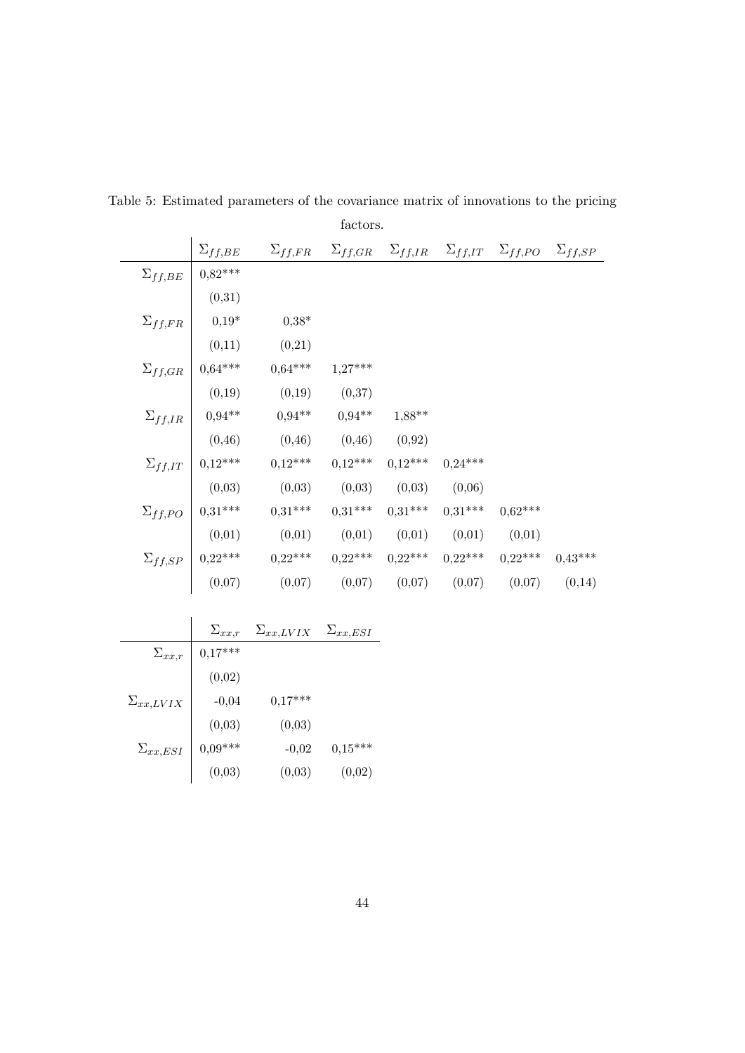Table 5: Estimated parameters of the covariance matrix of innovations to the pricing factors.

| | $\Sigma_{ff,BE}$ | $\Sigma_{ff,FR}$ | $\Sigma_{ff,GR}$ | $\Sigma_{ff,IR}$ | $\Sigma_{ff,IT}$ | $\Sigma_{ff,PO}$ | $\Sigma_{ff,SP}$ |
|---|---|---|---|---|---|---|---|
| $\Sigma_{ff,BE}$ | 0,82*** | | | | | | |
| | (0,31) | | | | | | |
| $\Sigma_{ff,FR}$ | 0,19* | 0,38* | | | | | |
| | (0,11) | (0,21) | | | | | |
| $\Sigma_{ff,GR}$ | 0,64*** | 0,64*** | 1,27*** | | | | |
| | (0,19) | (0,19) | (0,37) | | | | |
| $\Sigma_{ff,IR}$ | 0,94** | 0,94** | 0,94** | 1,88** | | | |
| | (0,46) | (0,46) | (0,46) | (0,92) | | | |
| $\Sigma_{ff,IT}$ | 0,12*** | 0,12*** | 0,12*** | 0,12*** | 0,24*** | | |
| | (0,03) | (0,03) | (0,03) | (0,03) | (0,06) | | |
| $\Sigma_{ff,PO}$ | 0,31*** | 0,31*** | 0,31*** | 0,31*** | 0,31*** | 0,62*** | |
| | (0,01) | (0,01) | (0,01) | (0,01) | (0,01) | (0,01) | |
| $\Sigma_{ff,SP}$ | 0,22*** | 0,22*** | 0,22*** | 0,22*** | 0,22*** | 0,22*** | 0,43*** |
| | (0,07) | (0,07) | (0,07) | (0,07) | (0,07) | (0,07) | (0,14) |

| | $\Sigma_{xx,r}$ | $\Sigma_{xx,LVIX}$ | $\Sigma_{xx,ESI}$ |
|---|---|---|---|
| $\Sigma_{xx,r}$ | 0,17*** | | |
| | (0,02) | | |
| $\Sigma_{xx,LVIX}$ | -0,04 | 0,17*** | |
| | (0,03) | (0,03) | |
| $\Sigma_{xx,ESI}$ | 0,09*** | -0,02 | 0,15*** |
| | (0,03) | (0,03) | (0,02) |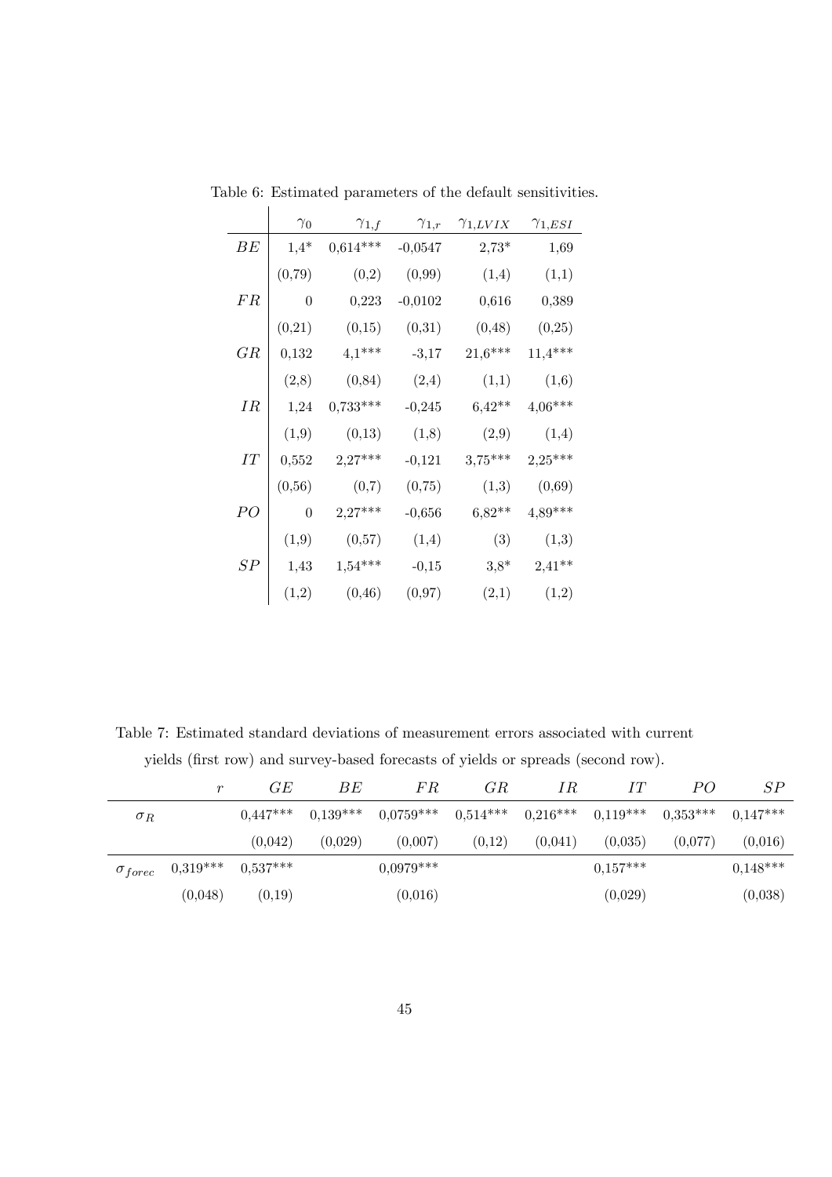Table 6: Estimated parameters of the default sensitivities.

| | $\gamma_0$ | $\gamma_{1,f}$ | $\gamma_{1,r}$ | $\gamma_{1,LVIX}$ | $\gamma_{1,ESI}$ |
|---|---|---|---|---|---|
| $BE$ | 1,4* | 0,614*** | -0,0547 | 2,73* | 1,69 |
| | (0,79) | (0,2) | (0,99) | (1,4) | (1,1) |
| $FR$ | 0 | 0,223 | -0,0102 | 0,616 | 0,389 |
| | (0,21) | (0,15) | (0,31) | (0,48) | (0,25) |
| $GR$ | 0,132 | 4,1*** | -3,17 | 21,6*** | 11,4*** |
| | (2,8) | (0,84) | (2,4) | (1,1) | (1,6) |
| $IR$ | 1,24 | 0,733*** | -0,245 | 6,42** | 4,06*** |
| | (1,9) | (0,13) | (1,8) | (2,9) | (1,4) |
| $IT$ | 0,552 | 2,27*** | -0,121 | 3,75*** | 2,25*** |
| | (0,56) | (0,7) | (0,75) | (1,3) | (0,69) |
| $PO$ | 0 | 2,27*** | -0,656 | 6,82** | 4,89*** |
| | (1,9) | (0,57) | (1,4) | (3) | (1,3) |
| $SP$ | 1,43 | 1,54*** | -0,15 | 3,8* | 2,41** |
| | (1,2) | (0,46) | (0,97) | (2,1) | (1,2) |

Table 7: Estimated standard deviations of measurement errors associated with current yields (first row) and survey-based forecasts of yields or spreads (second row).

| | $r$ | $GE$ | $BE$ | $FR$ | $GR$ | $IR$ | $IT$ | $PO$ | $SP$ |
|---|---|---|---|---|---|---|---|---|---|
| $\sigma_R$ | | 0,447*** | 0,139*** | 0,0759*** | 0,514*** | 0,216*** | 0,119*** | 0,353*** | 0,147*** |
| | | (0,042) | (0,029) | (0,007) | (0,12) | (0,041) | (0,035) | (0,077) | (0,016) |
| $\sigma_{forec}$ | 0,319*** | 0,537*** | | 0,0979*** | | | 0,157*** | | 0,148*** |
| | (0,048) | (0,19) | | (0,016) | | | (0,029) | | (0,038) |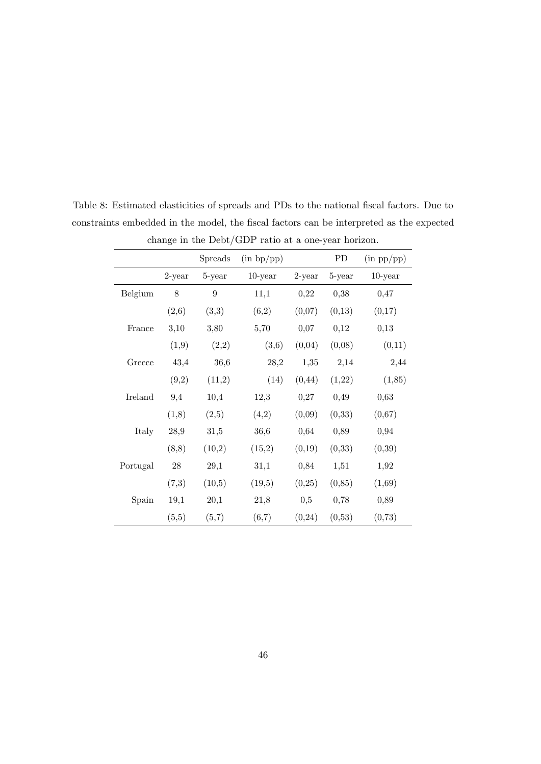Table 8: Estimated elasticities of spreads and PDs to the national fiscal factors. Due to constraints embedded in the model, the fiscal factors can be interpreted as the expected change in the Debt/GDP ratio at a one-year horizon.

| | Spreads (in bp/pp) | | | PD (in pp/pp) | | |
|---|---|---|---|---|---|---|
| | 2-year | 5-year | 10-year | 2-year | 5-year | 10-year |
| Belgium | 8 | 9 | 11,1 | 0,22 | 0,38 | 0,47 |
| | (2,6) | (3,3) | (6,2) | (0,07) | (0,13) | (0,17) |
| France | 3,10 | 3,80 | 5,70 | 0,07 | 0,12 | 0,13 |
| | (1,9) | (2,2) | (3,6) | (0,04) | (0,08) | (0,11) |
| Greece | 43,4 | 36,6 | 28,2 | 1,35 | 2,14 | 2,44 |
| | (9,2) | (11,2) | (14) | (0,44) | (1,22) | (1,85) |
| Ireland | 9,4 | 10,4 | 12,3 | 0,27 | 0,49 | 0,63 |
| | (1,8) | (2,5) | (4,2) | (0,09) | (0,33) | (0,67) |
| Italy | 28,9 | 31,5 | 36,6 | 0,64 | 0,89 | 0,94 |
| | (8,8) | (10,2) | (15,2) | (0,19) | (0,33) | (0,39) |
| Portugal | 28 | 29,1 | 31,1 | 0,84 | 1,51 | 1,92 |
| | (7,3) | (10,5) | (19,5) | (0,25) | (0,85) | (1,69) |
| Spain | 19,1 | 20,1 | 21,8 | 0,5 | 0,78 | 0,89 |
| | (5,5) | (5,7) | (6,7) | (0,24) | (0,53) | (0,73) |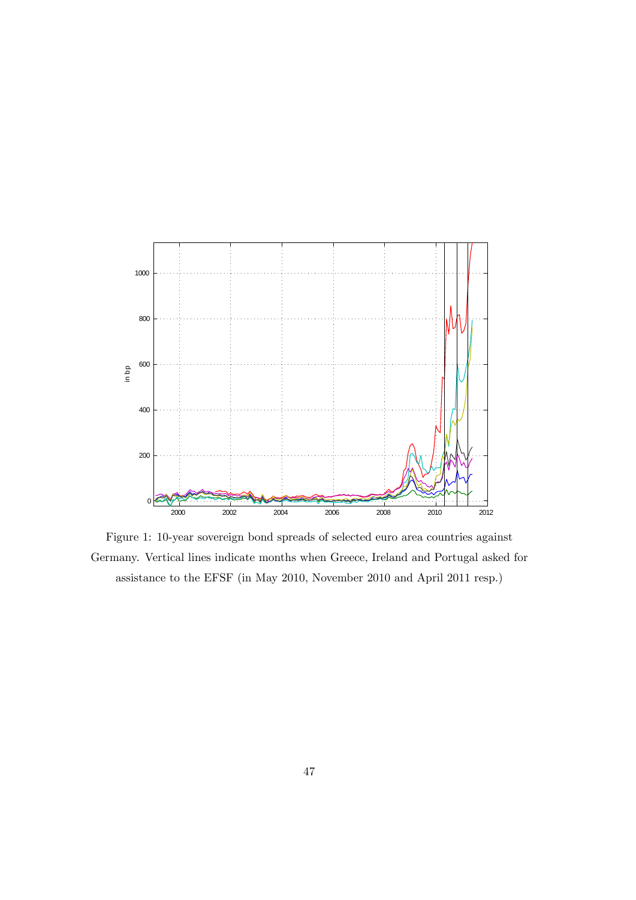Figure 1: 10-year sovereign bond spreads of selected euro area countries against Germany. Vertical lines indicate months when Greece, Ireland and Portugal asked for assistance to the EFSF (in May 2010, November 2010 and April 2011 resp.)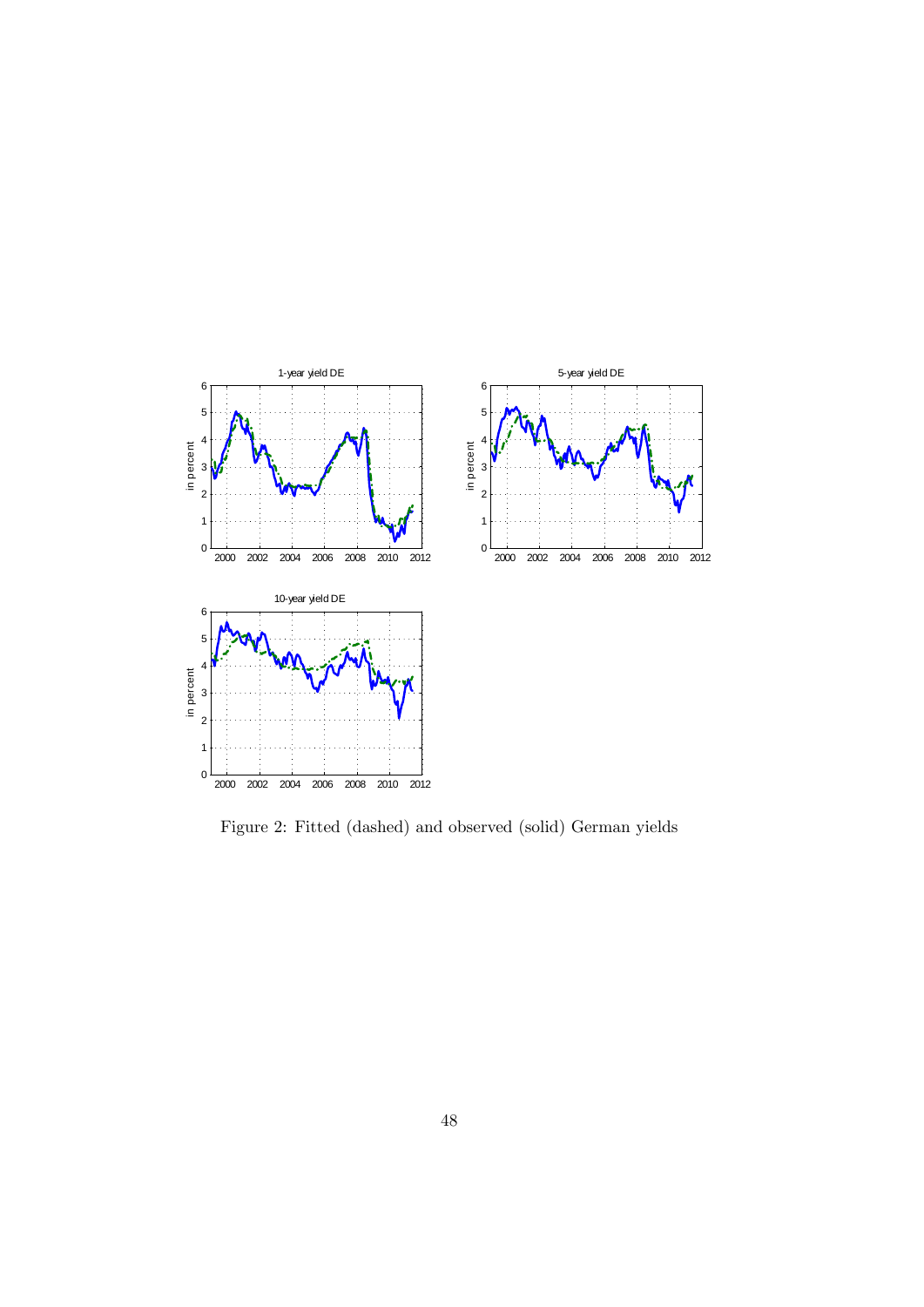Figure 2: Fitted (dashed) and observed (solid) German yields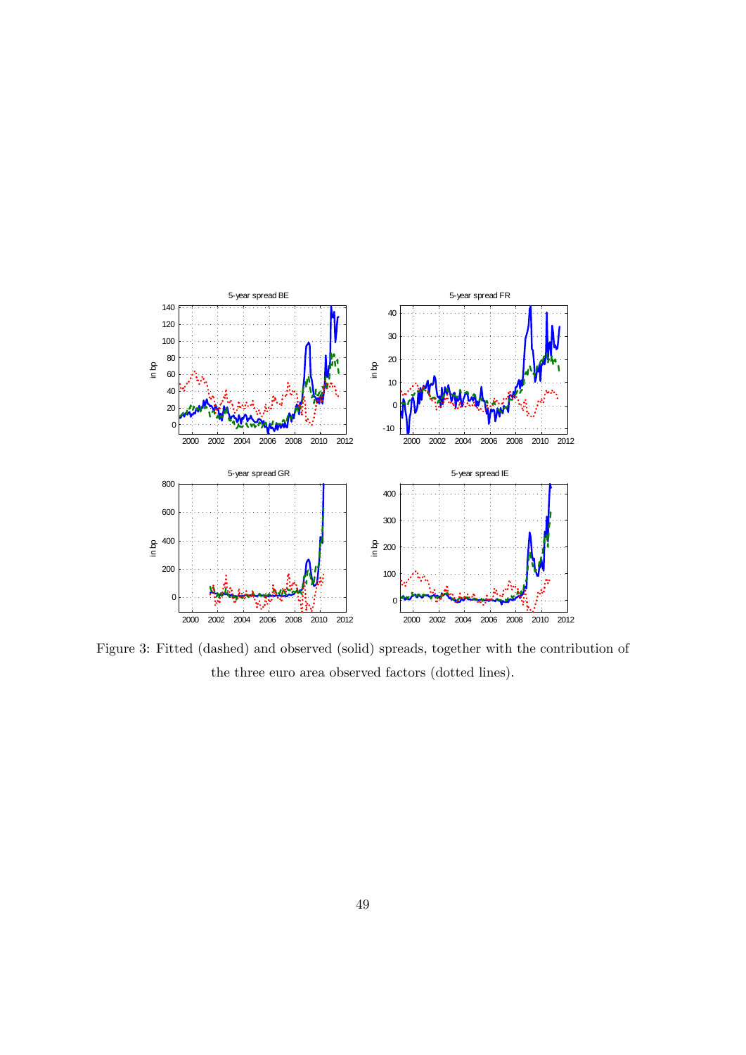Figure 3: Fitted (dashed) and observed (solid) spreads, together with the contribution of the three euro area observed factors (dotted lines).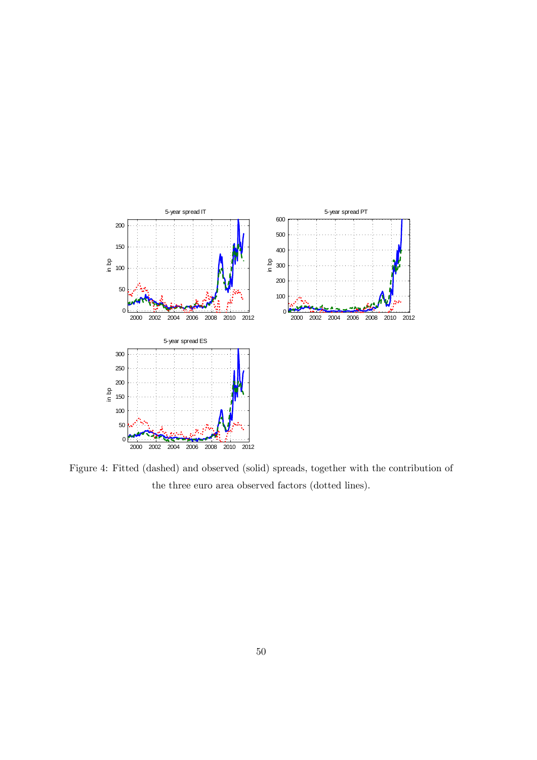Figure 4: Fitted (dashed) and observed (solid) spreads, together with the contribution of the three euro area observed factors (dotted lines).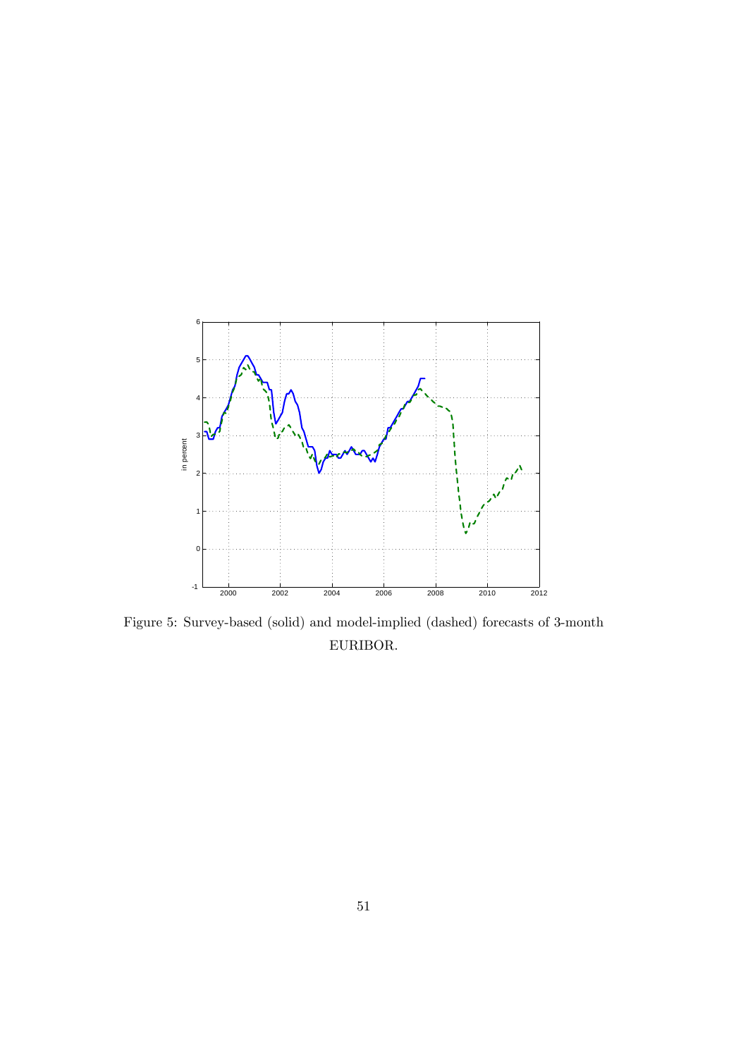Figure 5: Survey-based (solid) and model-implied (dashed) forecasts of 3-month EURIBOR.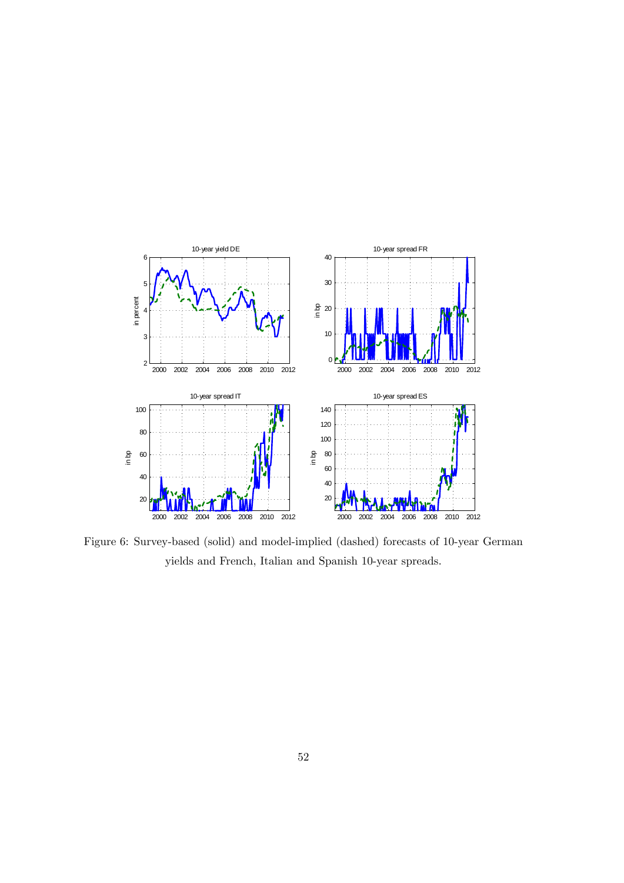Figure 6: Survey-based (solid) and model-implied (dashed) forecasts of 10-year German yields and French, Italian and Spanish 10-year spreads.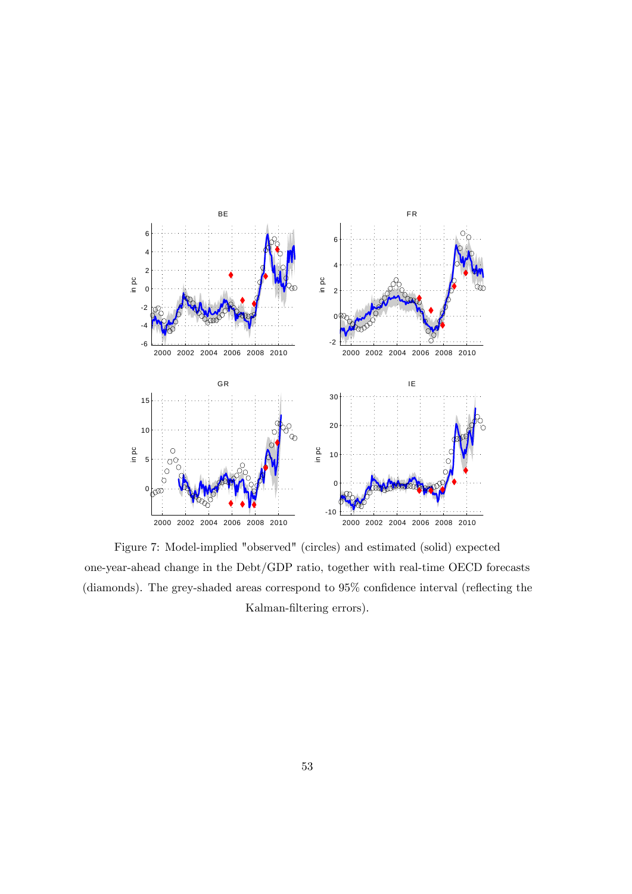Figure 7: Model-implied "observed" (circles) and estimated (solid) expected one-year-ahead change in the Debt/GDP ratio, together with real-time OECD forecasts (diamonds). The grey-shaded areas correspond to 95% confidence interval (reflecting the Kalman-filtering errors).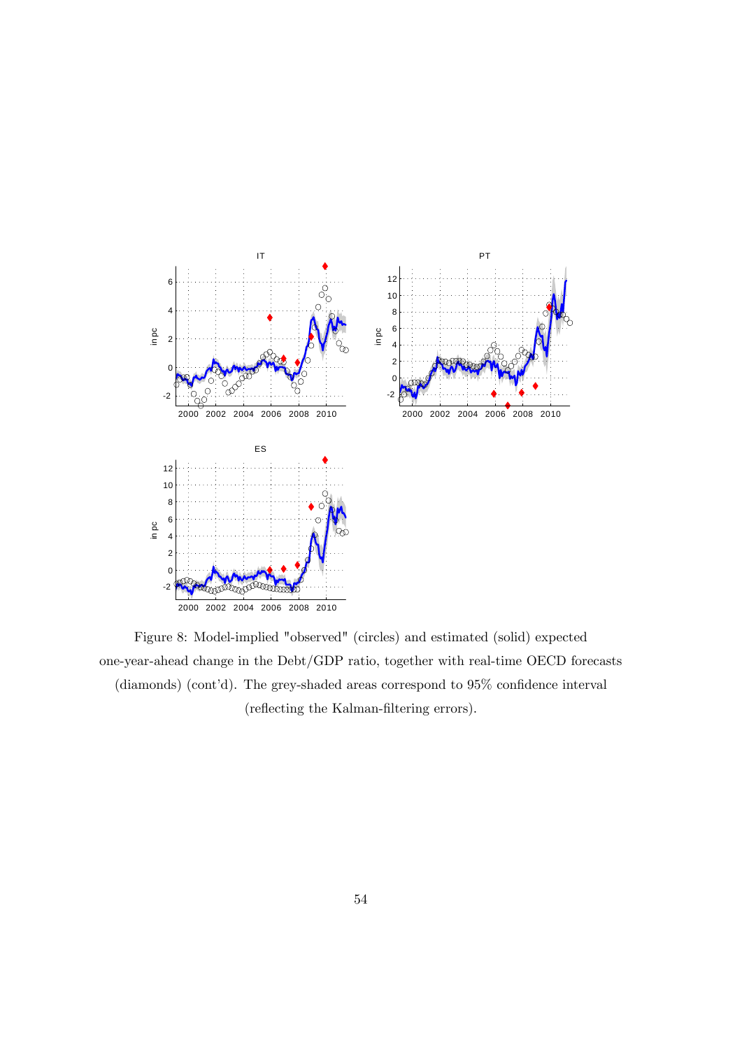Figure 8: Model-implied "observed" (circles) and estimated (solid) expected one-year-ahead change in the Debt/GDP ratio, together with real-time OECD forecasts (diamonds) (cont'd). The grey-shaded areas correspond to 95% confidence interval (reflecting the Kalman-filtering errors).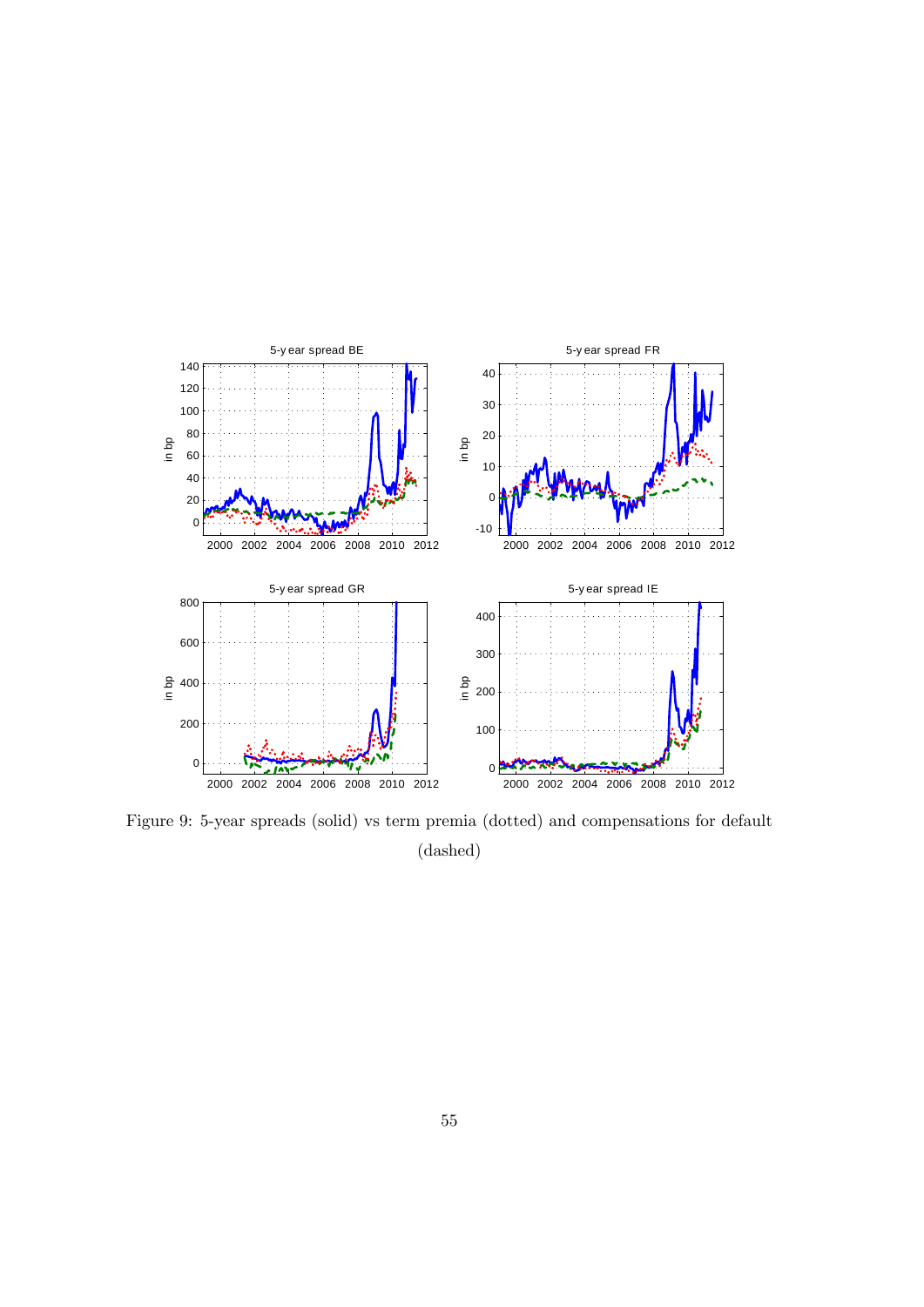Figure 9: 5-year spreads (solid) vs term premia (dotted) and compensations for default (dashed)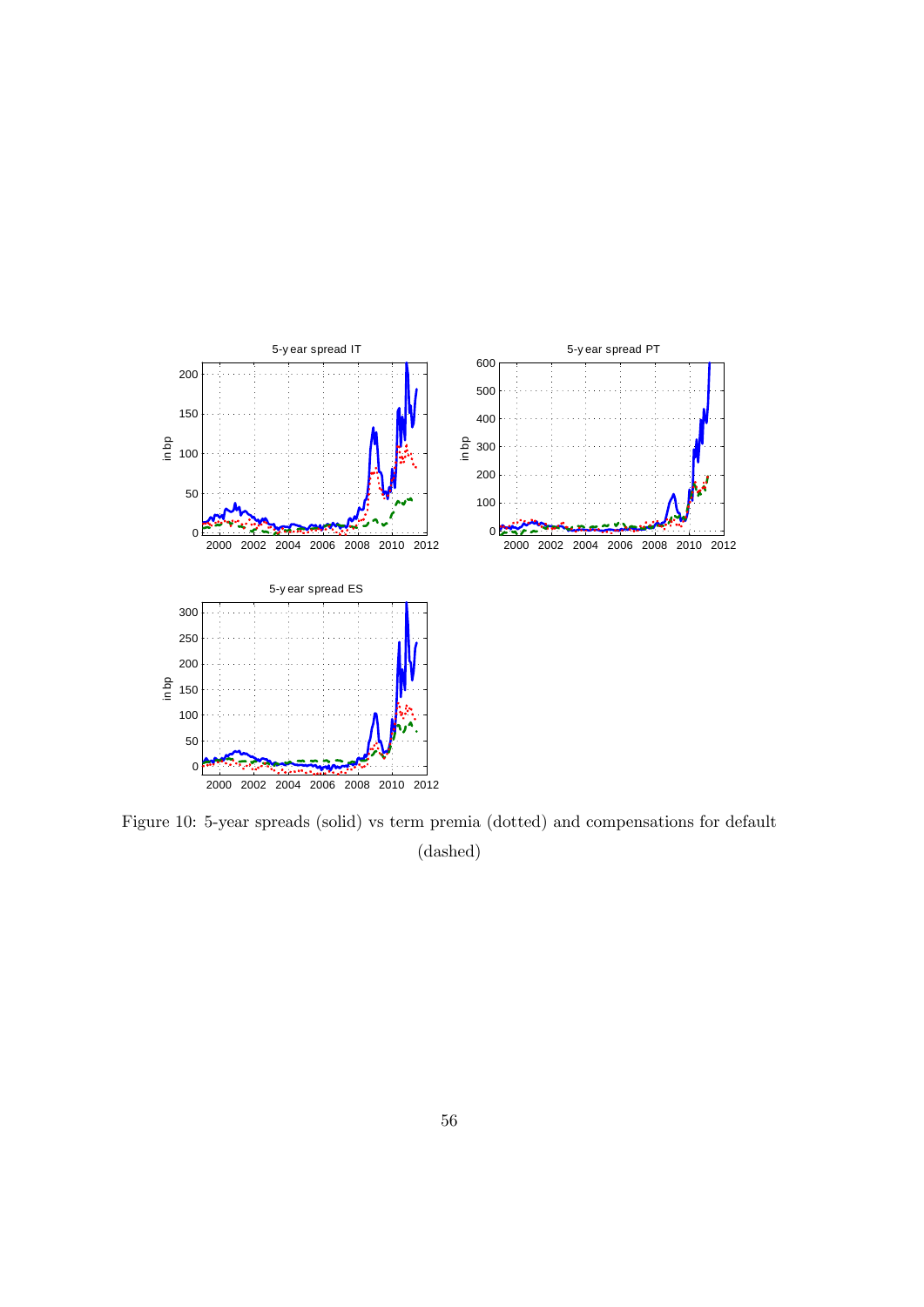Figure 10: 5-year spreads (solid) vs term premia (dotted) and compensations for default (dashed)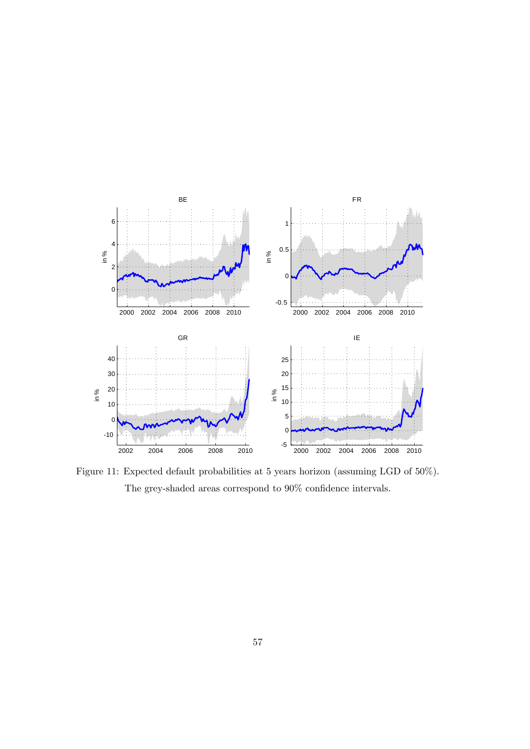Figure 11: Expected default probabilities at 5 years horizon (assuming LGD of 50%). The grey-shaded areas correspond to 90% confidence intervals.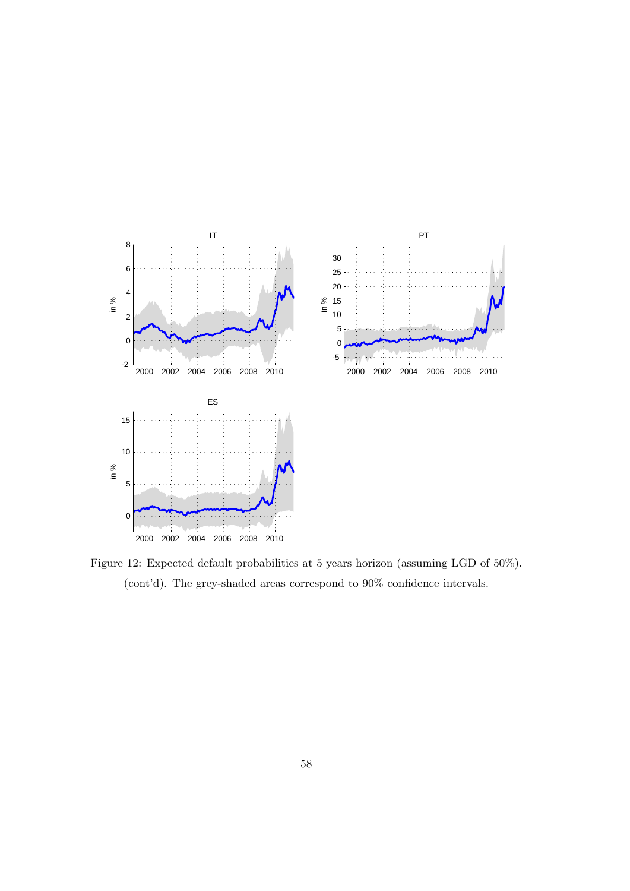Figure 12: Expected default probabilities at 5 years horizon (assuming LGD of 50%). (cont'd). The grey-shaded areas correspond to 90% confidence intervals.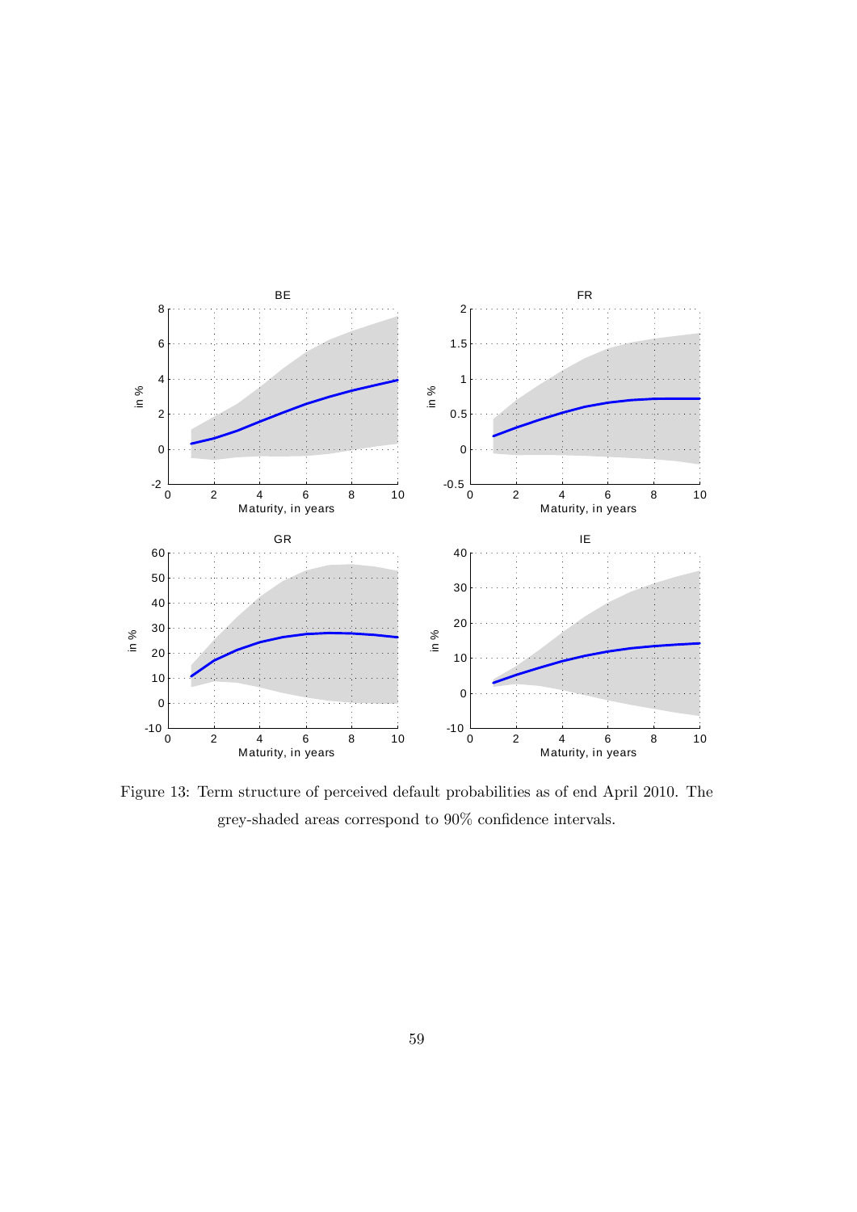Figure 13: Term structure of perceived default probabilities as of end April 2010. The grey-shaded areas correspond to 90% confidence intervals.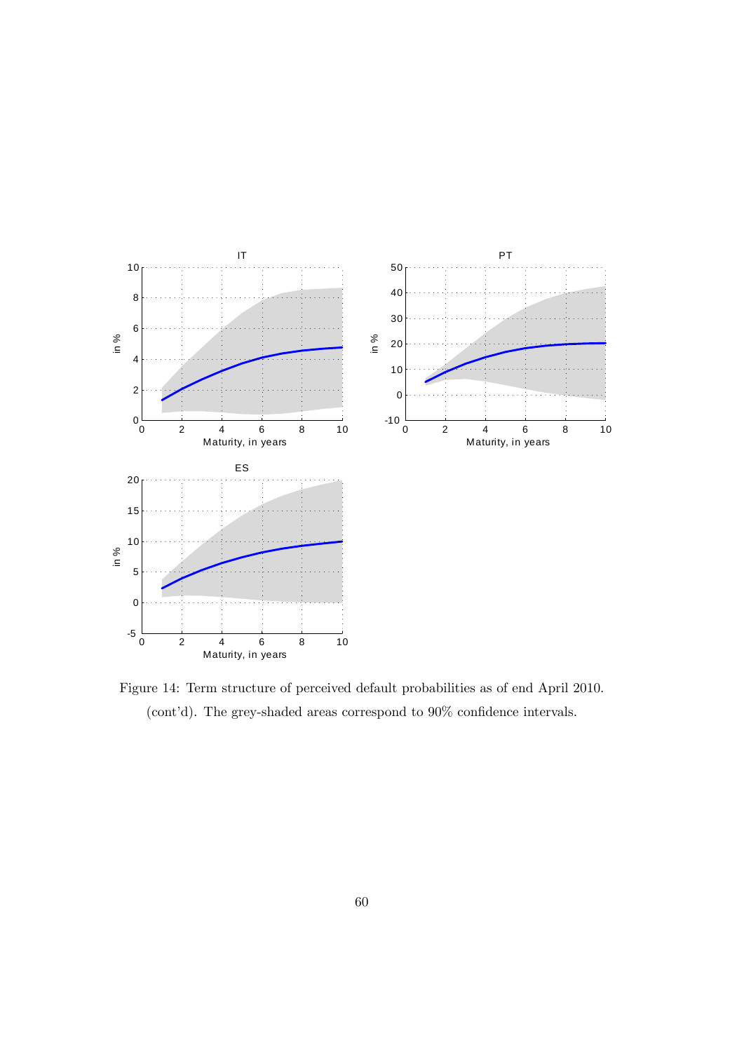Figure 14: Term structure of perceived default probabilities as of end April 2010. (cont'd). The grey-shaded areas correspond to 90% confidence intervals.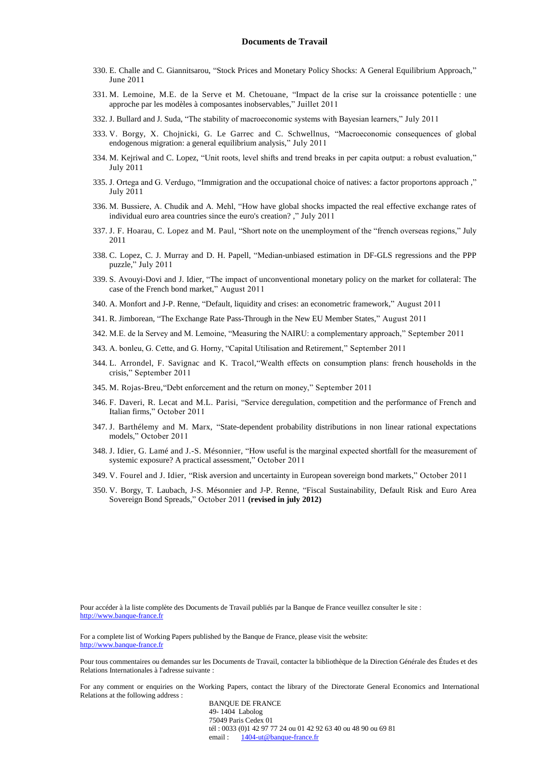# Documents de Travail

330. E. Challe and C. Giannitsarou, "Stock Prices and Monetary Policy Shocks: A General Equilibrium Approach," June 2011

331. M. Lemoine, M.E. de la Serve et M. Chetouane, "Impact de la crise sur la croissance potentielle : une approche par les modèles à composantes inobservables," Juillet 2011

332. J. Bullard and J. Suda, "The stability of macroeconomic systems with Bayesian learners," July 2011

333. V. Borgy, X. Chojnicki, G. Le Garrec and C. Schwellnus, "Macroeconomic consequences of global endogenous migration: a general equilibrium analysis," July 2011

334. M. Kejriwal and C. Lopez, "Unit roots, level shifts and trend breaks in per capita output: a robust evaluation," July 2011

335. J. Ortega and G. Verdugo, "Immigration and the occupational choice of natives: a factor proportons approach ," July 2011

336. M. Bussiere, A. Chudik and A. Mehl, "How have global shocks impacted the real effective exchange rates of individual euro area countries since the euro's creation? ," July 2011

337. J. F. Hoarau, C. Lopez and M. Paul, "Short note on the unemployment of the "french overseas regions," July 2011

338. C. Lopez, C. J. Murray and D. H. Papell, "Median-unbiased estimation in DF-GLS regressions and the PPP puzzle," July 2011

339. S. Avouyi-Dovi and J. Idier, "The impact of unconventional monetary policy on the market for collateral: The case of the French bond market," August 2011

340. A. Monfort and J-P. Renne, "Default, liquidity and crises: an econometric framework," August 2011

341. R. Jimborean, "The Exchange Rate Pass-Through in the New EU Member States," August 2011

342. M.E. de la Servey and M. Lemoine, "Measuring the NAIRU: a complementary approach," September 2011

343. A. bonleu, G. Cette, and G. Horny, "Capital Utilisation and Retirement," September 2011

344. L. Arrondel, F. Savignac and K. Tracol,"Wealth effects on consumption plans: french households in the crisis," September 2011

345. M. Rojas-Breu,"Debt enforcement and the return on money," September 2011

346. F. Daveri, R. Lecat and M.L. Parisi, "Service deregulation, competition and the performance of French and Italian firms," October 2011

347. J. Barthélemy and M. Marx, "State-dependent probability distributions in non linear rational expectations models," October 2011

348. J. Idier, G. Lamé and J.-S. Mésonnier, "How useful is the marginal expected shortfall for the measurement of systemic exposure? A practical assessment," October 2011

349. V. Fourel and J. Idier, "Risk aversion and uncertainty in European sovereign bond markets," October 2011

350. V. Borgy, T. Laubach, J-S. Mésonnier and J-P. Renne, "Fiscal Sustainability, Default Risk and Euro Area Sovereign Bond Spreads," October 2011 **(revised in july 2012)**

Pour accéder à la liste complète des Documents de Travail publiés par la Banque de France veuillez consulter le site : http://www.banque-france.fr

For a complete list of Working Papers published by the Banque de France, please visit the website: http://www.banque-france.fr

Pour tous commentaires ou demandes sur les Documents de Travail, contacter la bibliothèque de la Direction Générale des Études et des Relations Internationales à l'adresse suivante :

For any comment or enquiries on the Working Papers, contact the library of the Directorate General Economics and International Relations at the following address :

BANQUE DE FRANCE
49- 1404 Labolog
75049 Paris Cedex 01
tél : 0033 (0)1 42 97 77 24 ou 01 42 92 63 40 ou 48 90 ou 69 81
email : 1404-ut@banque-france.fr